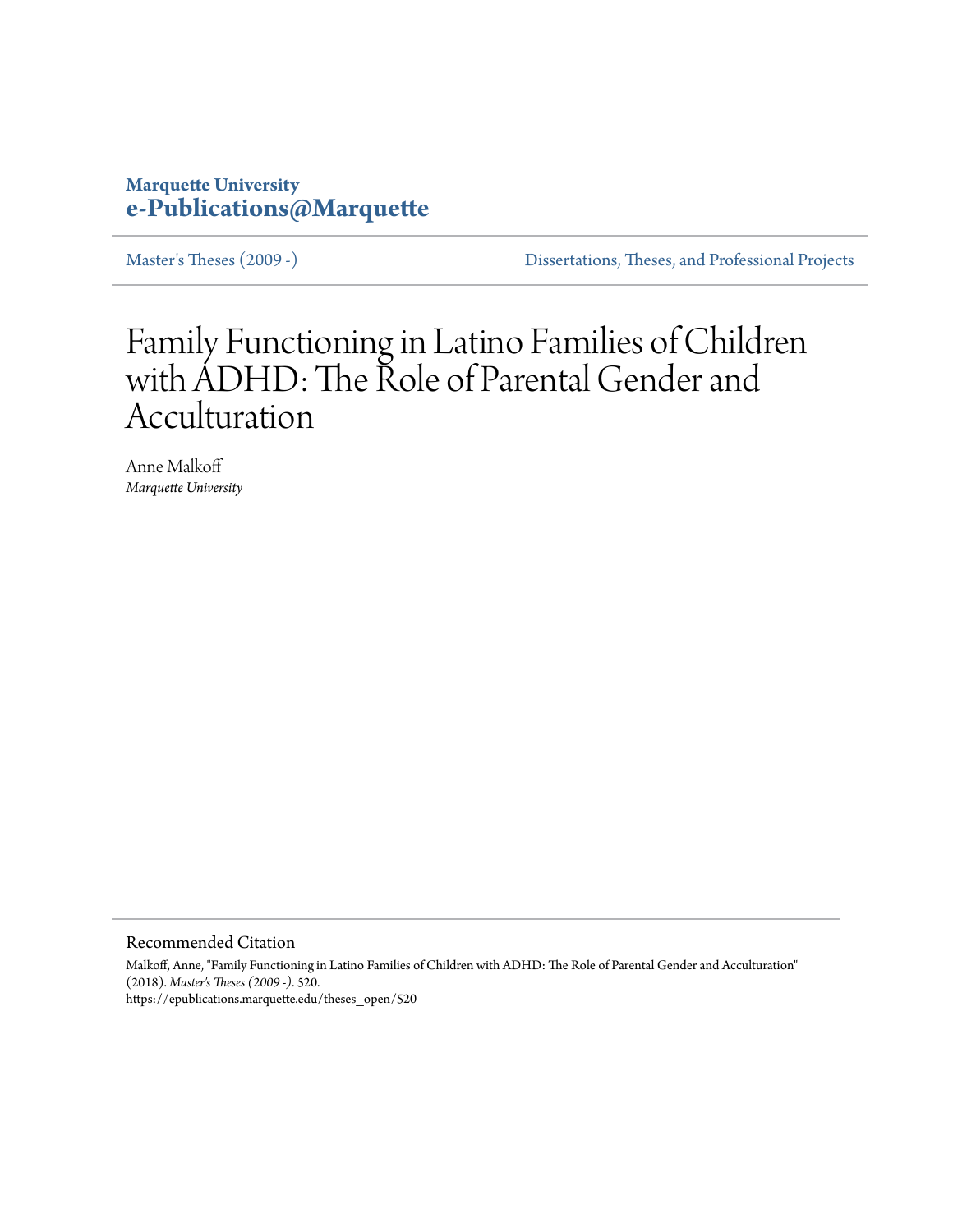Marquette University
**e-Publications@Marquette**

Master's Theses (2009 -) | Dissertations, Theses, and Professional Projects

# Family Functioning in Latino Families of Children with ADHD: The Role of Parental Gender and Acculturation

Anne Malkoff
*Marquette University*

## Recommended Citation

Malkoff, Anne, "Family Functioning in Latino Families of Children with ADHD: The Role of Parental Gender and Acculturation" (2018). *Master's Theses (2009 -)*. 520.
https://epublications.marquette.edu/theses_open/520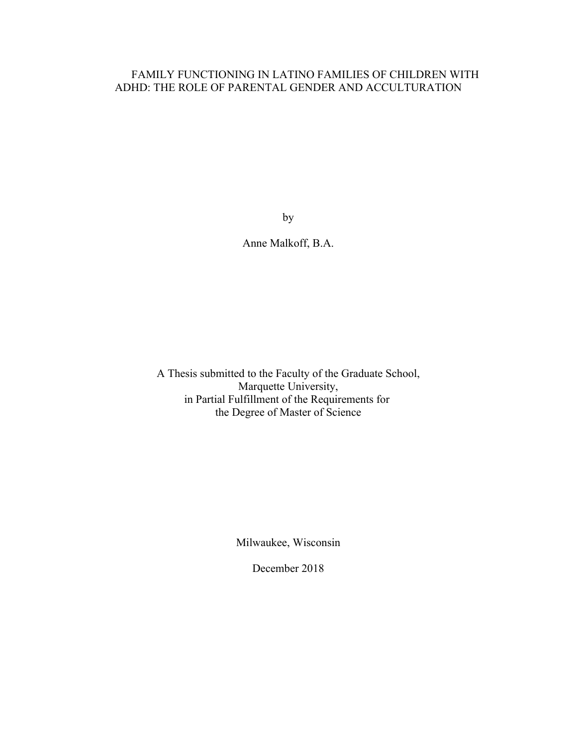# FAMILY FUNCTIONING IN LATINO FAMILIES OF CHILDREN WITH ADHD: THE ROLE OF PARENTAL GENDER AND ACCULTURATION

by

Anne Malkoff, B.A.

A Thesis submitted to the Faculty of the Graduate School,
Marquette University,
in Partial Fulfillment of the Requirements for
the Degree of Master of Science

Milwaukee, Wisconsin

December 2018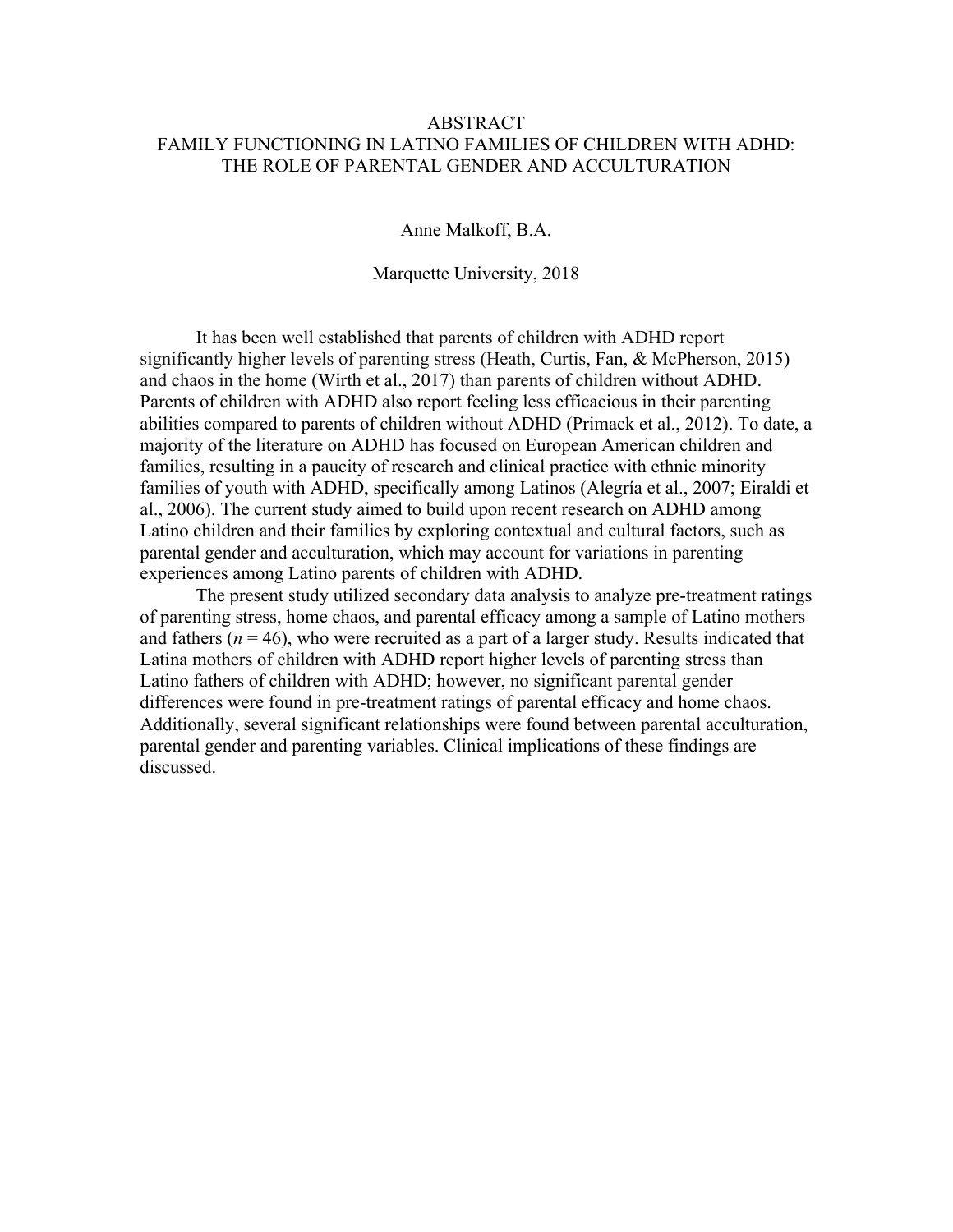# ABSTRACT

## FAMILY FUNCTIONING IN LATINO FAMILIES OF CHILDREN WITH ADHD: THE ROLE OF PARENTAL GENDER AND ACCULTURATION

Anne Malkoff, B.A.

Marquette University, 2018

It has been well established that parents of children with ADHD report significantly higher levels of parenting stress (Heath, Curtis, Fan, & McPherson, 2015) and chaos in the home (Wirth et al., 2017) than parents of children without ADHD. Parents of children with ADHD also report feeling less efficacious in their parenting abilities compared to parents of children without ADHD (Primack et al., 2012). To date, a majority of the literature on ADHD has focused on European American children and families, resulting in a paucity of research and clinical practice with ethnic minority families of youth with ADHD, specifically among Latinos (Alegría et al., 2007; Eiraldi et al., 2006). The current study aimed to build upon recent research on ADHD among Latino children and their families by exploring contextual and cultural factors, such as parental gender and acculturation, which may account for variations in parenting experiences among Latino parents of children with ADHD.

The present study utilized secondary data analysis to analyze pre-treatment ratings of parenting stress, home chaos, and parental efficacy among a sample of Latino mothers and fathers ($n = 46$), who were recruited as a part of a larger study. Results indicated that Latina mothers of children with ADHD report higher levels of parenting stress than Latino fathers of children with ADHD; however, no significant parental gender differences were found in pre-treatment ratings of parental efficacy and home chaos. Additionally, several significant relationships were found between parental acculturation, parental gender and parenting variables. Clinical implications of these findings are discussed.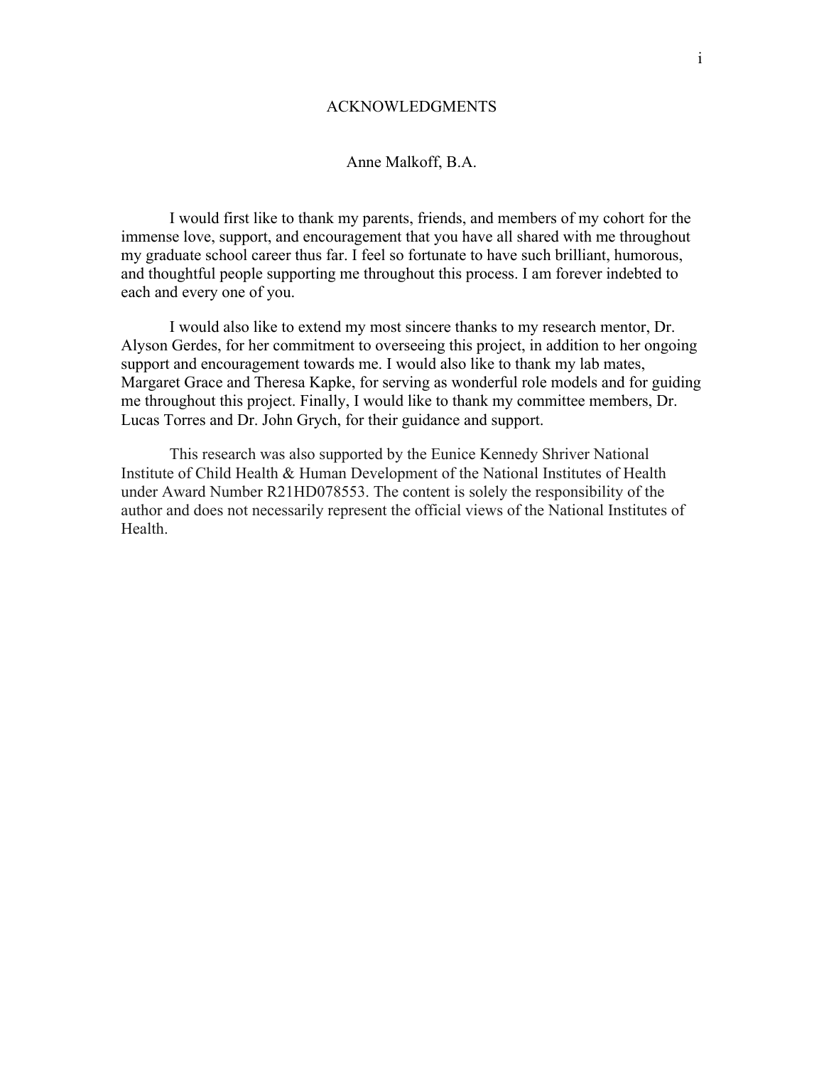# ACKNOWLEDGMENTS

Anne Malkoff, B.A.

I would first like to thank my parents, friends, and members of my cohort for the immense love, support, and encouragement that you have all shared with me throughout my graduate school career thus far. I feel so fortunate to have such brilliant, humorous, and thoughtful people supporting me throughout this process. I am forever indebted to each and every one of you.

I would also like to extend my most sincere thanks to my research mentor, Dr. Alyson Gerdes, for her commitment to overseeing this project, in addition to her ongoing support and encouragement towards me. I would also like to thank my lab mates, Margaret Grace and Theresa Kapke, for serving as wonderful role models and for guiding me throughout this project. Finally, I would like to thank my committee members, Dr. Lucas Torres and Dr. John Grych, for their guidance and support.

This research was also supported by the Eunice Kennedy Shriver National Institute of Child Health & Human Development of the National Institutes of Health under Award Number R21HD078553. The content is solely the responsibility of the author and does not necessarily represent the official views of the National Institutes of Health.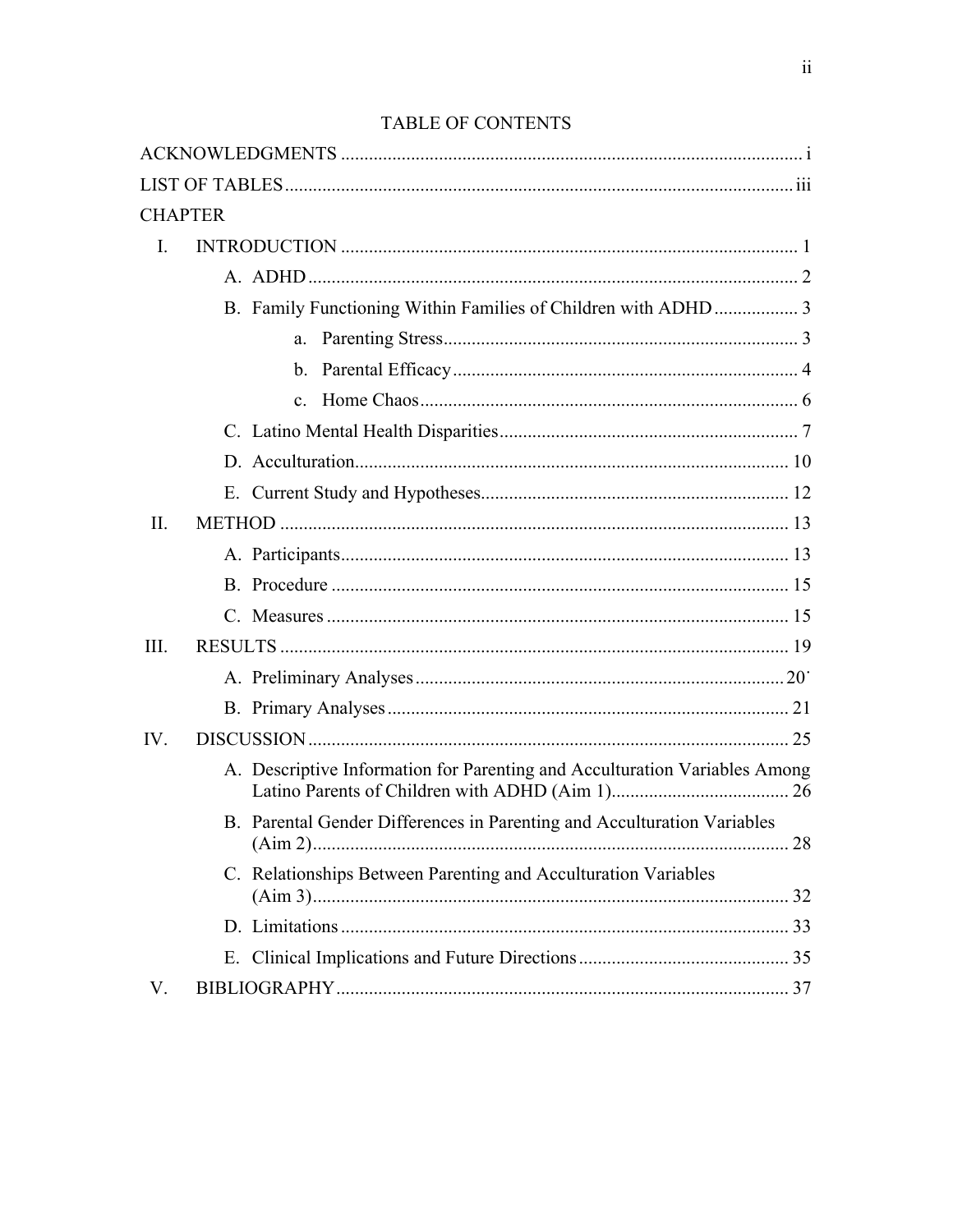# TABLE OF CONTENTS

ACKNOWLEDGMENTS .................................................................................................. i

LIST OF TABLES ............................................................................................................ iii

CHAPTER

I. INTRODUCTION ................................................................................................. 1

   A. ADHD ........................................................................................................ 2

   B. Family Functioning Within Families of Children with ADHD ................. 3

      a. Parenting Stress ............................................................................ 3

      b. Parental Efficacy .......................................................................... 4

      c. Home Chaos ................................................................................. 6

   C. Latino Mental Health Disparities ................................................................ 7

   D. Acculturation ............................................................................................ 10

   E. Current Study and Hypotheses .................................................................. 12

II. METHOD ............................................................................................................ 13

   A. Participants ............................................................................................... 13

   B. Procedure ................................................................................................. 15

   C. Measures .................................................................................................. 15

III. RESULTS ............................................................................................................ 19

   A. Preliminary Analyses ............................................................................... 20

   B. Primary Analyses ...................................................................................... 21

IV. DISCUSSION ...................................................................................................... 25

   A. Descriptive Information for Parenting and Acculturation Variables Among Latino Parents of Children with ADHD (Aim 1) ...................................... 26

   B. Parental Gender Differences in Parenting and Acculturation Variables (Aim 2) ...................................................................................................... 28

   C. Relationships Between Parenting and Acculturation Variables (Aim 3) ...................................................................................................... 32

   D. Limitations ................................................................................................ 33

   E. Clinical Implications and Future Directions ............................................. 35

V. BIBLIOGRAPHY ................................................................................................ 37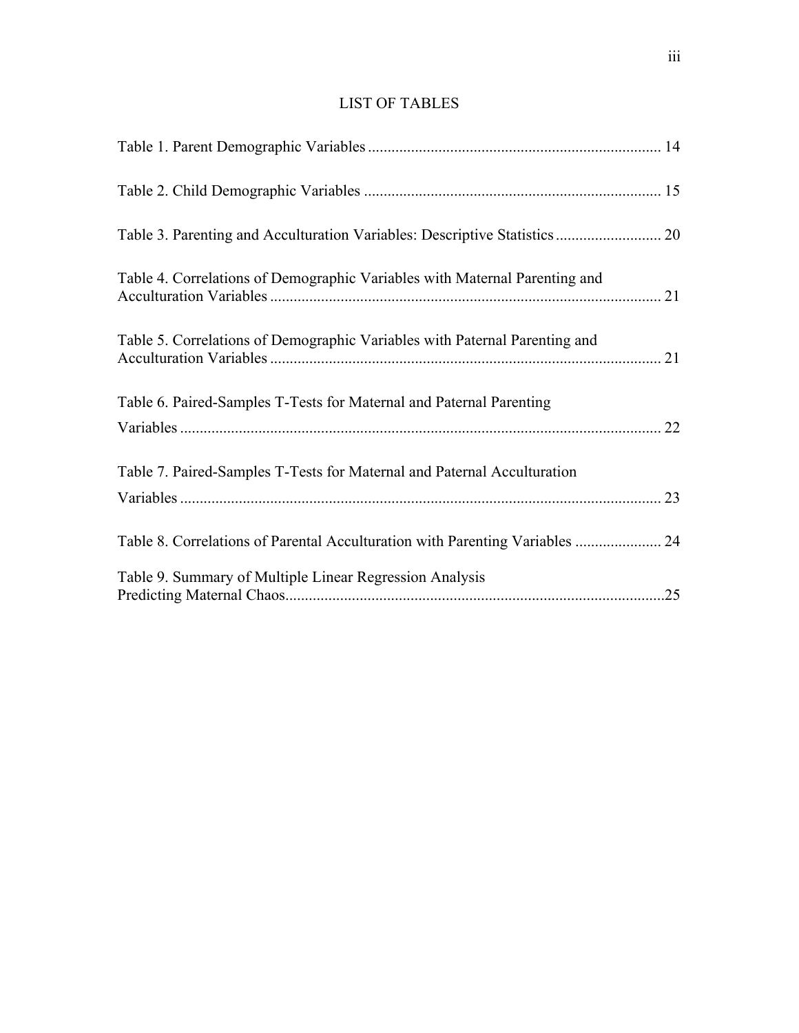# LIST OF TABLES

Table 1. Parent Demographic Variables ........................................................................ 14

Table 2. Child Demographic Variables ........................................................................ 15

Table 3. Parenting and Acculturation Variables: Descriptive Statistics ........................... 20

Table 4. Correlations of Demographic Variables with Maternal Parenting and Acculturation Variables ........................................................................................ 21

Table 5. Correlations of Demographic Variables with Paternal Parenting and Acculturation Variables ........................................................................................ 21

Table 6. Paired-Samples T-Tests for Maternal and Paternal Parenting Variables ........................................................................................................ 22

Table 7. Paired-Samples T-Tests for Maternal and Paternal Acculturation Variables ........................................................................................................ 23

Table 8. Correlations of Parental Acculturation with Parenting Variables ...................... 24

Table 9. Summary of Multiple Linear Regression Analysis Predicting Maternal Chaos...............................................................................................25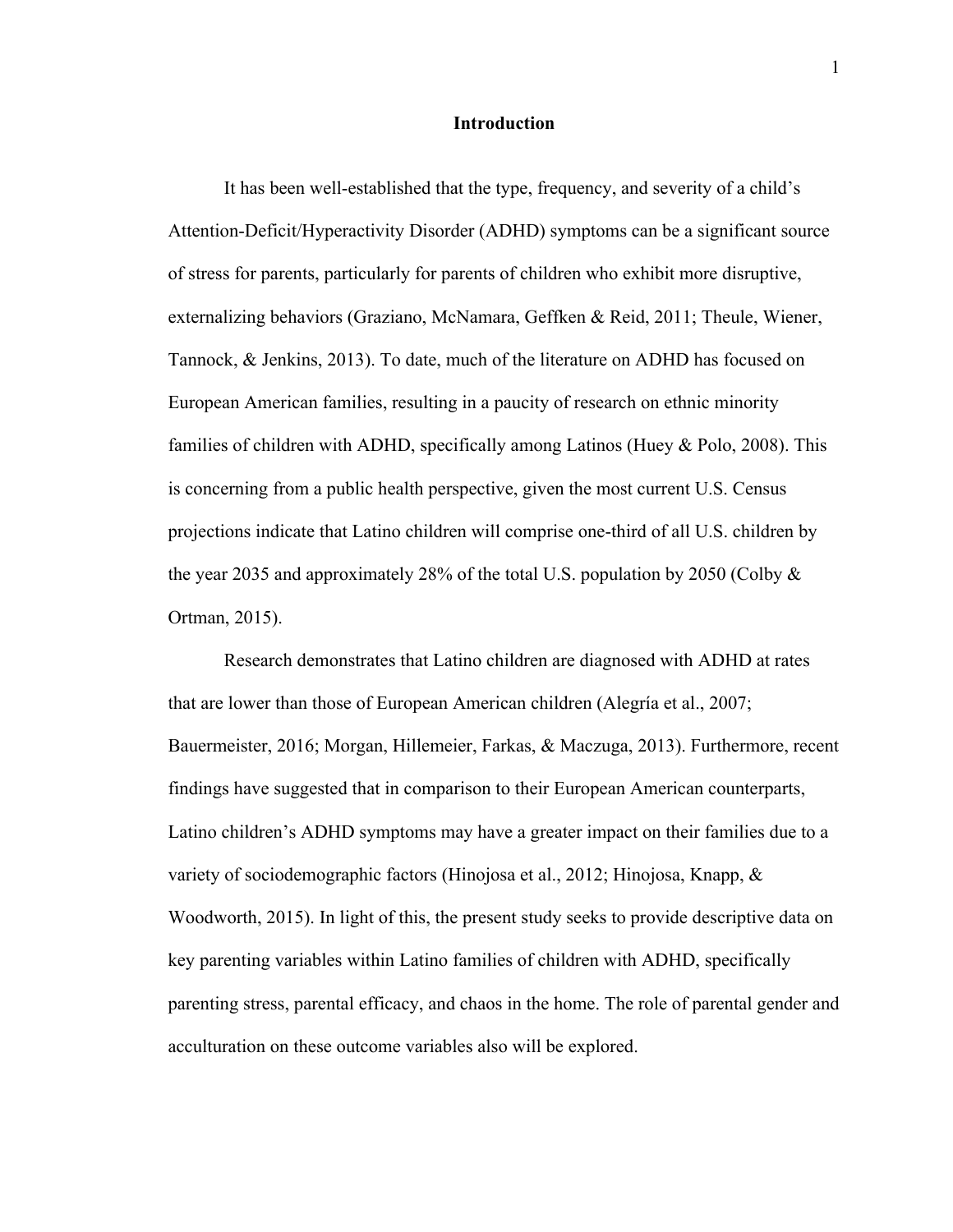# Introduction

It has been well-established that the type, frequency, and severity of a child's Attention-Deficit/Hyperactivity Disorder (ADHD) symptoms can be a significant source of stress for parents, particularly for parents of children who exhibit more disruptive, externalizing behaviors (Graziano, McNamara, Geffken & Reid, 2011; Theule, Wiener, Tannock, & Jenkins, 2013). To date, much of the literature on ADHD has focused on European American families, resulting in a paucity of research on ethnic minority families of children with ADHD, specifically among Latinos (Huey & Polo, 2008). This is concerning from a public health perspective, given the most current U.S. Census projections indicate that Latino children will comprise one-third of all U.S. children by the year 2035 and approximately 28% of the total U.S. population by 2050 (Colby & Ortman, 2015).

Research demonstrates that Latino children are diagnosed with ADHD at rates that are lower than those of European American children (Alegría et al., 2007; Bauermeister, 2016; Morgan, Hillemeier, Farkas, & Maczuga, 2013). Furthermore, recent findings have suggested that in comparison to their European American counterparts, Latino children's ADHD symptoms may have a greater impact on their families due to a variety of sociodemographic factors (Hinojosa et al., 2012; Hinojosa, Knapp, & Woodworth, 2015). In light of this, the present study seeks to provide descriptive data on key parenting variables within Latino families of children with ADHD, specifically parenting stress, parental efficacy, and chaos in the home. The role of parental gender and acculturation on these outcome variables also will be explored.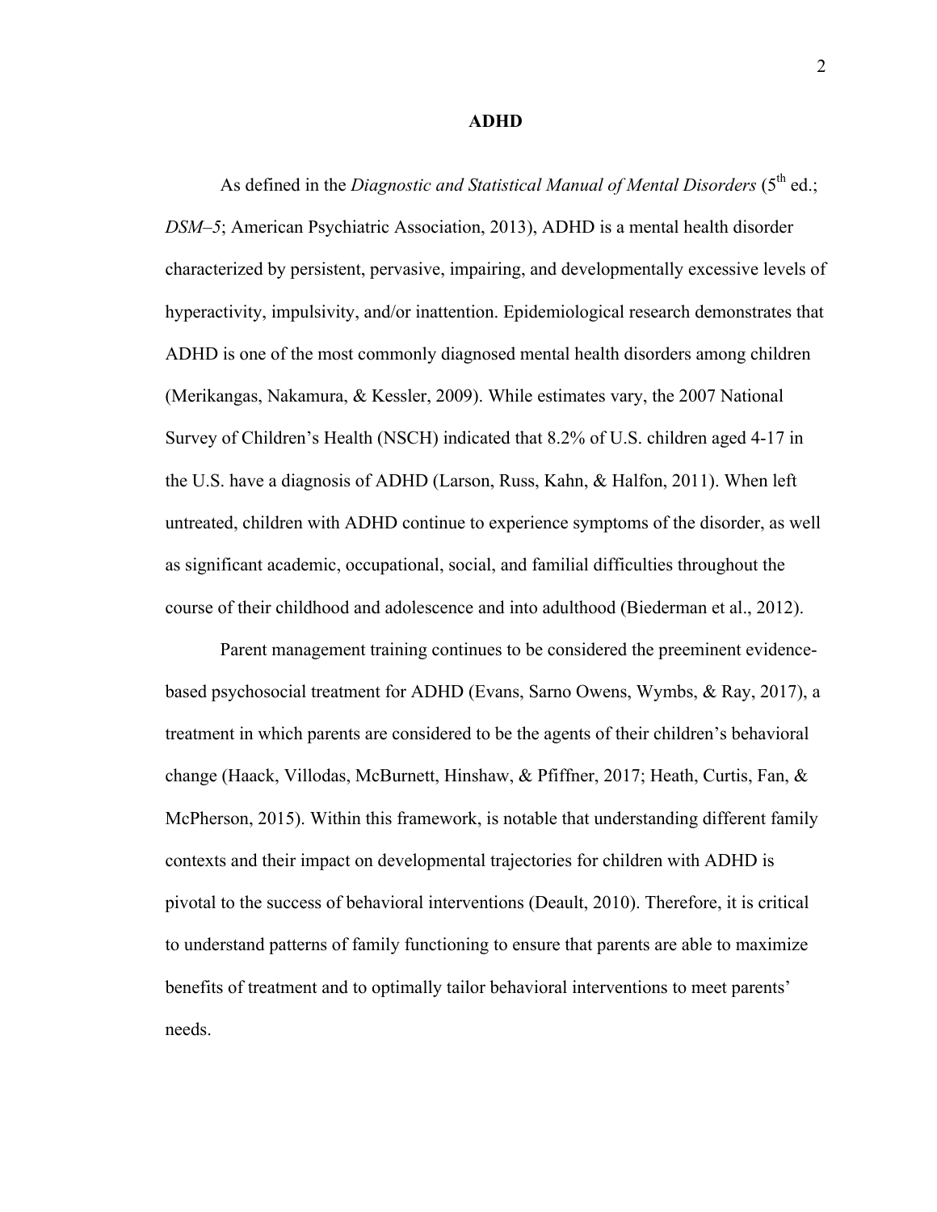# ADHD

As defined in the *Diagnostic and Statistical Manual of Mental Disorders* (5th ed.; *DSM–5*; American Psychiatric Association, 2013), ADHD is a mental health disorder characterized by persistent, pervasive, impairing, and developmentally excessive levels of hyperactivity, impulsivity, and/or inattention. Epidemiological research demonstrates that ADHD is one of the most commonly diagnosed mental health disorders among children (Merikangas, Nakamura, & Kessler, 2009). While estimates vary, the 2007 National Survey of Children's Health (NSCH) indicated that 8.2% of U.S. children aged 4-17 in the U.S. have a diagnosis of ADHD (Larson, Russ, Kahn, & Halfon, 2011). When left untreated, children with ADHD continue to experience symptoms of the disorder, as well as significant academic, occupational, social, and familial difficulties throughout the course of their childhood and adolescence and into adulthood (Biederman et al., 2012).

Parent management training continues to be considered the preeminent evidence-based psychosocial treatment for ADHD (Evans, Sarno Owens, Wymbs, & Ray, 2017), a treatment in which parents are considered to be the agents of their children's behavioral change (Haack, Villodas, McBurnett, Hinshaw, & Pfiffner, 2017; Heath, Curtis, Fan, & McPherson, 2015). Within this framework, is notable that understanding different family contexts and their impact on developmental trajectories for children with ADHD is pivotal to the success of behavioral interventions (Deault, 2010). Therefore, it is critical to understand patterns of family functioning to ensure that parents are able to maximize benefits of treatment and to optimally tailor behavioral interventions to meet parents' needs.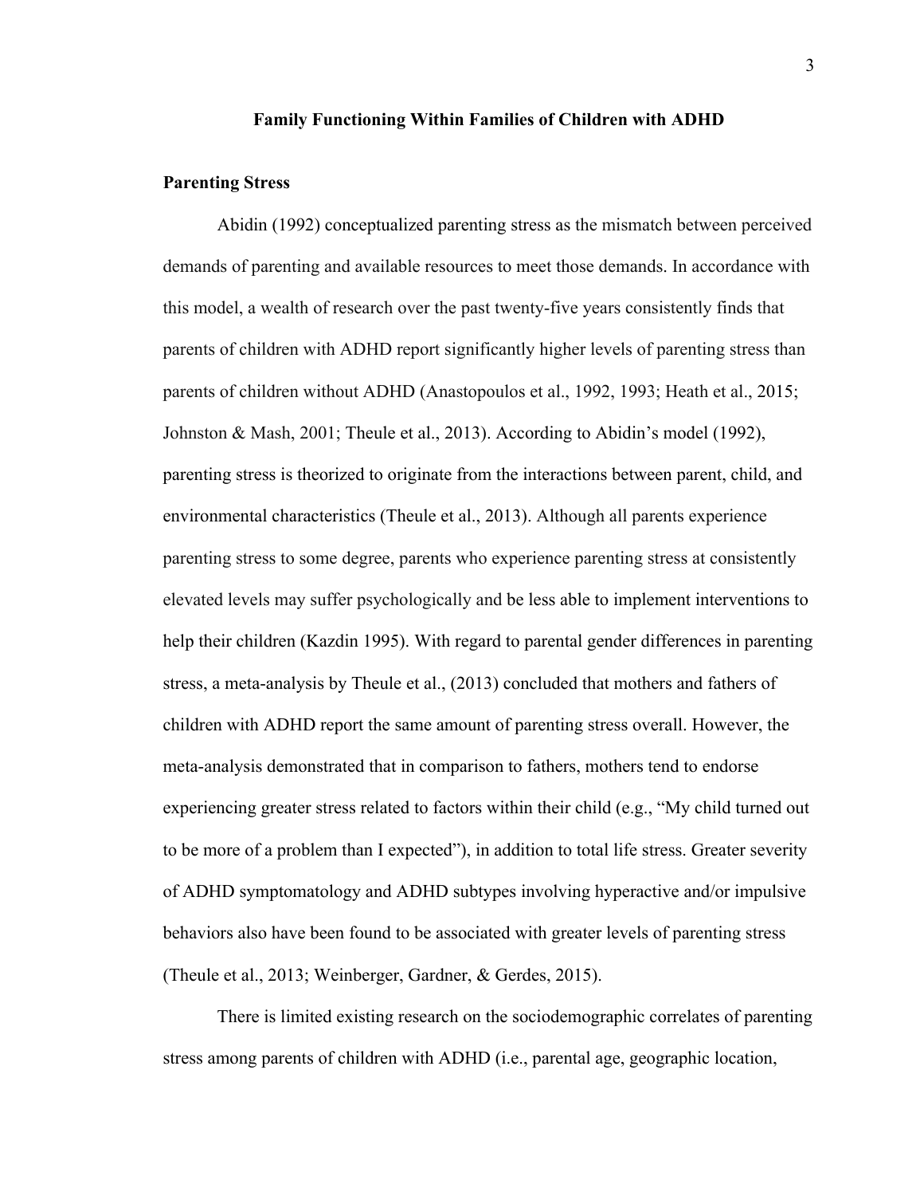## Family Functioning Within Families of Children with ADHD

### Parenting Stress

Abidin (1992) conceptualized parenting stress as the mismatch between perceived demands of parenting and available resources to meet those demands. In accordance with this model, a wealth of research over the past twenty-five years consistently finds that parents of children with ADHD report significantly higher levels of parenting stress than parents of children without ADHD (Anastopoulos et al., 1992, 1993; Heath et al., 2015; Johnston & Mash, 2001; Theule et al., 2013). According to Abidin's model (1992), parenting stress is theorized to originate from the interactions between parent, child, and environmental characteristics (Theule et al., 2013). Although all parents experience parenting stress to some degree, parents who experience parenting stress at consistently elevated levels may suffer psychologically and be less able to implement interventions to help their children (Kazdin 1995). With regard to parental gender differences in parenting stress, a meta-analysis by Theule et al., (2013) concluded that mothers and fathers of children with ADHD report the same amount of parenting stress overall. However, the meta-analysis demonstrated that in comparison to fathers, mothers tend to endorse experiencing greater stress related to factors within their child (e.g., "My child turned out to be more of a problem than I expected"), in addition to total life stress. Greater severity of ADHD symptomatology and ADHD subtypes involving hyperactive and/or impulsive behaviors also have been found to be associated with greater levels of parenting stress (Theule et al., 2013; Weinberger, Gardner, & Gerdes, 2015).

There is limited existing research on the sociodemographic correlates of parenting stress among parents of children with ADHD (i.e., parental age, geographic location,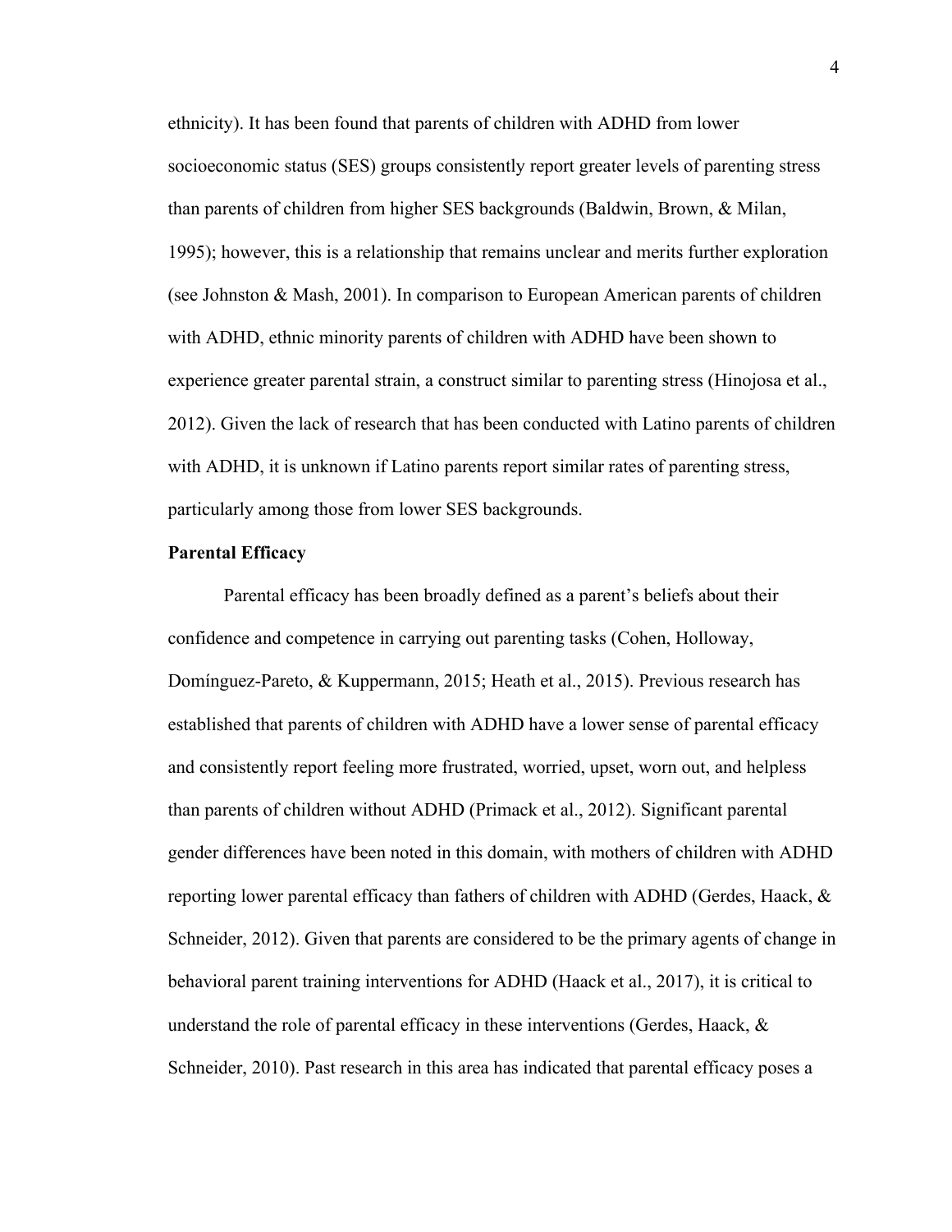ethnicity). It has been found that parents of children with ADHD from lower socioeconomic status (SES) groups consistently report greater levels of parenting stress than parents of children from higher SES backgrounds (Baldwin, Brown, & Milan, 1995); however, this is a relationship that remains unclear and merits further exploration (see Johnston & Mash, 2001). In comparison to European American parents of children with ADHD, ethnic minority parents of children with ADHD have been shown to experience greater parental strain, a construct similar to parenting stress (Hinojosa et al., 2012). Given the lack of research that has been conducted with Latino parents of children with ADHD, it is unknown if Latino parents report similar rates of parenting stress, particularly among those from lower SES backgrounds.

**Parental Efficacy**

Parental efficacy has been broadly defined as a parent's beliefs about their confidence and competence in carrying out parenting tasks (Cohen, Holloway, Domínguez-Pareto, & Kuppermann, 2015; Heath et al., 2015). Previous research has established that parents of children with ADHD have a lower sense of parental efficacy and consistently report feeling more frustrated, worried, upset, worn out, and helpless than parents of children without ADHD (Primack et al., 2012). Significant parental gender differences have been noted in this domain, with mothers of children with ADHD reporting lower parental efficacy than fathers of children with ADHD (Gerdes, Haack, & Schneider, 2012). Given that parents are considered to be the primary agents of change in behavioral parent training interventions for ADHD (Haack et al., 2017), it is critical to understand the role of parental efficacy in these interventions (Gerdes, Haack, & Schneider, 2010). Past research in this area has indicated that parental efficacy poses a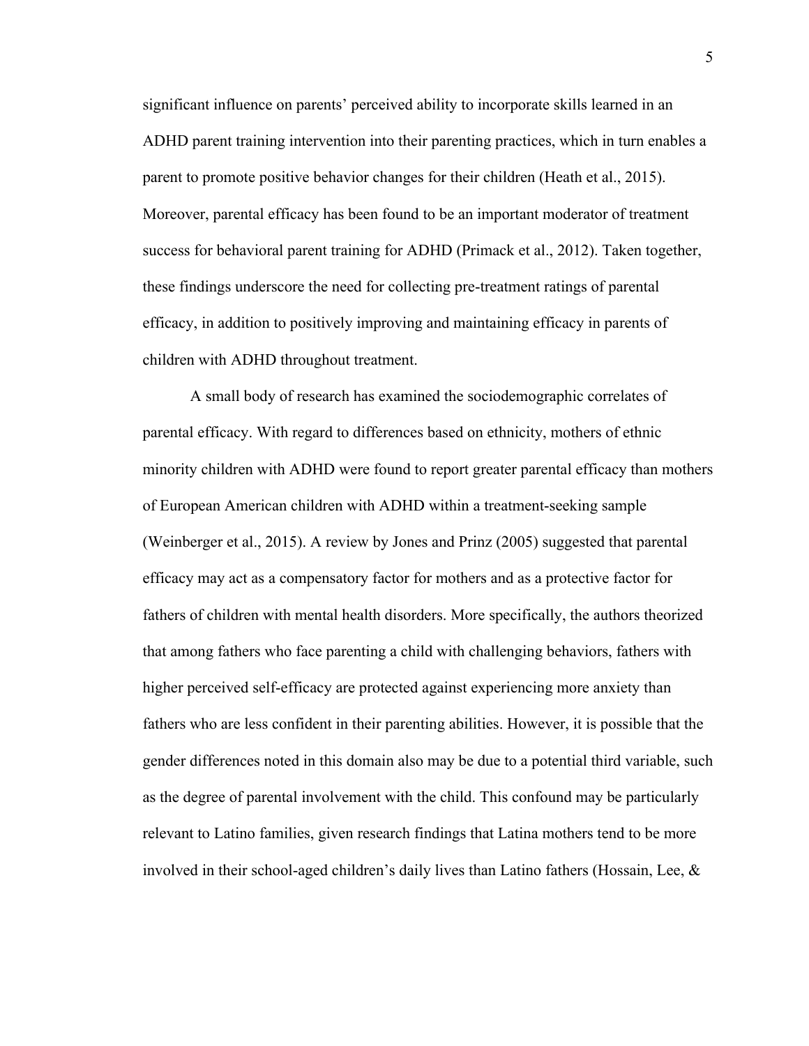significant influence on parents' perceived ability to incorporate skills learned in an ADHD parent training intervention into their parenting practices, which in turn enables a parent to promote positive behavior changes for their children (Heath et al., 2015). Moreover, parental efficacy has been found to be an important moderator of treatment success for behavioral parent training for ADHD (Primack et al., 2012). Taken together, these findings underscore the need for collecting pre-treatment ratings of parental efficacy, in addition to positively improving and maintaining efficacy in parents of children with ADHD throughout treatment.

A small body of research has examined the sociodemographic correlates of parental efficacy. With regard to differences based on ethnicity, mothers of ethnic minority children with ADHD were found to report greater parental efficacy than mothers of European American children with ADHD within a treatment-seeking sample (Weinberger et al., 2015). A review by Jones and Prinz (2005) suggested that parental efficacy may act as a compensatory factor for mothers and as a protective factor for fathers of children with mental health disorders. More specifically, the authors theorized that among fathers who face parenting a child with challenging behaviors, fathers with higher perceived self-efficacy are protected against experiencing more anxiety than fathers who are less confident in their parenting abilities. However, it is possible that the gender differences noted in this domain also may be due to a potential third variable, such as the degree of parental involvement with the child. This confound may be particularly relevant to Latino families, given research findings that Latina mothers tend to be more involved in their school-aged children's daily lives than Latino fathers (Hossain, Lee, &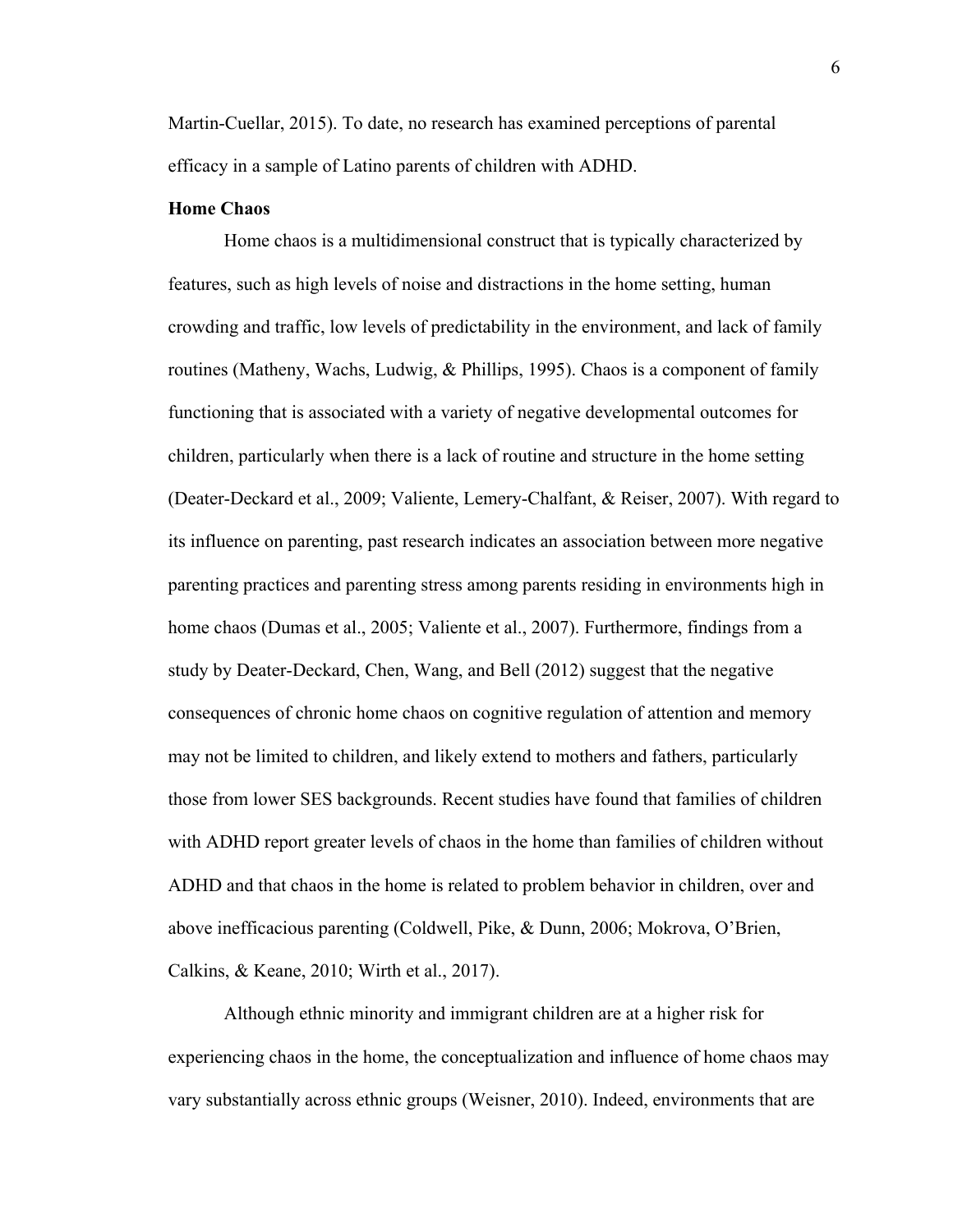Martin-Cuellar, 2015). To date, no research has examined perceptions of parental efficacy in a sample of Latino parents of children with ADHD.

**Home Chaos**

Home chaos is a multidimensional construct that is typically characterized by features, such as high levels of noise and distractions in the home setting, human crowding and traffic, low levels of predictability in the environment, and lack of family routines (Matheny, Wachs, Ludwig, & Phillips, 1995). Chaos is a component of family functioning that is associated with a variety of negative developmental outcomes for children, particularly when there is a lack of routine and structure in the home setting (Deater-Deckard et al., 2009; Valiente, Lemery-Chalfant, & Reiser, 2007). With regard to its influence on parenting, past research indicates an association between more negative parenting practices and parenting stress among parents residing in environments high in home chaos (Dumas et al., 2005; Valiente et al., 2007). Furthermore, findings from a study by Deater-Deckard, Chen, Wang, and Bell (2012) suggest that the negative consequences of chronic home chaos on cognitive regulation of attention and memory may not be limited to children, and likely extend to mothers and fathers, particularly those from lower SES backgrounds. Recent studies have found that families of children with ADHD report greater levels of chaos in the home than families of children without ADHD and that chaos in the home is related to problem behavior in children, over and above inefficacious parenting (Coldwell, Pike, & Dunn, 2006; Mokrova, O'Brien, Calkins, & Keane, 2010; Wirth et al., 2017).

Although ethnic minority and immigrant children are at a higher risk for experiencing chaos in the home, the conceptualization and influence of home chaos may vary substantially across ethnic groups (Weisner, 2010). Indeed, environments that are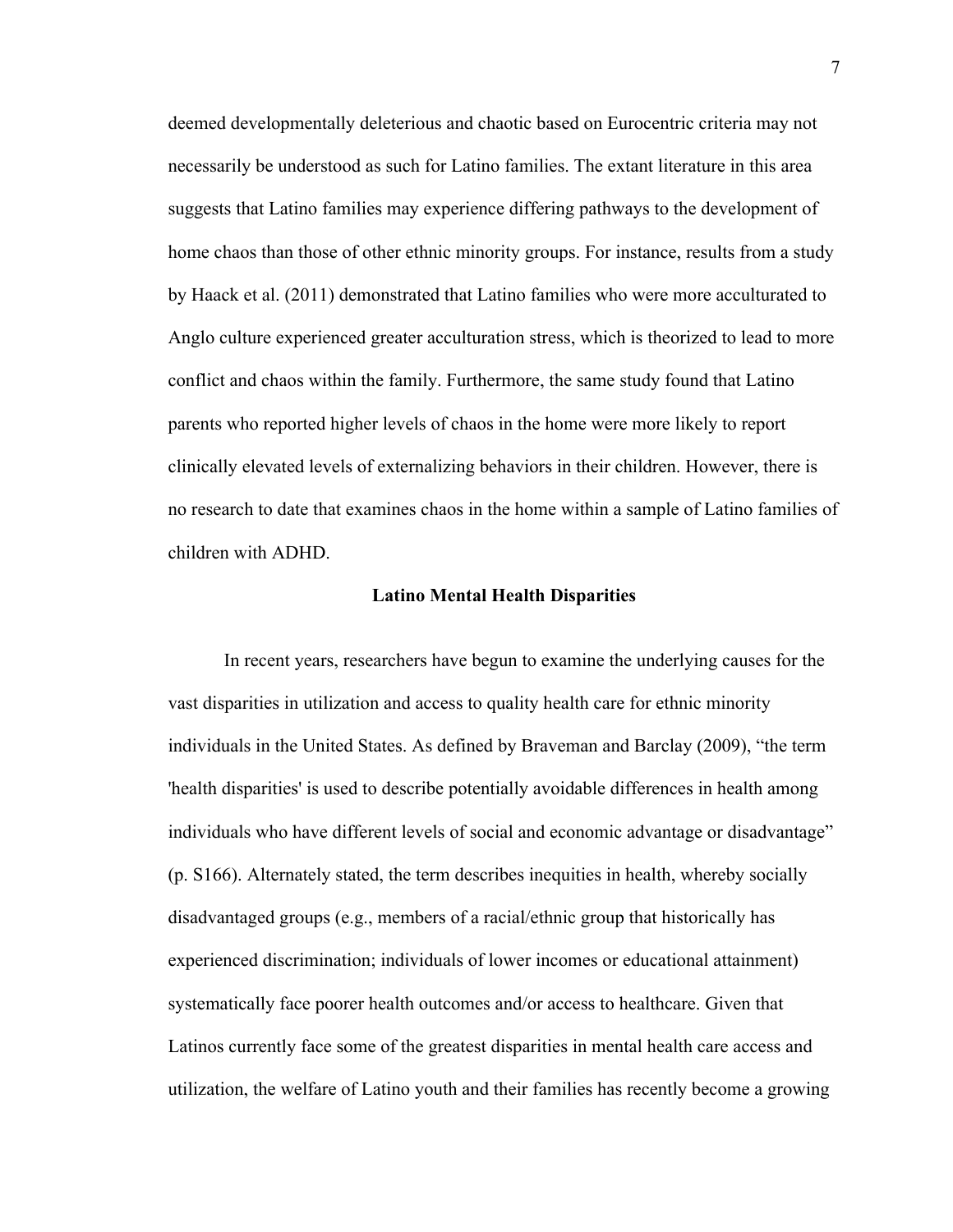deemed developmentally deleterious and chaotic based on Eurocentric criteria may not necessarily be understood as such for Latino families. The extant literature in this area suggests that Latino families may experience differing pathways to the development of home chaos than those of other ethnic minority groups. For instance, results from a study by Haack et al. (2011) demonstrated that Latino families who were more acculturated to Anglo culture experienced greater acculturation stress, which is theorized to lead to more conflict and chaos within the family. Furthermore, the same study found that Latino parents who reported higher levels of chaos in the home were more likely to report clinically elevated levels of externalizing behaviors in their children. However, there is no research to date that examines chaos in the home within a sample of Latino families of children with ADHD.

## Latino Mental Health Disparities

In recent years, researchers have begun to examine the underlying causes for the vast disparities in utilization and access to quality health care for ethnic minority individuals in the United States. As defined by Braveman and Barclay (2009), "the term 'health disparities' is used to describe potentially avoidable differences in health among individuals who have different levels of social and economic advantage or disadvantage" (p. S166). Alternately stated, the term describes inequities in health, whereby socially disadvantaged groups (e.g., members of a racial/ethnic group that historically has experienced discrimination; individuals of lower incomes or educational attainment) systematically face poorer health outcomes and/or access to healthcare. Given that Latinos currently face some of the greatest disparities in mental health care access and utilization, the welfare of Latino youth and their families has recently become a growing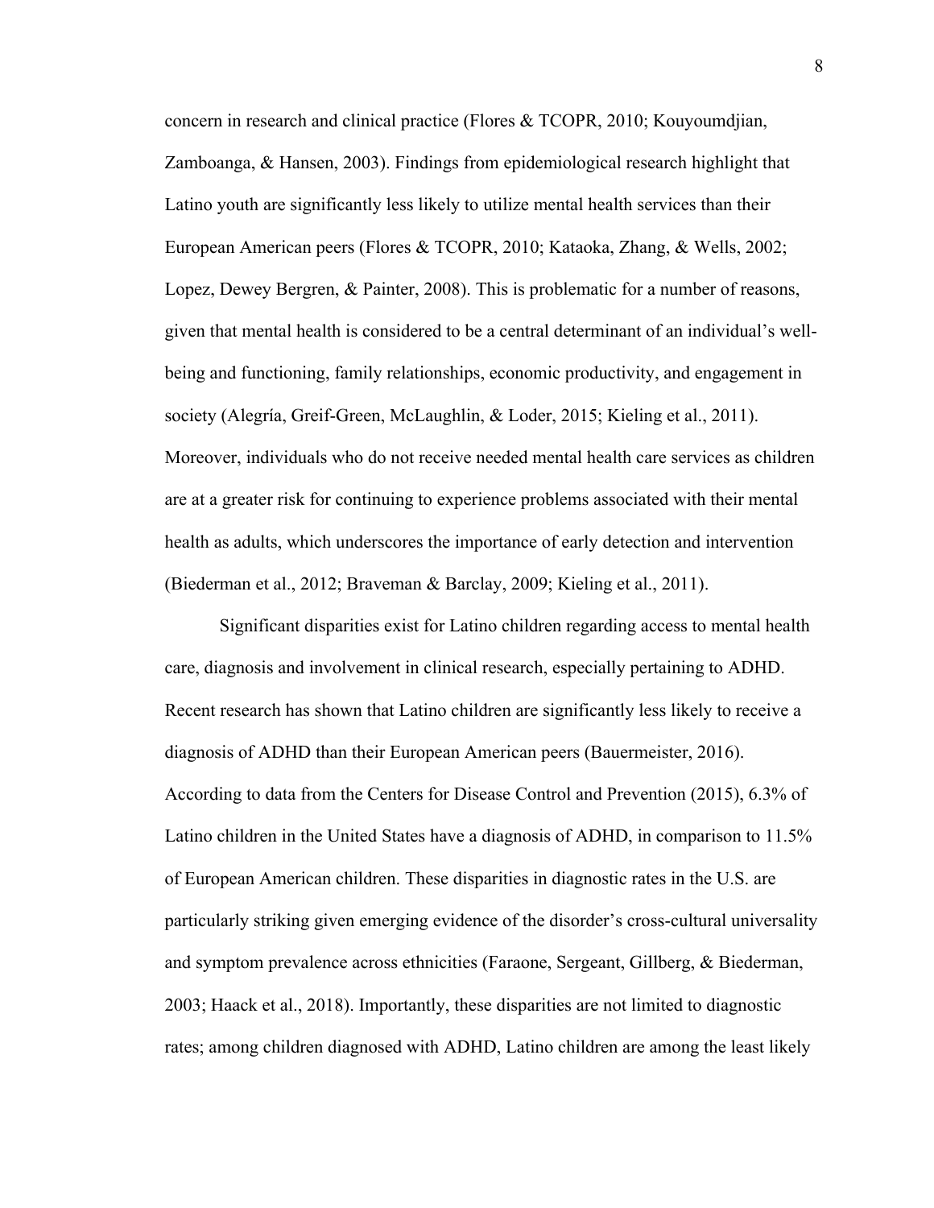concern in research and clinical practice (Flores & TCOPR, 2010; Kouyoumdjian, Zamboanga, & Hansen, 2003). Findings from epidemiological research highlight that Latino youth are significantly less likely to utilize mental health services than their European American peers (Flores & TCOPR, 2010; Kataoka, Zhang, & Wells, 2002; Lopez, Dewey Bergren, & Painter, 2008). This is problematic for a number of reasons, given that mental health is considered to be a central determinant of an individual's well-being and functioning, family relationships, economic productivity, and engagement in society (Alegría, Greif-Green, McLaughlin, & Loder, 2015; Kieling et al., 2011). Moreover, individuals who do not receive needed mental health care services as children are at a greater risk for continuing to experience problems associated with their mental health as adults, which underscores the importance of early detection and intervention (Biederman et al., 2012; Braveman & Barclay, 2009; Kieling et al., 2011).

Significant disparities exist for Latino children regarding access to mental health care, diagnosis and involvement in clinical research, especially pertaining to ADHD. Recent research has shown that Latino children are significantly less likely to receive a diagnosis of ADHD than their European American peers (Bauermeister, 2016). According to data from the Centers for Disease Control and Prevention (2015), 6.3% of Latino children in the United States have a diagnosis of ADHD, in comparison to 11.5% of European American children. These disparities in diagnostic rates in the U.S. are particularly striking given emerging evidence of the disorder's cross-cultural universality and symptom prevalence across ethnicities (Faraone, Sergeant, Gillberg, & Biederman, 2003; Haack et al., 2018). Importantly, these disparities are not limited to diagnostic rates; among children diagnosed with ADHD, Latino children are among the least likely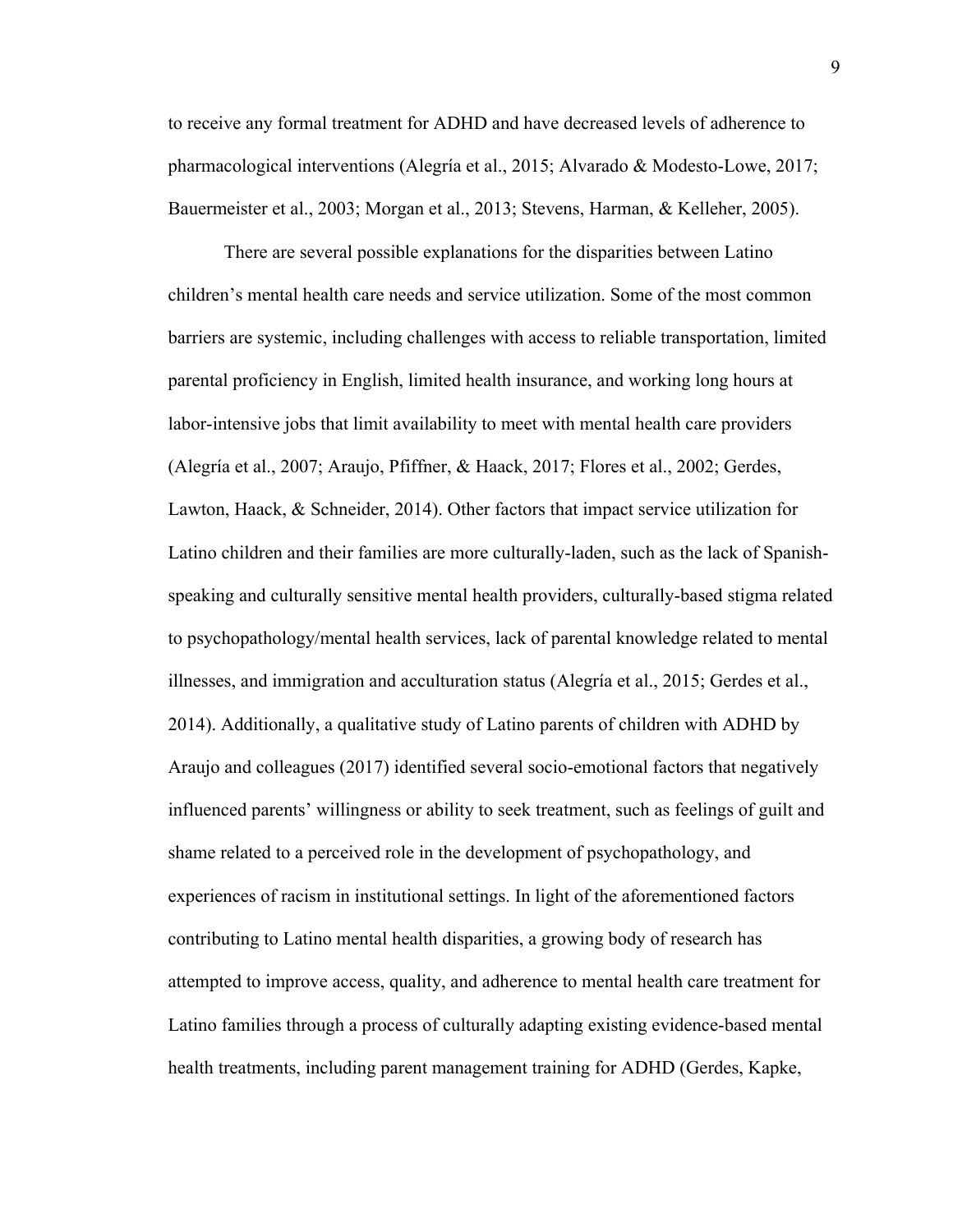to receive any formal treatment for ADHD and have decreased levels of adherence to pharmacological interventions (Alegría et al., 2015; Alvarado & Modesto-Lowe, 2017; Bauermeister et al., 2003; Morgan et al., 2013; Stevens, Harman, & Kelleher, 2005).

There are several possible explanations for the disparities between Latino children's mental health care needs and service utilization. Some of the most common barriers are systemic, including challenges with access to reliable transportation, limited parental proficiency in English, limited health insurance, and working long hours at labor-intensive jobs that limit availability to meet with mental health care providers (Alegría et al., 2007; Araujo, Pfiffner, & Haack, 2017; Flores et al., 2002; Gerdes, Lawton, Haack, & Schneider, 2014). Other factors that impact service utilization for Latino children and their families are more culturally-laden, such as the lack of Spanish-speaking and culturally sensitive mental health providers, culturally-based stigma related to psychopathology/mental health services, lack of parental knowledge related to mental illnesses, and immigration and acculturation status (Alegría et al., 2015; Gerdes et al., 2014). Additionally, a qualitative study of Latino parents of children with ADHD by Araujo and colleagues (2017) identified several socio-emotional factors that negatively influenced parents' willingness or ability to seek treatment, such as feelings of guilt and shame related to a perceived role in the development of psychopathology, and experiences of racism in institutional settings. In light of the aforementioned factors contributing to Latino mental health disparities, a growing body of research has attempted to improve access, quality, and adherence to mental health care treatment for Latino families through a process of culturally adapting existing evidence-based mental health treatments, including parent management training for ADHD (Gerdes, Kapke,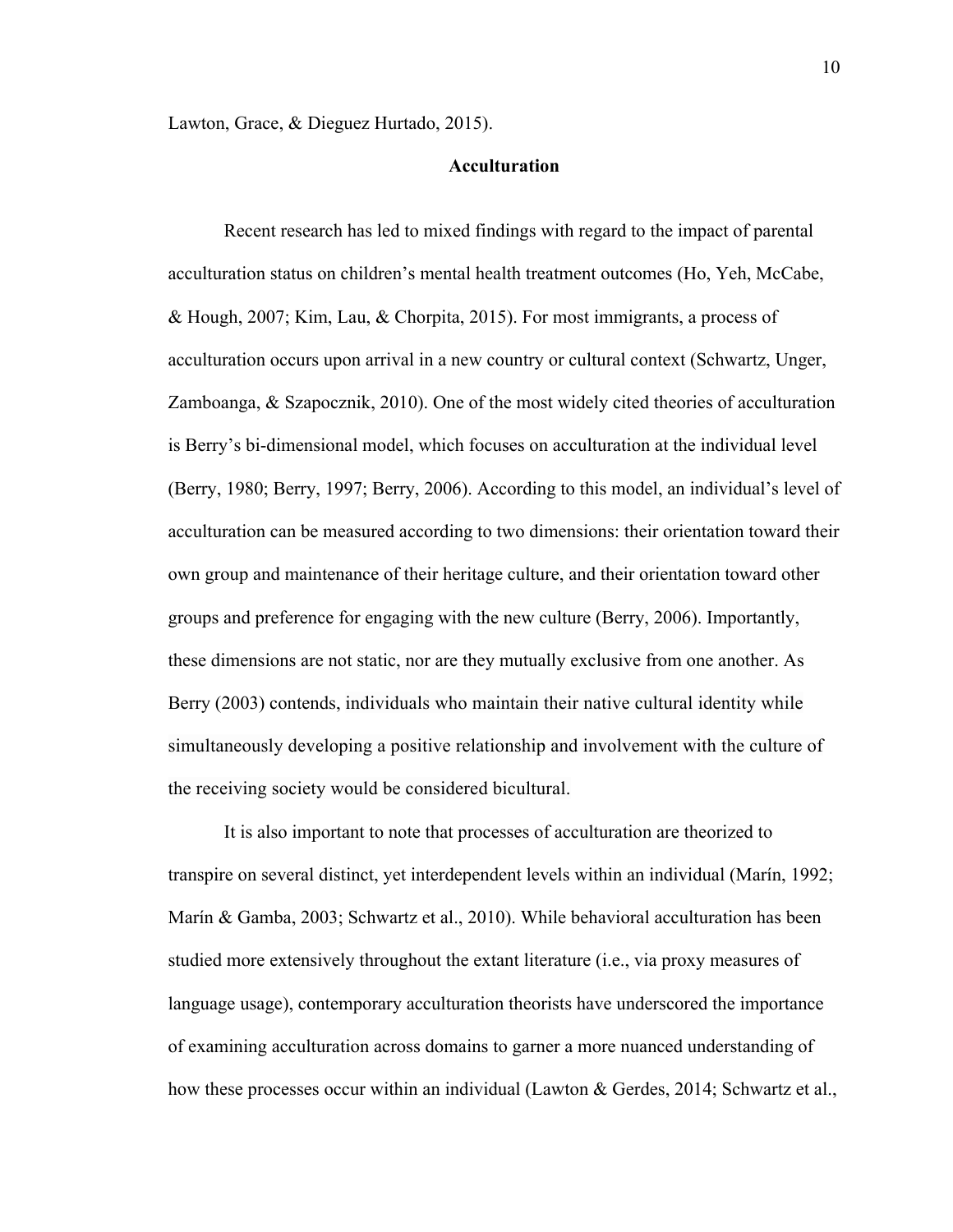Lawton, Grace, & Dieguez Hurtado, 2015).

## Acculturation

Recent research has led to mixed findings with regard to the impact of parental acculturation status on children's mental health treatment outcomes (Ho, Yeh, McCabe, & Hough, 2007; Kim, Lau, & Chorpita, 2015). For most immigrants, a process of acculturation occurs upon arrival in a new country or cultural context (Schwartz, Unger, Zamboanga, & Szapocznik, 2010). One of the most widely cited theories of acculturation is Berry's bi-dimensional model, which focuses on acculturation at the individual level (Berry, 1980; Berry, 1997; Berry, 2006). According to this model, an individual's level of acculturation can be measured according to two dimensions: their orientation toward their own group and maintenance of their heritage culture, and their orientation toward other groups and preference for engaging with the new culture (Berry, 2006). Importantly, these dimensions are not static, nor are they mutually exclusive from one another. As Berry (2003) contends, individuals who maintain their native cultural identity while simultaneously developing a positive relationship and involvement with the culture of the receiving society would be considered bicultural.

It is also important to note that processes of acculturation are theorized to transpire on several distinct, yet interdependent levels within an individual (Marín, 1992; Marín & Gamba, 2003; Schwartz et al., 2010). While behavioral acculturation has been studied more extensively throughout the extant literature (i.e., via proxy measures of language usage), contemporary acculturation theorists have underscored the importance of examining acculturation across domains to garner a more nuanced understanding of how these processes occur within an individual (Lawton & Gerdes, 2014; Schwartz et al.,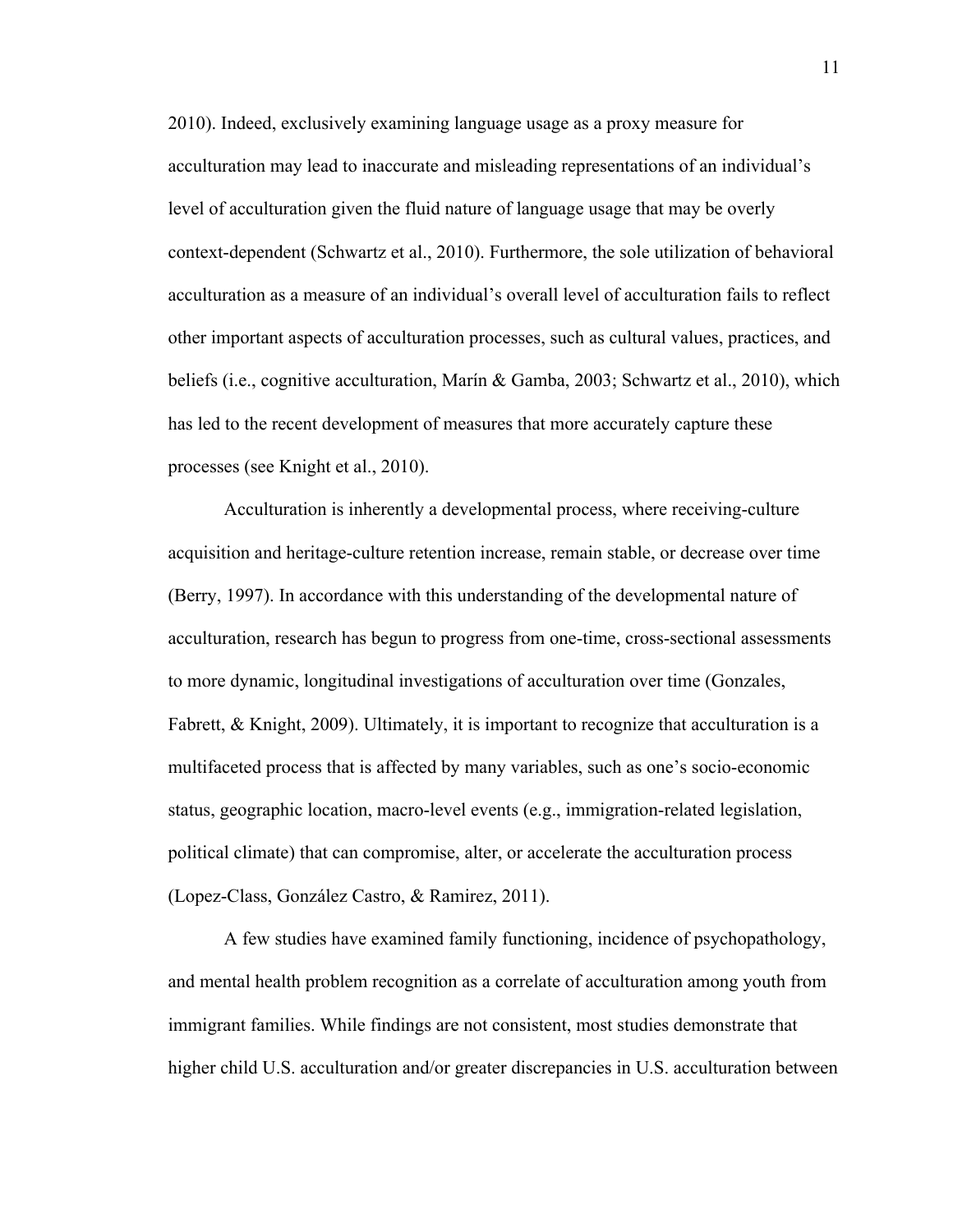2010). Indeed, exclusively examining language usage as a proxy measure for acculturation may lead to inaccurate and misleading representations of an individual's level of acculturation given the fluid nature of language usage that may be overly context-dependent (Schwartz et al., 2010). Furthermore, the sole utilization of behavioral acculturation as a measure of an individual's overall level of acculturation fails to reflect other important aspects of acculturation processes, such as cultural values, practices, and beliefs (i.e., cognitive acculturation, Marín & Gamba, 2003; Schwartz et al., 2010), which has led to the recent development of measures that more accurately capture these processes (see Knight et al., 2010).

Acculturation is inherently a developmental process, where receiving-culture acquisition and heritage-culture retention increase, remain stable, or decrease over time (Berry, 1997). In accordance with this understanding of the developmental nature of acculturation, research has begun to progress from one-time, cross-sectional assessments to more dynamic, longitudinal investigations of acculturation over time (Gonzales, Fabrett, & Knight, 2009). Ultimately, it is important to recognize that acculturation is a multifaceted process that is affected by many variables, such as one's socio-economic status, geographic location, macro-level events (e.g., immigration-related legislation, political climate) that can compromise, alter, or accelerate the acculturation process (Lopez-Class, González Castro, & Ramirez, 2011).

A few studies have examined family functioning, incidence of psychopathology, and mental health problem recognition as a correlate of acculturation among youth from immigrant families. While findings are not consistent, most studies demonstrate that higher child U.S. acculturation and/or greater discrepancies in U.S. acculturation between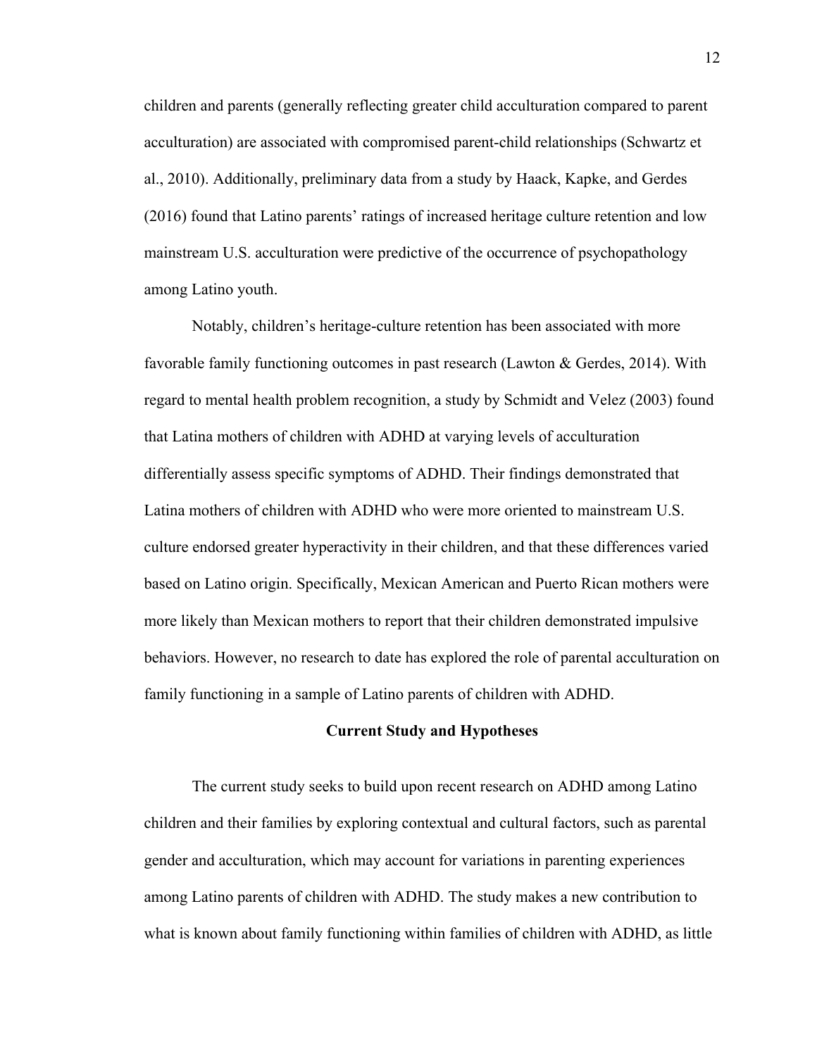children and parents (generally reflecting greater child acculturation compared to parent acculturation) are associated with compromised parent-child relationships (Schwartz et al., 2010). Additionally, preliminary data from a study by Haack, Kapke, and Gerdes (2016) found that Latino parents' ratings of increased heritage culture retention and low mainstream U.S. acculturation were predictive of the occurrence of psychopathology among Latino youth.

Notably, children's heritage-culture retention has been associated with more favorable family functioning outcomes in past research (Lawton & Gerdes, 2014). With regard to mental health problem recognition, a study by Schmidt and Velez (2003) found that Latina mothers of children with ADHD at varying levels of acculturation differentially assess specific symptoms of ADHD. Their findings demonstrated that Latina mothers of children with ADHD who were more oriented to mainstream U.S. culture endorsed greater hyperactivity in their children, and that these differences varied based on Latino origin. Specifically, Mexican American and Puerto Rican mothers were more likely than Mexican mothers to report that their children demonstrated impulsive behaviors. However, no research to date has explored the role of parental acculturation on family functioning in a sample of Latino parents of children with ADHD.

## Current Study and Hypotheses

The current study seeks to build upon recent research on ADHD among Latino children and their families by exploring contextual and cultural factors, such as parental gender and acculturation, which may account for variations in parenting experiences among Latino parents of children with ADHD. The study makes a new contribution to what is known about family functioning within families of children with ADHD, as little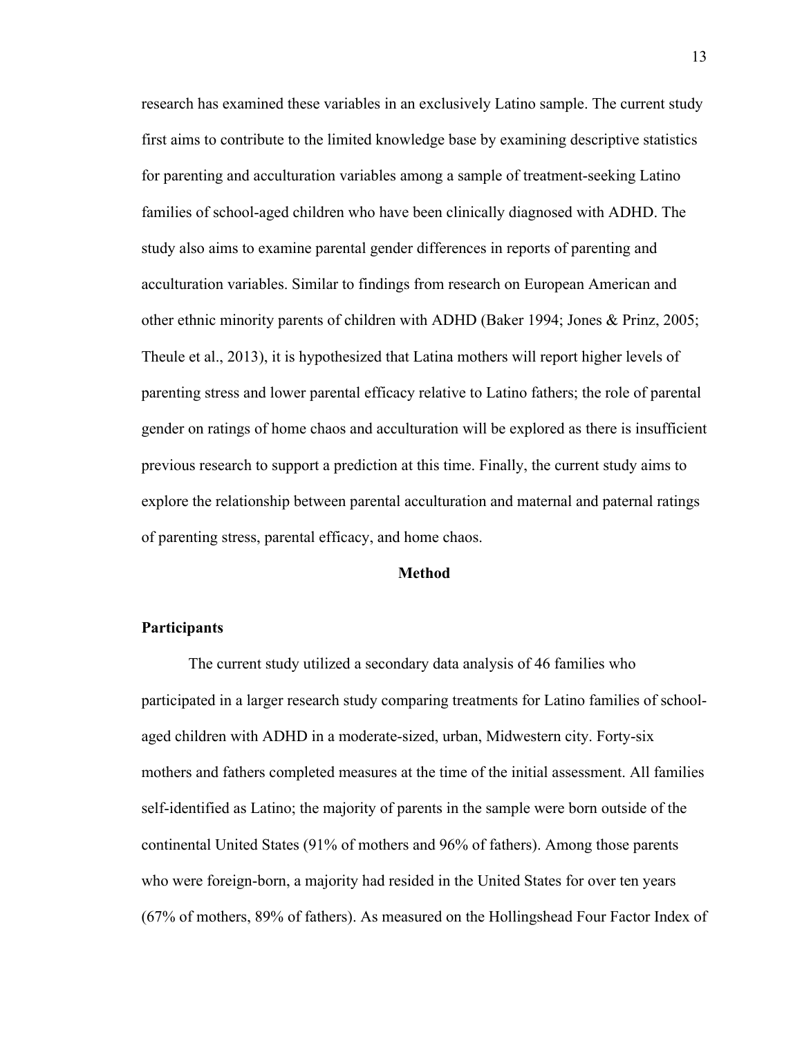research has examined these variables in an exclusively Latino sample. The current study first aims to contribute to the limited knowledge base by examining descriptive statistics for parenting and acculturation variables among a sample of treatment-seeking Latino families of school-aged children who have been clinically diagnosed with ADHD. The study also aims to examine parental gender differences in reports of parenting and acculturation variables. Similar to findings from research on European American and other ethnic minority parents of children with ADHD (Baker 1994; Jones & Prinz, 2005; Theule et al., 2013), it is hypothesized that Latina mothers will report higher levels of parenting stress and lower parental efficacy relative to Latino fathers; the role of parental gender on ratings of home chaos and acculturation will be explored as there is insufficient previous research to support a prediction at this time. Finally, the current study aims to explore the relationship between parental acculturation and maternal and paternal ratings of parenting stress, parental efficacy, and home chaos.

# Method

## Participants

The current study utilized a secondary data analysis of 46 families who participated in a larger research study comparing treatments for Latino families of school-aged children with ADHD in a moderate-sized, urban, Midwestern city. Forty-six mothers and fathers completed measures at the time of the initial assessment. All families self-identified as Latino; the majority of parents in the sample were born outside of the continental United States (91% of mothers and 96% of fathers). Among those parents who were foreign-born, a majority had resided in the United States for over ten years (67% of mothers, 89% of fathers). As measured on the Hollingshead Four Factor Index of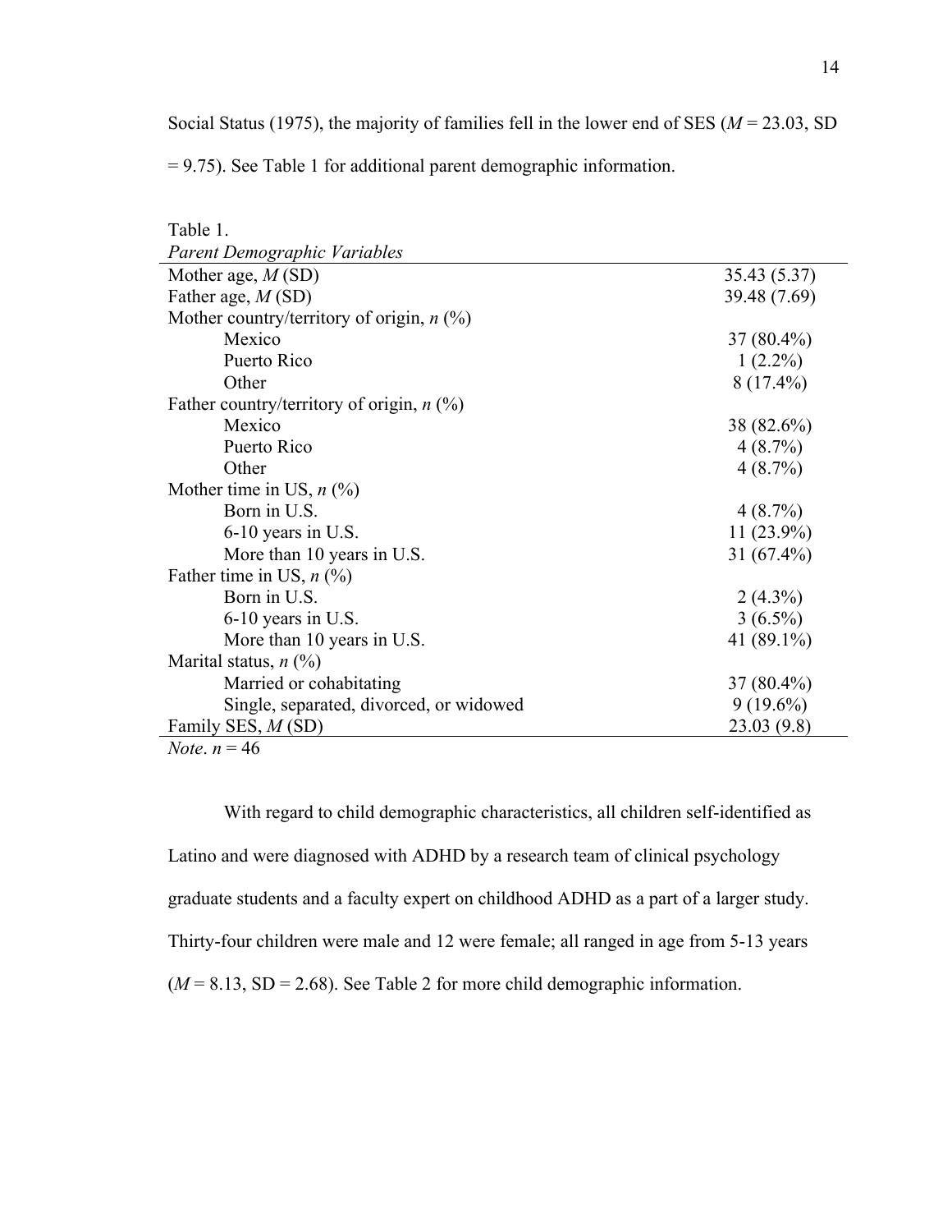Social Status (1975), the majority of families fell in the lower end of SES (*M* = 23.03, SD = 9.75). See Table 1 for additional parent demographic information.

Table 1.
*Parent Demographic Variables*

| | |
|---|---|
| Mother age, *M* (SD) | 35.43 (5.37) |
| Father age, *M* (SD) | 39.48 (7.69) |
| Mother country/territory of origin, *n* (%) | |
| Mexico | 37 (80.4%) |
| Puerto Rico | 1 (2.2%) |
| Other | 8 (17.4%) |
| Father country/territory of origin, *n* (%) | |
| Mexico | 38 (82.6%) |
| Puerto Rico | 4 (8.7%) |
| Other | 4 (8.7%) |
| Mother time in US, *n* (%) | |
| Born in U.S. | 4 (8.7%) |
| 6-10 years in U.S. | 11 (23.9%) |
| More than 10 years in U.S. | 31 (67.4%) |
| Father time in US, *n* (%) | |
| Born in U.S. | 2 (4.3%) |
| 6-10 years in U.S. | 3 (6.5%) |
| More than 10 years in U.S. | 41 (89.1%) |
| Marital status, *n* (%) | |
| Married or cohabitating | 37 (80.4%) |
| Single, separated, divorced, or widowed | 9 (19.6%) |
| Family SES, *M* (SD) | 23.03 (9.8) |

*Note*. *n* = 46

With regard to child demographic characteristics, all children self-identified as Latino and were diagnosed with ADHD by a research team of clinical psychology graduate students and a faculty expert on childhood ADHD as a part of a larger study. Thirty-four children were male and 12 were female; all ranged in age from 5-13 years (*M* = 8.13, SD = 2.68). See Table 2 for more child demographic information.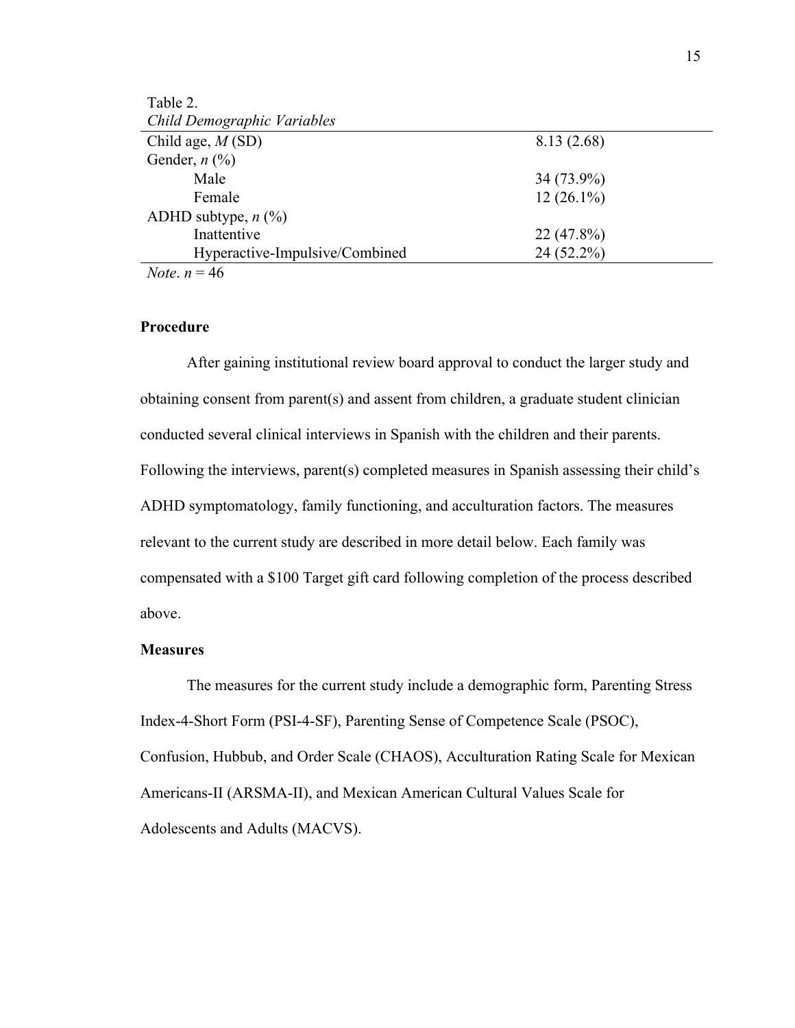Table 2.
*Child Demographic Variables*

| | |
|---|---|
| Child age, *M* (SD) | 8.13 (2.68) |
| Gender, *n* (%) | |
| Male | 34 (73.9%) |
| Female | 12 (26.1%) |
| ADHD subtype, *n* (%) | |
| Inattentive | 22 (47.8%) |
| Hyperactive-Impulsive/Combined | 24 (52.2%) |

*Note*. $n = 46$

## Procedure

After gaining institutional review board approval to conduct the larger study and obtaining consent from parent(s) and assent from children, a graduate student clinician conducted several clinical interviews in Spanish with the children and their parents. Following the interviews, parent(s) completed measures in Spanish assessing their child's ADHD symptomatology, family functioning, and acculturation factors. The measures relevant to the current study are described in more detail below. Each family was compensated with a $100 Target gift card following completion of the process described above.

## Measures

The measures for the current study include a demographic form, Parenting Stress Index-4-Short Form (PSI-4-SF), Parenting Sense of Competence Scale (PSOC), Confusion, Hubbub, and Order Scale (CHAOS), Acculturation Rating Scale for Mexican Americans-II (ARSMA-II), and Mexican American Cultural Values Scale for Adolescents and Adults (MACVS).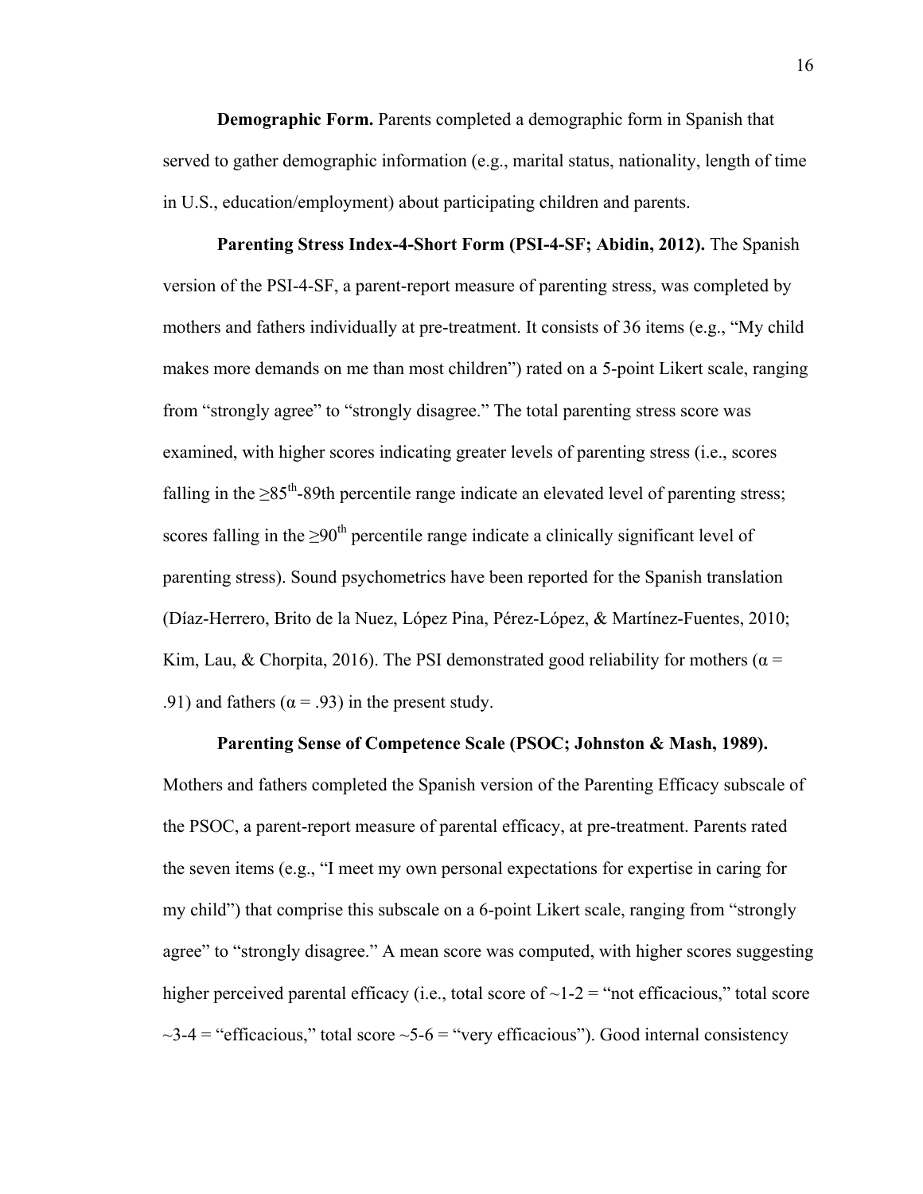**Demographic Form.** Parents completed a demographic form in Spanish that served to gather demographic information (e.g., marital status, nationality, length of time in U.S., education/employment) about participating children and parents.

**Parenting Stress Index-4-Short Form (PSI-4-SF; Abidin, 2012).** The Spanish version of the PSI-4-SF, a parent-report measure of parenting stress, was completed by mothers and fathers individually at pre-treatment. It consists of 36 items (e.g., "My child makes more demands on me than most children") rated on a 5-point Likert scale, ranging from "strongly agree" to "strongly disagree." The total parenting stress score was examined, with higher scores indicating greater levels of parenting stress (i.e., scores falling in the ≥85th-89th percentile range indicate an elevated level of parenting stress; scores falling in the ≥90th percentile range indicate a clinically significant level of parenting stress). Sound psychometrics have been reported for the Spanish translation (Díaz-Herrero, Brito de la Nuez, López Pina, Pérez-López, & Martínez-Fuentes, 2010; Kim, Lau, & Chorpita, 2016). The PSI demonstrated good reliability for mothers ($\alpha$ = .91) and fathers ($\alpha$ = .93) in the present study.

**Parenting Sense of Competence Scale (PSOC; Johnston & Mash, 1989).** Mothers and fathers completed the Spanish version of the Parenting Efficacy subscale of the PSOC, a parent-report measure of parental efficacy, at pre-treatment. Parents rated the seven items (e.g., "I meet my own personal expectations for expertise in caring for my child") that comprise this subscale on a 6-point Likert scale, ranging from "strongly agree" to "strongly disagree." A mean score was computed, with higher scores suggesting higher perceived parental efficacy (i.e., total score of ~1-2 = "not efficacious," total score ~3-4 = "efficacious," total score ~5-6 = "very efficacious"). Good internal consistency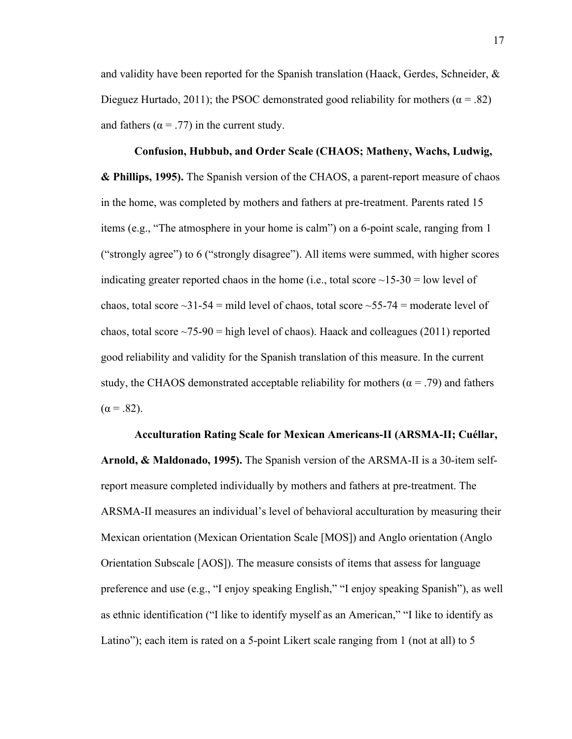and validity have been reported for the Spanish translation (Haack, Gerdes, Schneider, & Dieguez Hurtado, 2011); the PSOC demonstrated good reliability for mothers (α = .82) and fathers (α = .77) in the current study.

**Confusion, Hubbub, and Order Scale (CHAOS; Matheny, Wachs, Ludwig, & Phillips, 1995).** The Spanish version of the CHAOS, a parent-report measure of chaos in the home, was completed by mothers and fathers at pre-treatment. Parents rated 15 items (e.g., "The atmosphere in your home is calm") on a 6-point scale, ranging from 1 ("strongly agree") to 6 ("strongly disagree"). All items were summed, with higher scores indicating greater reported chaos in the home (i.e., total score ~15-30 = low level of chaos, total score ~31-54 = mild level of chaos, total score ~55-74 = moderate level of chaos, total score ~75-90 = high level of chaos). Haack and colleagues (2011) reported good reliability and validity for the Spanish translation of this measure. In the current study, the CHAOS demonstrated acceptable reliability for mothers (α = .79) and fathers (α = .82).

**Acculturation Rating Scale for Mexican Americans-II (ARSMA-II; Cuéllar, Arnold, & Maldonado, 1995).** The Spanish version of the ARSMA-II is a 30-item self-report measure completed individually by mothers and fathers at pre-treatment. The ARSMA-II measures an individual's level of behavioral acculturation by measuring their Mexican orientation (Mexican Orientation Scale [MOS]) and Anglo orientation (Anglo Orientation Subscale [AOS]). The measure consists of items that assess for language preference and use (e.g., "I enjoy speaking English," "I enjoy speaking Spanish"), as well as ethnic identification ("I like to identify myself as an American," "I like to identify as Latino"); each item is rated on a 5-point Likert scale ranging from 1 (not at all) to 5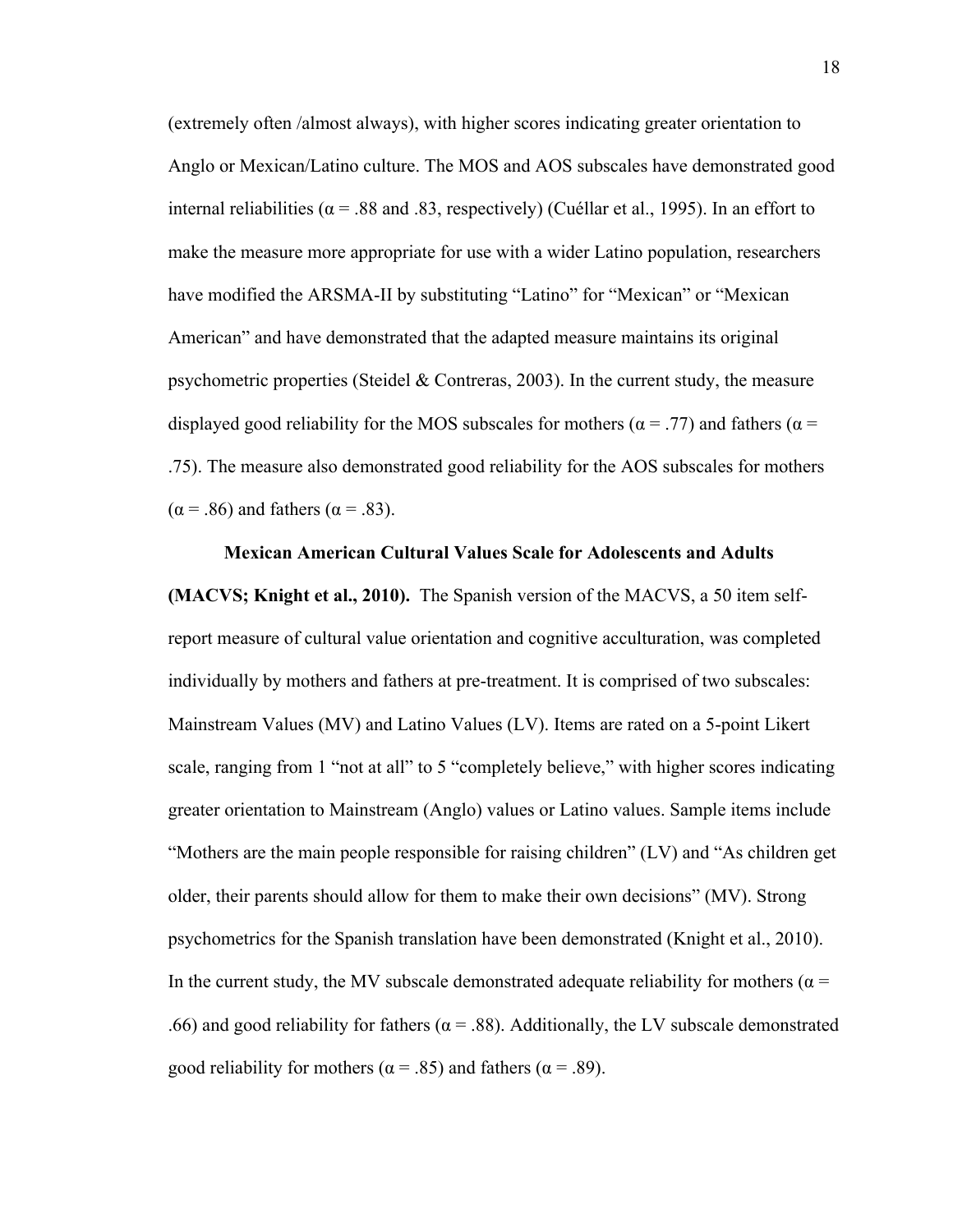(extremely often /almost always), with higher scores indicating greater orientation to Anglo or Mexican/Latino culture. The MOS and AOS subscales have demonstrated good internal reliabilities ($\alpha = .88$ and $.83$, respectively) (Cuéllar et al., 1995). In an effort to make the measure more appropriate for use with a wider Latino population, researchers have modified the ARSMA-II by substituting "Latino" for "Mexican" or "Mexican American" and have demonstrated that the adapted measure maintains its original psychometric properties (Steidel & Contreras, 2003). In the current study, the measure displayed good reliability for the MOS subscales for mothers ($\alpha = .77$) and fathers ($\alpha = .75$). The measure also demonstrated good reliability for the AOS subscales for mothers ($\alpha = .86$) and fathers ($\alpha = .83$).

**Mexican American Cultural Values Scale for Adolescents and Adults (MACVS; Knight et al., 2010).** The Spanish version of the MACVS, a 50 item self-report measure of cultural value orientation and cognitive acculturation, was completed individually by mothers and fathers at pre-treatment. It is comprised of two subscales: Mainstream Values (MV) and Latino Values (LV). Items are rated on a 5-point Likert scale, ranging from 1 "not at all" to 5 "completely believe," with higher scores indicating greater orientation to Mainstream (Anglo) values or Latino values. Sample items include "Mothers are the main people responsible for raising children" (LV) and "As children get older, their parents should allow for them to make their own decisions" (MV). Strong psychometrics for the Spanish translation have been demonstrated (Knight et al., 2010). In the current study, the MV subscale demonstrated adequate reliability for mothers ($\alpha = .66$) and good reliability for fathers ($\alpha = .88$). Additionally, the LV subscale demonstrated good reliability for mothers ($\alpha = .85$) and fathers ($\alpha = .89$).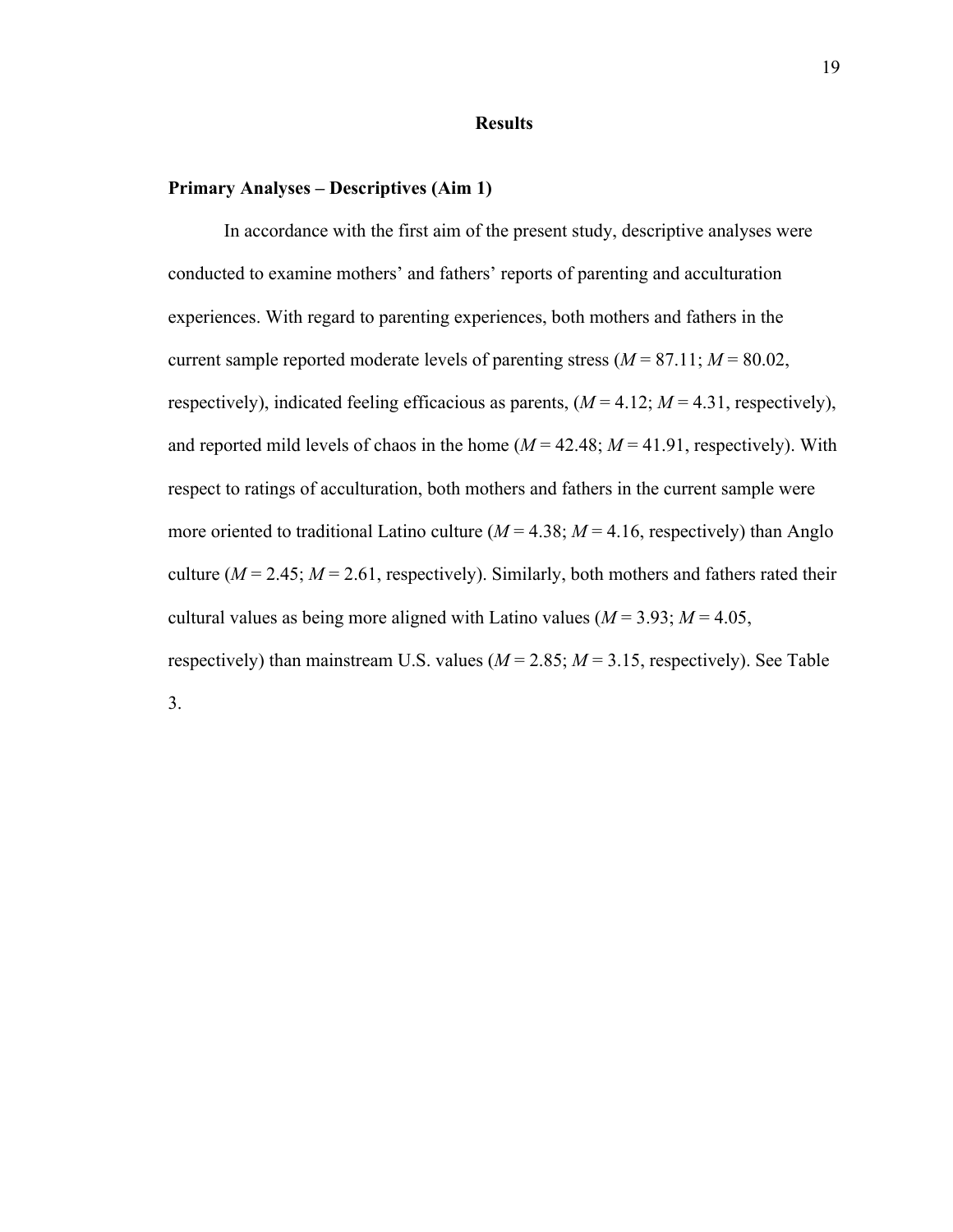# Results

## Primary Analyses – Descriptives (Aim 1)

In accordance with the first aim of the present study, descriptive analyses were conducted to examine mothers' and fathers' reports of parenting and acculturation experiences. With regard to parenting experiences, both mothers and fathers in the current sample reported moderate levels of parenting stress (*M* = 87.11; *M* = 80.02, respectively), indicated feeling efficacious as parents, (*M* = 4.12; *M* = 4.31, respectively), and reported mild levels of chaos in the home (*M* = 42.48; *M* = 41.91, respectively). With respect to ratings of acculturation, both mothers and fathers in the current sample were more oriented to traditional Latino culture (*M* = 4.38; *M* = 4.16, respectively) than Anglo culture (*M* = 2.45; *M* = 2.61, respectively). Similarly, both mothers and fathers rated their cultural values as being more aligned with Latino values (*M* = 3.93; *M* = 4.05, respectively) than mainstream U.S. values (*M* = 2.85; *M* = 3.15, respectively). See Table 3.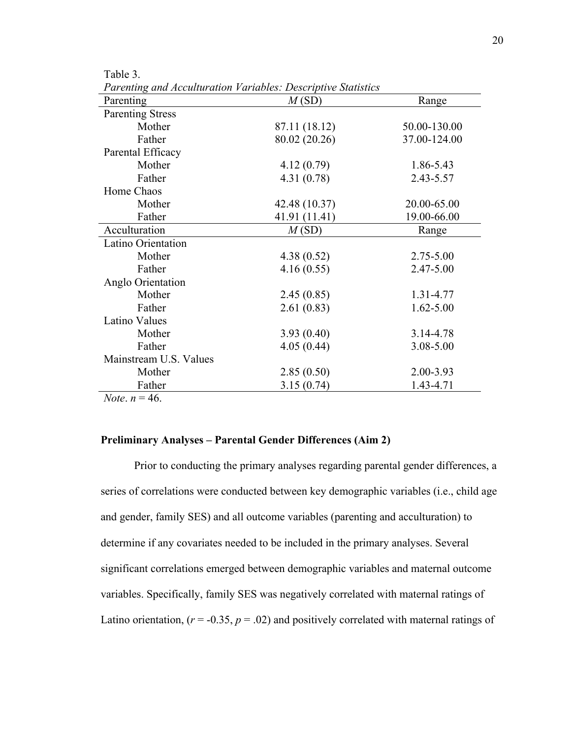Table 3.

*Parenting and Acculturation Variables: Descriptive Statistics*

| Parenting | *M* (SD) | Range |
|---|---|---|
| Parenting Stress | | |
| Mother | 87.11 (18.12) | 50.00-130.00 |
| Father | 80.02 (20.26) | 37.00-124.00 |
| Parental Efficacy | | |
| Mother | 4.12 (0.79) | 1.86-5.43 |
| Father | 4.31 (0.78) | 2.43-5.57 |
| Home Chaos | | |
| Mother | 42.48 (10.37) | 20.00-65.00 |
| Father | 41.91 (11.41) | 19.00-66.00 |
| **Acculturation** | ***M* (SD)** | **Range** |
| Latino Orientation | | |
| Mother | 4.38 (0.52) | 2.75-5.00 |
| Father | 4.16 (0.55) | 2.47-5.00 |
| Anglo Orientation | | |
| Mother | 2.45 (0.85) | 1.31-4.77 |
| Father | 2.61 (0.83) | 1.62-5.00 |
| Latino Values | | |
| Mother | 3.93 (0.40) | 3.14-4.78 |
| Father | 4.05 (0.44) | 3.08-5.00 |
| Mainstream U.S. Values | | |
| Mother | 2.85 (0.50) | 2.00-3.93 |
| Father | 3.15 (0.74) | 1.43-4.71 |

*Note*. $n = 46$.

**Preliminary Analyses – Parental Gender Differences (Aim 2)**

Prior to conducting the primary analyses regarding parental gender differences, a series of correlations were conducted between key demographic variables (i.e., child age and gender, family SES) and all outcome variables (parenting and acculturation) to determine if any covariates needed to be included in the primary analyses. Several significant correlations emerged between demographic variables and maternal outcome variables. Specifically, family SES was negatively correlated with maternal ratings of Latino orientation, ($r = -0.35$, $p = .02$) and positively correlated with maternal ratings of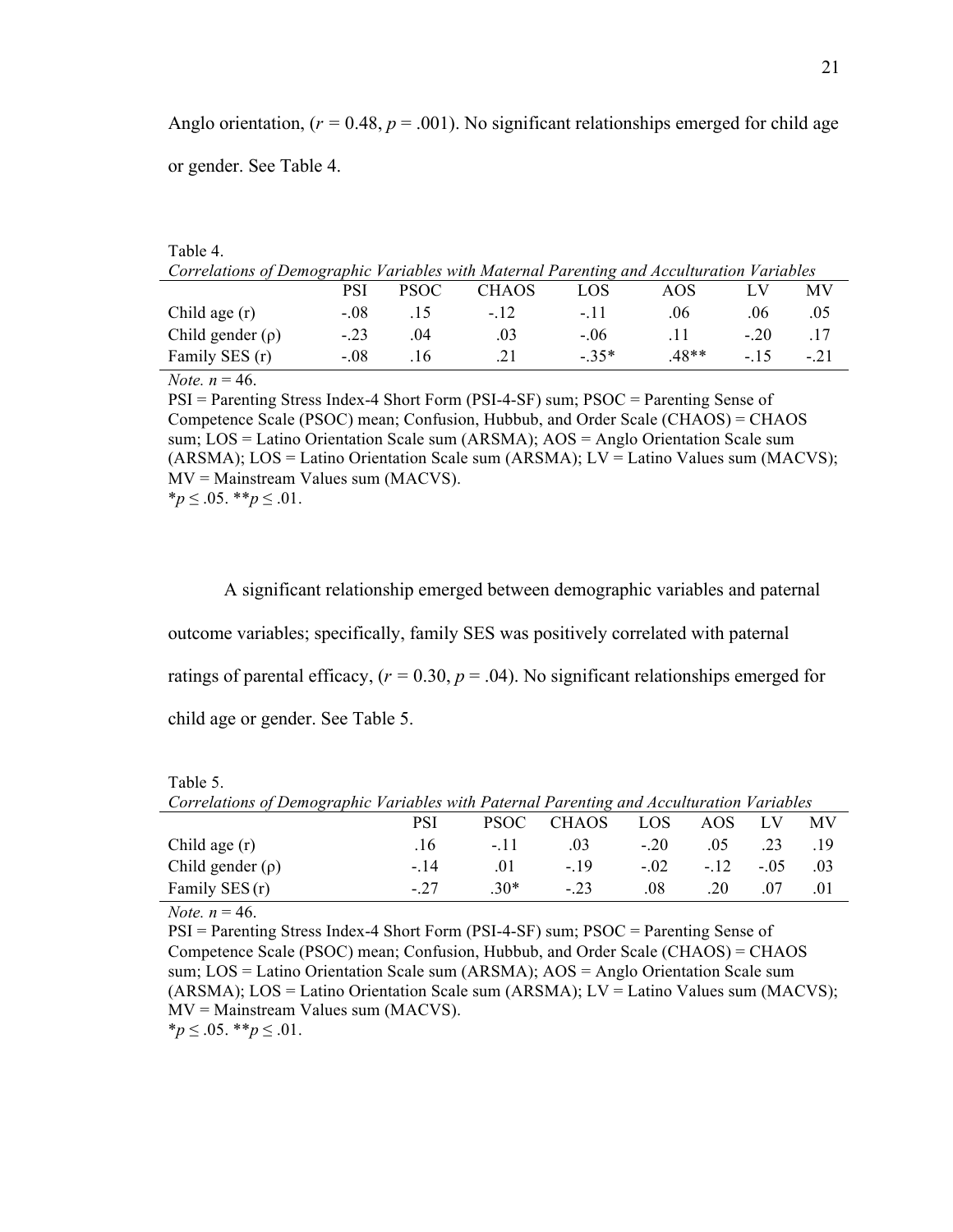Anglo orientation, ($r$ = 0.48, $p$ = .001). No significant relationships emerged for child age or gender. See Table 4.

Table 4.

*Correlations of Demographic Variables with Maternal Parenting and Acculturation Variables*

| | PSI | PSOC | CHAOS | LOS | AOS | LV | MV |
|---|---|---|---|---|---|---|---|
| Child age (r) | -.08 | .15 | -.12 | -.11 | .06 | .06 | .05 |
| Child gender (ρ) | -.23 | .04 | .03 | -.06 | .11 | -.20 | .17 |
| Family SES (r) | -.08 | .16 | .21 | -.35* | .48** | -.15 | -.21 |

*Note.* $n$ = 46.
PSI = Parenting Stress Index-4 Short Form (PSI-4-SF) sum; PSOC = Parenting Sense of Competence Scale (PSOC) mean; Confusion, Hubbub, and Order Scale (CHAOS) = CHAOS sum; LOS = Latino Orientation Scale sum (ARSMA); AOS = Anglo Orientation Scale sum (ARSMA); LOS = Latino Orientation Scale sum (ARSMA); LV = Latino Values sum (MACVS); MV = Mainstream Values sum (MACVS).
*$p$ ≤ .05. **$p$ ≤ .01.

A significant relationship emerged between demographic variables and paternal outcome variables; specifically, family SES was positively correlated with paternal ratings of parental efficacy, ($r$ = 0.30, $p$ = .04). No significant relationships emerged for child age or gender. See Table 5.

Table 5.

*Correlations of Demographic Variables with Paternal Parenting and Acculturation Variables*

| | PSI | PSOC | CHAOS | LOS | AOS | LV | MV |
|---|---|---|---|---|---|---|---|
| Child age (r) | .16 | -.11 | .03 | -.20 | .05 | .23 | .19 |
| Child gender (ρ) | -.14 | .01 | -.19 | -.02 | -.12 | -.05 | .03 |
| Family SES (r) | -.27 | .30* | -.23 | .08 | .20 | .07 | .01 |

*Note.* $n$ = 46.
PSI = Parenting Stress Index-4 Short Form (PSI-4-SF) sum; PSOC = Parenting Sense of Competence Scale (PSOC) mean; Confusion, Hubbub, and Order Scale (CHAOS) = CHAOS sum; LOS = Latino Orientation Scale sum (ARSMA); AOS = Anglo Orientation Scale sum (ARSMA); LOS = Latino Orientation Scale sum (ARSMA); LV = Latino Values sum (MACVS); MV = Mainstream Values sum (MACVS).
*$p$ ≤ .05. **$p$ ≤ .01.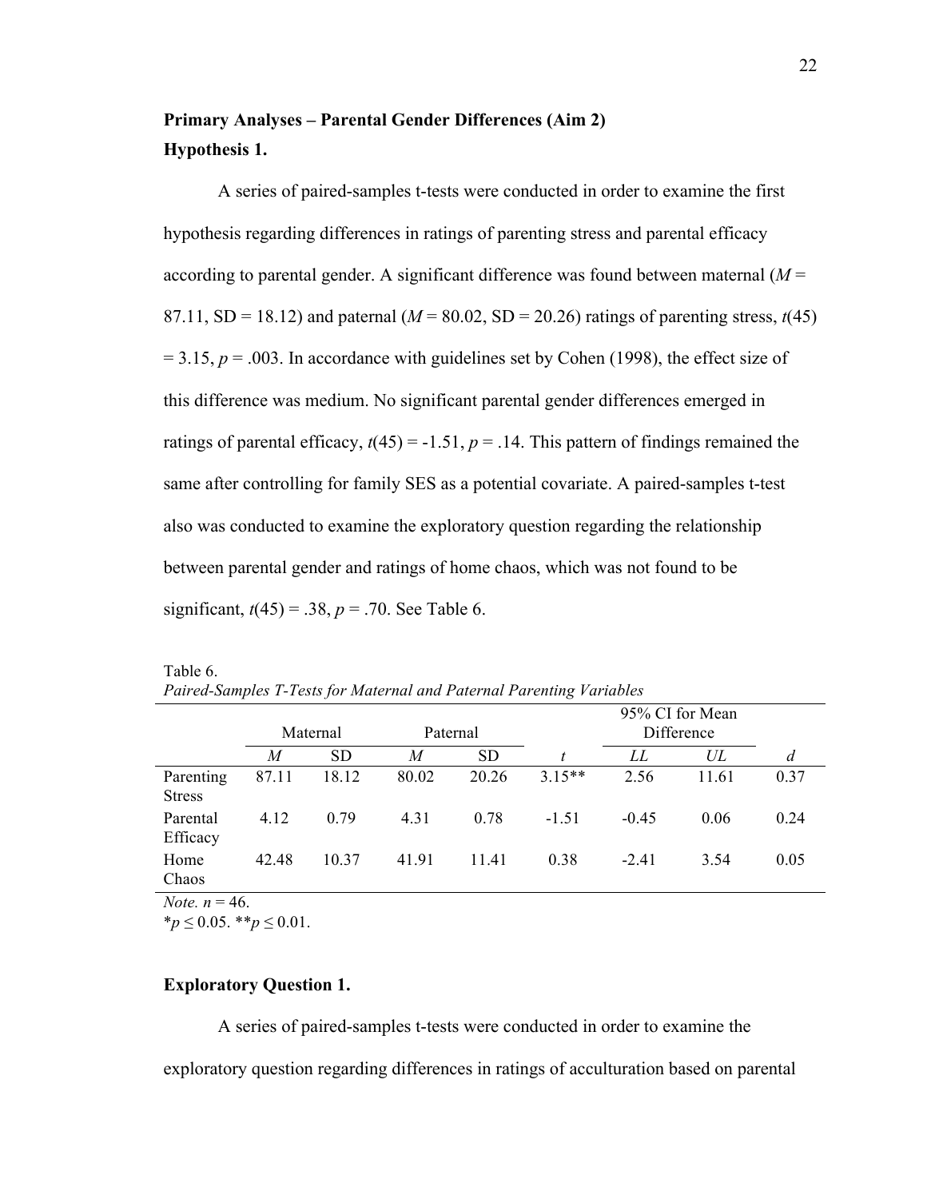**Primary Analyses – Parental Gender Differences (Aim 2)**

**Hypothesis 1.**

A series of paired-samples t-tests were conducted in order to examine the first hypothesis regarding differences in ratings of parenting stress and parental efficacy according to parental gender. A significant difference was found between maternal (*M* = 87.11, SD = 18.12) and paternal (*M* = 80.02, SD = 20.26) ratings of parenting stress, $t(45) = 3.15$, $p = .003$. In accordance with guidelines set by Cohen (1998), the effect size of this difference was medium. No significant parental gender differences emerged in ratings of parental efficacy, $t(45) = -1.51$, $p = .14$. This pattern of findings remained the same after controlling for family SES as a potential covariate. A paired-samples t-test also was conducted to examine the exploratory question regarding the relationship between parental gender and ratings of home chaos, which was not found to be significant, $t(45) = .38$, $p = .70$. See Table 6.

Table 6.
*Paired-Samples T-Tests for Maternal and Paternal Parenting Variables*

| | Maternal | | Paternal | | | 95% CI for Mean Difference | | |
|---|---|---|---|---|---|---|---|---|
| | *M* | SD | *M* | SD | *t* | *LL* | *UL* | *d* |
| Parenting Stress | 87.11 | 18.12 | 80.02 | 20.26 | 3.15** | 2.56 | 11.61 | 0.37 |
| Parental Efficacy | 4.12 | 0.79 | 4.31 | 0.78 | -1.51 | -0.45 | 0.06 | 0.24 |
| Home Chaos | 42.48 | 10.37 | 41.91 | 11.41 | 0.38 | -2.41 | 3.54 | 0.05 |

*Note.* $n = 46$.
$*p \leq 0.05$. $**p \leq 0.01$.

**Exploratory Question 1.**

A series of paired-samples t-tests were conducted in order to examine the exploratory question regarding differences in ratings of acculturation based on parental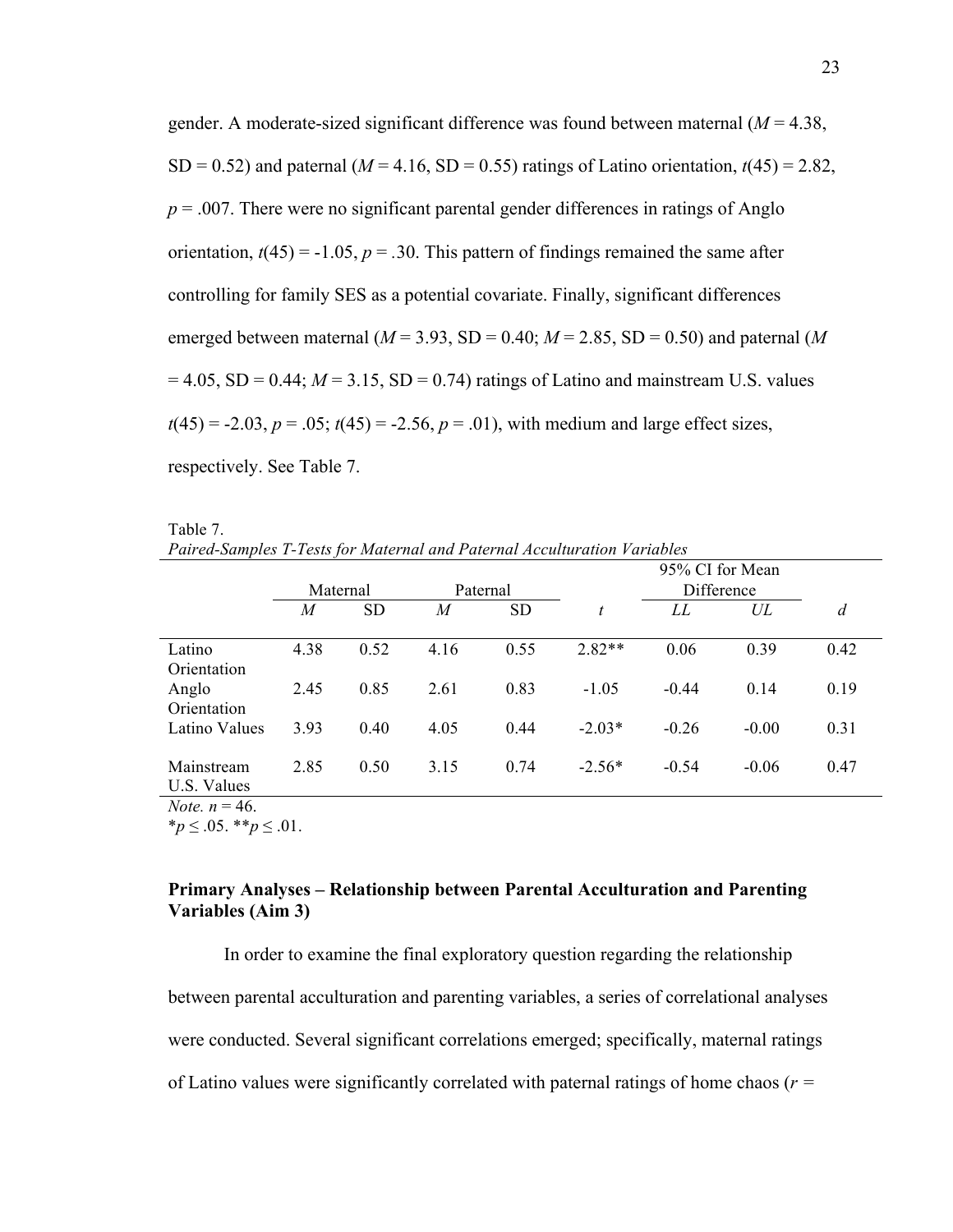gender. A moderate-sized significant difference was found between maternal (*M* = 4.38, SD = 0.52) and paternal (*M* = 4.16, SD = 0.55) ratings of Latino orientation, $t(45) = 2.82$, $p = .007$. There were no significant parental gender differences in ratings of Anglo orientation, $t(45) = -1.05$, $p = .30$. This pattern of findings remained the same after controlling for family SES as a potential covariate. Finally, significant differences emerged between maternal (*M* = 3.93, SD = 0.40; *M* = 2.85, SD = 0.50) and paternal (*M* = 4.05, SD = 0.44; *M* = 3.15, SD = 0.74) ratings of Latino and mainstream U.S. values $t(45) = -2.03$, $p = .05$; $t(45) = -2.56$, $p = .01$), with medium and large effect sizes, respectively. See Table 7.

Table 7.
*Paired-Samples T-Tests for Maternal and Paternal Acculturation Variables*

| | Maternal | | Paternal | | | 95% CI for Mean Difference | | |
|---|---|---|---|---|---|---|---|---|
| | *M* | SD | *M* | SD | *t* | *LL* | *UL* | *d* |
| Latino Orientation | 4.38 | 0.52 | 4.16 | 0.55 | 2.82** | 0.06 | 0.39 | 0.42 |
| Anglo Orientation | 2.45 | 0.85 | 2.61 | 0.83 | -1.05 | -0.44 | 0.14 | 0.19 |
| Latino Values | 3.93 | 0.40 | 4.05 | 0.44 | -2.03* | -0.26 | -0.00 | 0.31 |
| Mainstream U.S. Values | 2.85 | 0.50 | 3.15 | 0.74 | -2.56* | -0.54 | -0.06 | 0.47 |

*Note.* $n = 46$.
$^*p \le .05$. $^{**}p \le .01$.

**Primary Analyses – Relationship between Parental Acculturation and Parenting Variables (Aim 3)**

In order to examine the final exploratory question regarding the relationship between parental acculturation and parenting variables, a series of correlational analyses were conducted. Several significant correlations emerged; specifically, maternal ratings of Latino values were significantly correlated with paternal ratings of home chaos (*r* =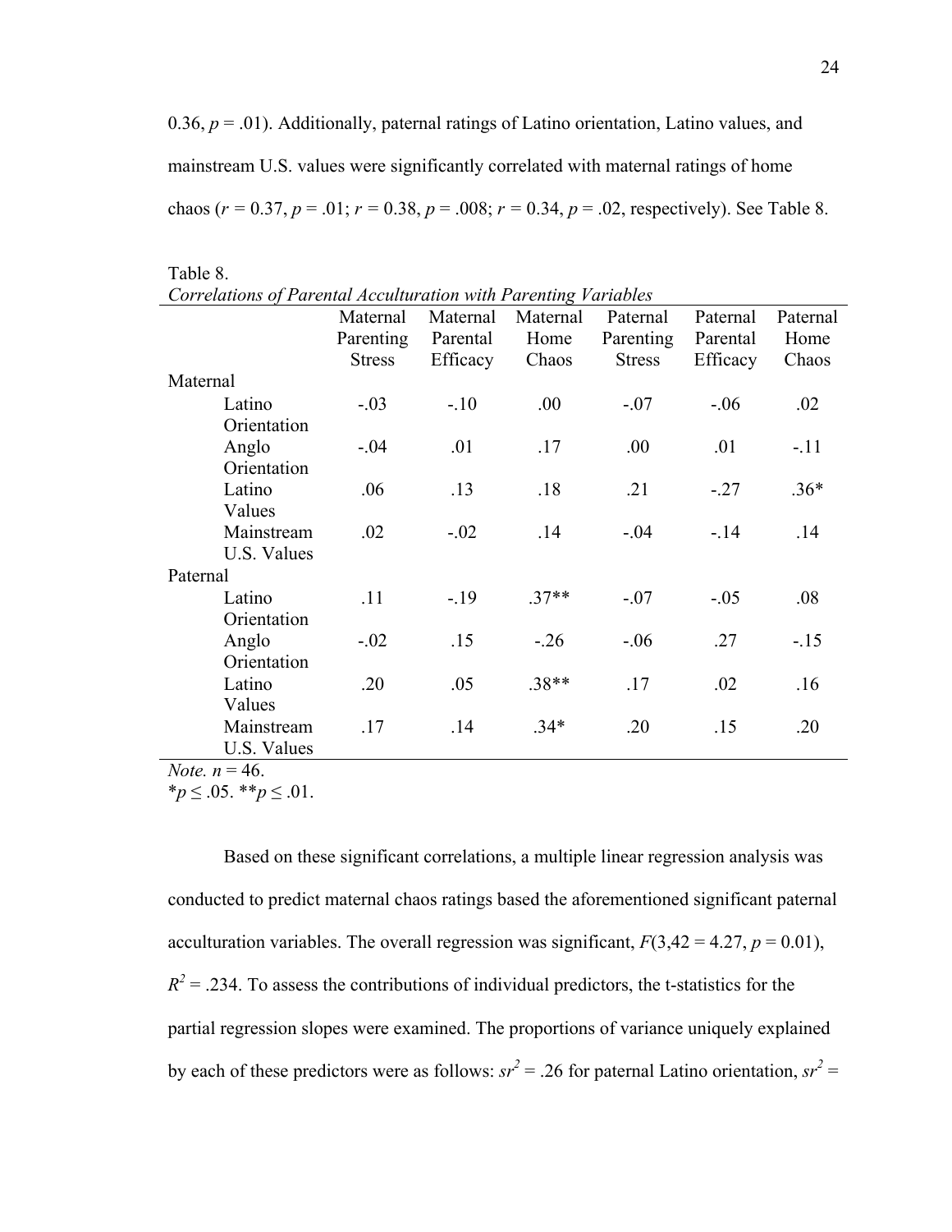0.36, $p$ = .01). Additionally, paternal ratings of Latino orientation, Latino values, and mainstream U.S. values were significantly correlated with maternal ratings of home chaos ($r$ = 0.37, $p$ = .01; $r$ = 0.38, $p$ = .008; $r$ = 0.34, $p$ = .02, respectively). See Table 8.

Table 8.
*Correlations of Parental Acculturation with Parenting Variables*

| | Maternal Parenting Stress | Maternal Parental Efficacy | Maternal Home Chaos | Paternal Parenting Stress | Paternal Parental Efficacy | Paternal Home Chaos |
|---|---|---|---|---|---|---|
| Maternal | | | | | | |
| Latino Orientation | -.03 | -.10 | .00 | -.07 | -.06 | .02 |
| Anglo Orientation | -.04 | .01 | .17 | .00 | .01 | -.11 |
| Latino Values | .06 | .13 | .18 | .21 | -.27 | .36* |
| Mainstream U.S. Values | .02 | -.02 | .14 | -.04 | -.14 | .14 |
| Paternal | | | | | | |
| Latino Orientation | .11 | -.19 | .37** | -.07 | -.05 | .08 |
| Anglo Orientation | -.02 | .15 | -.26 | -.06 | .27 | -.15 |
| Latino Values | .20 | .05 | .38** | .17 | .02 | .16 |
| Mainstream U.S. Values | .17 | .14 | .34* | .20 | .15 | .20 |

*Note.* $n$ = 46.
*$p \leq .05$. **$p \leq .01$.

Based on these significant correlations, a multiple linear regression analysis was conducted to predict maternal chaos ratings based the aforementioned significant paternal acculturation variables. The overall regression was significant, $F$(3,42 = 4.27, $p$ = 0.01), $R^2$ = .234. To assess the contributions of individual predictors, the t-statistics for the partial regression slopes were examined. The proportions of variance uniquely explained by each of these predictors were as follows: $sr^2$ = .26 for paternal Latino orientation, $sr^2$ =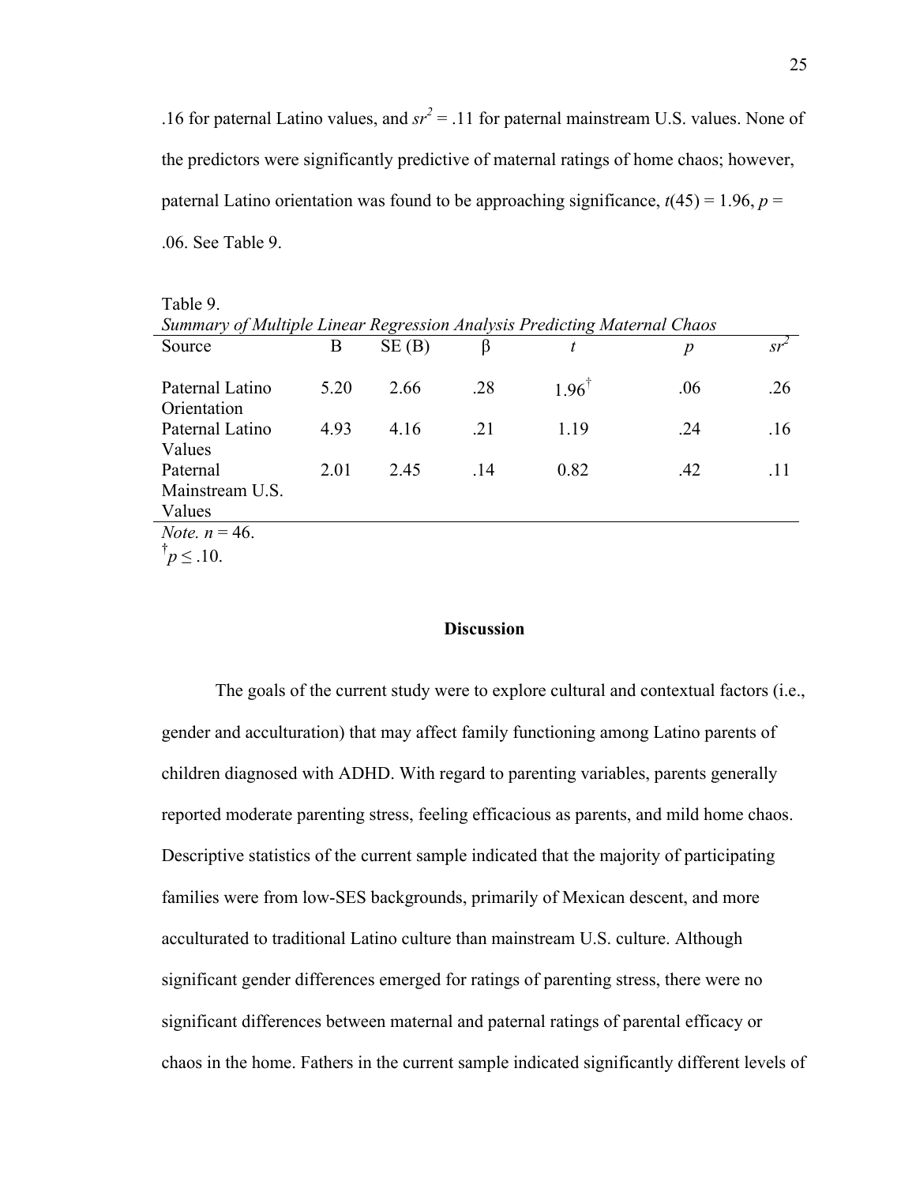.16 for paternal Latino values, and $sr^2$ = .11 for paternal mainstream U.S. values. None of the predictors were significantly predictive of maternal ratings of home chaos; however, paternal Latino orientation was found to be approaching significance, $t(45) = 1.96$, $p$ = .06. See Table 9.

Table 9.

*Summary of Multiple Linear Regression Analysis Predicting Maternal Chaos*

| Source | B | SE (B) | β | $t$ | $p$ | $sr^2$ |
|---|---|---|---|---|---|---|
| Paternal Latino Orientation | 5.20 | 2.66 | .28 | 1.96$^{\dagger}$ | .06 | .26 |
| Paternal Latino Values | 4.93 | 4.16 | .21 | 1.19 | .24 | .16 |
| Paternal Mainstream U.S. Values | 2.01 | 2.45 | .14 | 0.82 | .42 | .11 |

*Note.* $n$ = 46.

$^{\dagger}p \leq .10$.

## Discussion

The goals of the current study were to explore cultural and contextual factors (i.e., gender and acculturation) that may affect family functioning among Latino parents of children diagnosed with ADHD. With regard to parenting variables, parents generally reported moderate parenting stress, feeling efficacious as parents, and mild home chaos. Descriptive statistics of the current sample indicated that the majority of participating families were from low-SES backgrounds, primarily of Mexican descent, and more acculturated to traditional Latino culture than mainstream U.S. culture. Although significant gender differences emerged for ratings of parenting stress, there were no significant differences between maternal and paternal ratings of parental efficacy or chaos in the home. Fathers in the current sample indicated significantly different levels of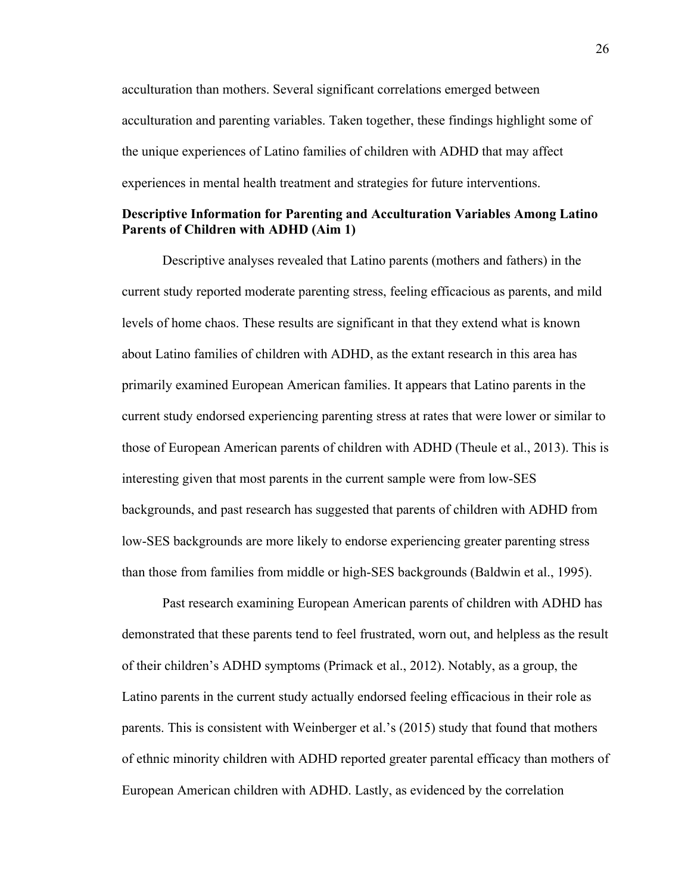acculturation than mothers. Several significant correlations emerged between acculturation and parenting variables. Taken together, these findings highlight some of the unique experiences of Latino families of children with ADHD that may affect experiences in mental health treatment and strategies for future interventions.

**Descriptive Information for Parenting and Acculturation Variables Among Latino Parents of Children with ADHD (Aim 1)**

Descriptive analyses revealed that Latino parents (mothers and fathers) in the current study reported moderate parenting stress, feeling efficacious as parents, and mild levels of home chaos. These results are significant in that they extend what is known about Latino families of children with ADHD, as the extant research in this area has primarily examined European American families. It appears that Latino parents in the current study endorsed experiencing parenting stress at rates that were lower or similar to those of European American parents of children with ADHD (Theule et al., 2013). This is interesting given that most parents in the current sample were from low-SES backgrounds, and past research has suggested that parents of children with ADHD from low-SES backgrounds are more likely to endorse experiencing greater parenting stress than those from families from middle or high-SES backgrounds (Baldwin et al., 1995).

Past research examining European American parents of children with ADHD has demonstrated that these parents tend to feel frustrated, worn out, and helpless as the result of their children's ADHD symptoms (Primack et al., 2012). Notably, as a group, the Latino parents in the current study actually endorsed feeling efficacious in their role as parents. This is consistent with Weinberger et al.'s (2015) study that found that mothers of ethnic minority children with ADHD reported greater parental efficacy than mothers of European American children with ADHD. Lastly, as evidenced by the correlation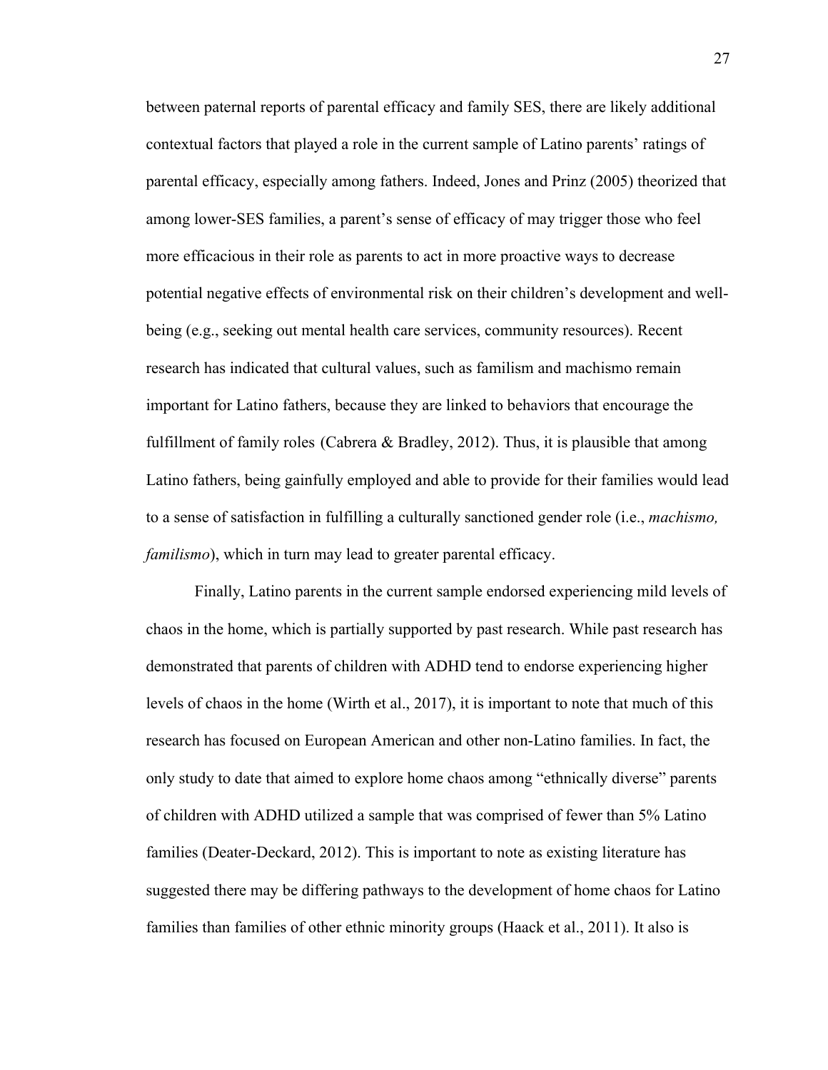between paternal reports of parental efficacy and family SES, there are likely additional contextual factors that played a role in the current sample of Latino parents' ratings of parental efficacy, especially among fathers. Indeed, Jones and Prinz (2005) theorized that among lower-SES families, a parent's sense of efficacy of may trigger those who feel more efficacious in their role as parents to act in more proactive ways to decrease potential negative effects of environmental risk on their children's development and well-being (e.g., seeking out mental health care services, community resources). Recent research has indicated that cultural values, such as familism and machismo remain important for Latino fathers, because they are linked to behaviors that encourage the fulfillment of family roles (Cabrera & Bradley, 2012). Thus, it is plausible that among Latino fathers, being gainfully employed and able to provide for their families would lead to a sense of satisfaction in fulfilling a culturally sanctioned gender role (i.e., *machismo, familismo*), which in turn may lead to greater parental efficacy.

Finally, Latino parents in the current sample endorsed experiencing mild levels of chaos in the home, which is partially supported by past research. While past research has demonstrated that parents of children with ADHD tend to endorse experiencing higher levels of chaos in the home (Wirth et al., 2017), it is important to note that much of this research has focused on European American and other non-Latino families. In fact, the only study to date that aimed to explore home chaos among "ethnically diverse" parents of children with ADHD utilized a sample that was comprised of fewer than 5% Latino families (Deater-Deckard, 2012). This is important to note as existing literature has suggested there may be differing pathways to the development of home chaos for Latino families than families of other ethnic minority groups (Haack et al., 2011). It also is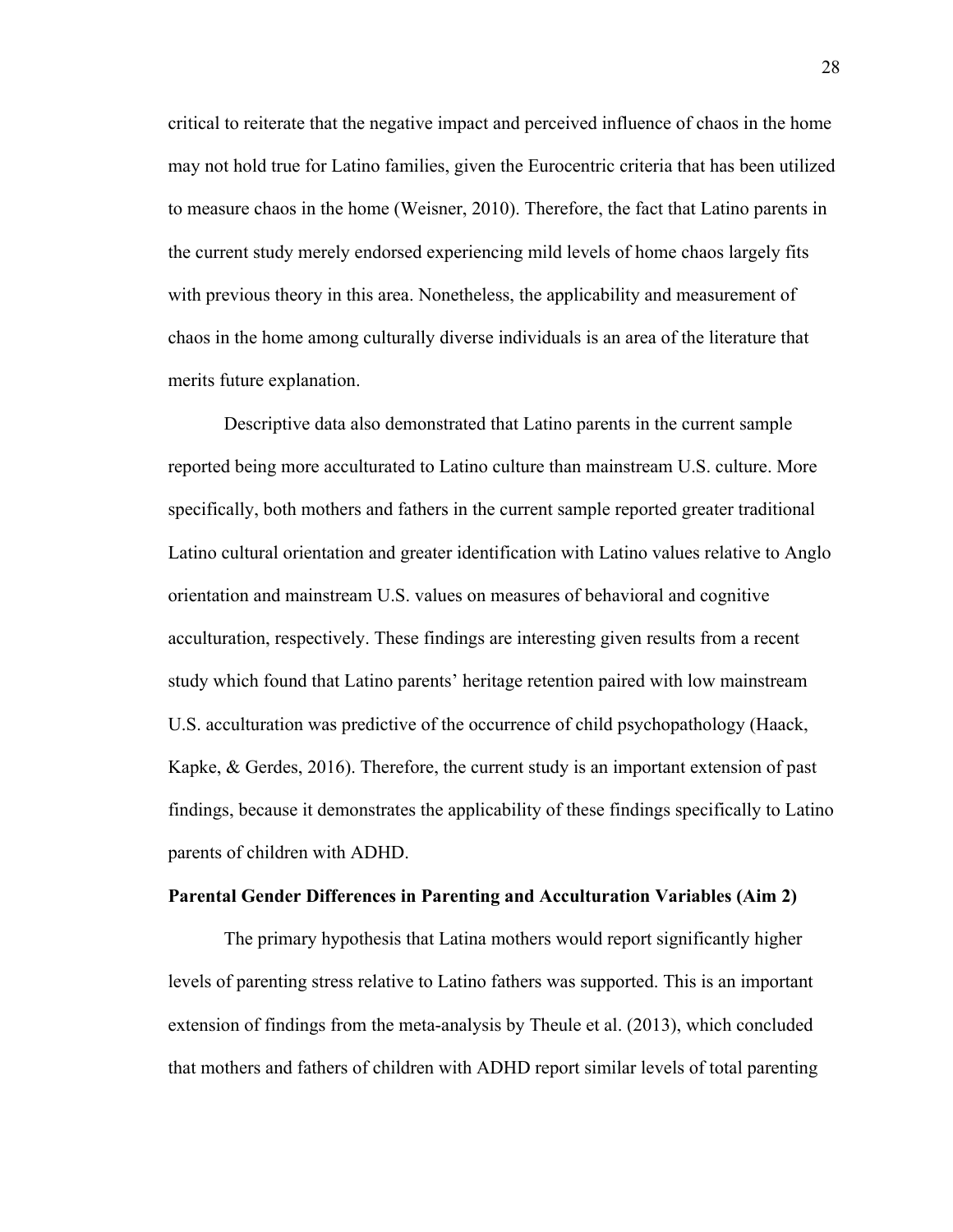critical to reiterate that the negative impact and perceived influence of chaos in the home may not hold true for Latino families, given the Eurocentric criteria that has been utilized to measure chaos in the home (Weisner, 2010). Therefore, the fact that Latino parents in the current study merely endorsed experiencing mild levels of home chaos largely fits with previous theory in this area. Nonetheless, the applicability and measurement of chaos in the home among culturally diverse individuals is an area of the literature that merits future explanation.

Descriptive data also demonstrated that Latino parents in the current sample reported being more acculturated to Latino culture than mainstream U.S. culture. More specifically, both mothers and fathers in the current sample reported greater traditional Latino cultural orientation and greater identification with Latino values relative to Anglo orientation and mainstream U.S. values on measures of behavioral and cognitive acculturation, respectively. These findings are interesting given results from a recent study which found that Latino parents' heritage retention paired with low mainstream U.S. acculturation was predictive of the occurrence of child psychopathology (Haack, Kapke, & Gerdes, 2016). Therefore, the current study is an important extension of past findings, because it demonstrates the applicability of these findings specifically to Latino parents of children with ADHD.

**Parental Gender Differences in Parenting and Acculturation Variables (Aim 2)**

The primary hypothesis that Latina mothers would report significantly higher levels of parenting stress relative to Latino fathers was supported. This is an important extension of findings from the meta-analysis by Theule et al. (2013), which concluded that mothers and fathers of children with ADHD report similar levels of total parenting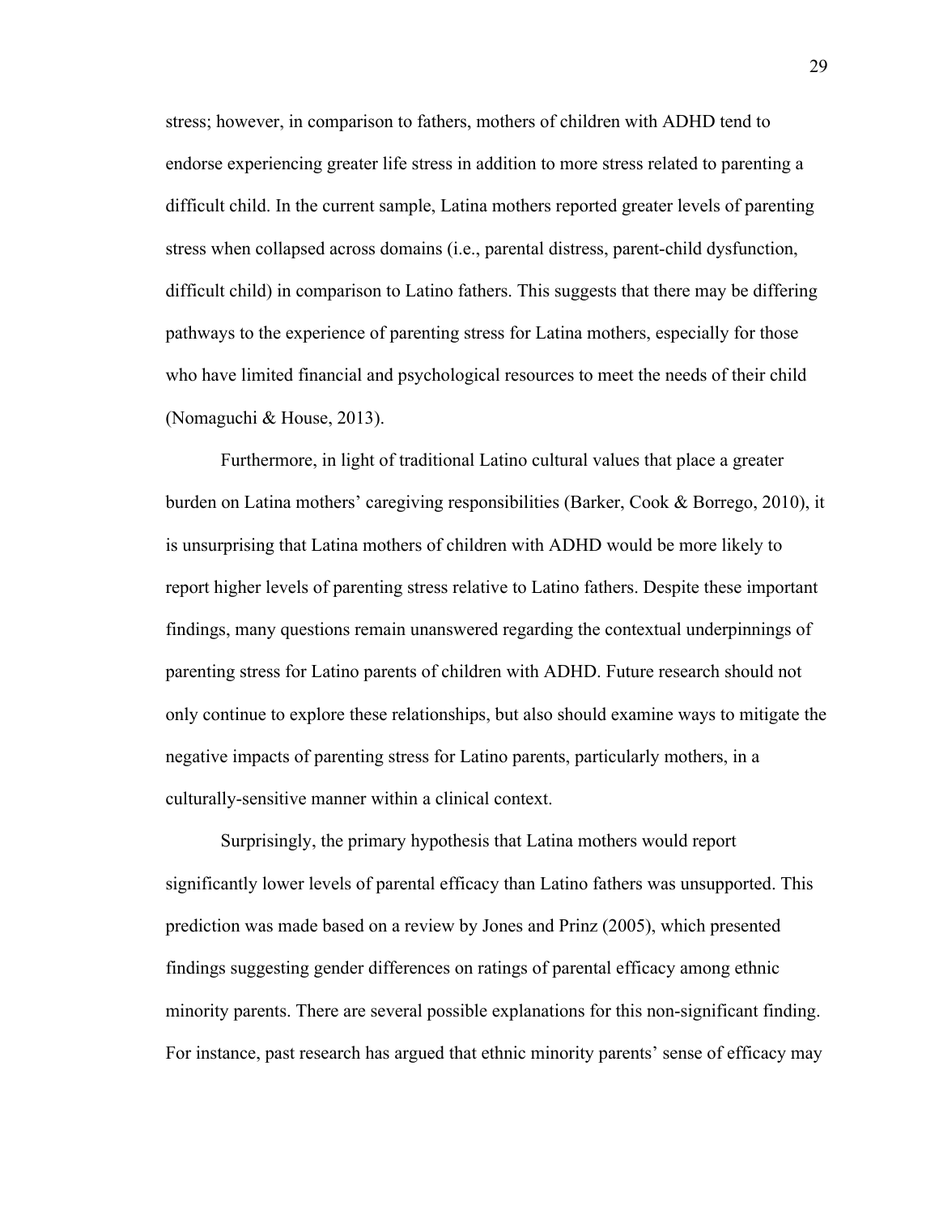stress; however, in comparison to fathers, mothers of children with ADHD tend to endorse experiencing greater life stress in addition to more stress related to parenting a difficult child. In the current sample, Latina mothers reported greater levels of parenting stress when collapsed across domains (i.e., parental distress, parent-child dysfunction, difficult child) in comparison to Latino fathers. This suggests that there may be differing pathways to the experience of parenting stress for Latina mothers, especially for those who have limited financial and psychological resources to meet the needs of their child (Nomaguchi & House, 2013).

Furthermore, in light of traditional Latino cultural values that place a greater burden on Latina mothers' caregiving responsibilities (Barker, Cook & Borrego, 2010), it is unsurprising that Latina mothers of children with ADHD would be more likely to report higher levels of parenting stress relative to Latino fathers. Despite these important findings, many questions remain unanswered regarding the contextual underpinnings of parenting stress for Latino parents of children with ADHD. Future research should not only continue to explore these relationships, but also should examine ways to mitigate the negative impacts of parenting stress for Latino parents, particularly mothers, in a culturally-sensitive manner within a clinical context.

Surprisingly, the primary hypothesis that Latina mothers would report significantly lower levels of parental efficacy than Latino fathers was unsupported. This prediction was made based on a review by Jones and Prinz (2005), which presented findings suggesting gender differences on ratings of parental efficacy among ethnic minority parents. There are several possible explanations for this non-significant finding. For instance, past research has argued that ethnic minority parents' sense of efficacy may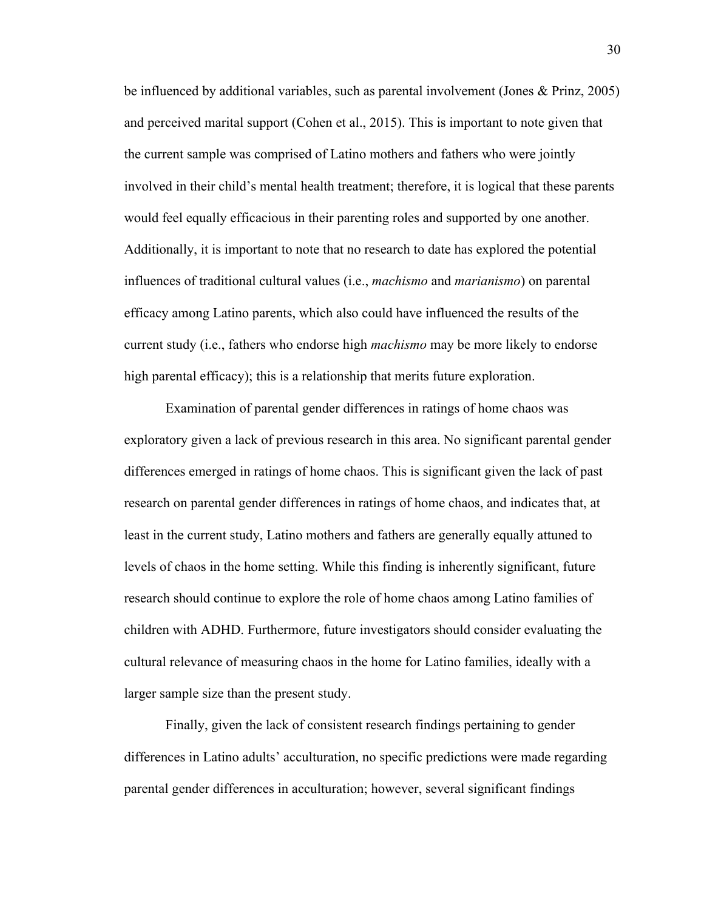be influenced by additional variables, such as parental involvement (Jones & Prinz, 2005) and perceived marital support (Cohen et al., 2015). This is important to note given that the current sample was comprised of Latino mothers and fathers who were jointly involved in their child's mental health treatment; therefore, it is logical that these parents would feel equally efficacious in their parenting roles and supported by one another. Additionally, it is important to note that no research to date has explored the potential influences of traditional cultural values (i.e., *machismo* and *marianismo*) on parental efficacy among Latino parents, which also could have influenced the results of the current study (i.e., fathers who endorse high *machismo* may be more likely to endorse high parental efficacy); this is a relationship that merits future exploration.

Examination of parental gender differences in ratings of home chaos was exploratory given a lack of previous research in this area. No significant parental gender differences emerged in ratings of home chaos. This is significant given the lack of past research on parental gender differences in ratings of home chaos, and indicates that, at least in the current study, Latino mothers and fathers are generally equally attuned to levels of chaos in the home setting. While this finding is inherently significant, future research should continue to explore the role of home chaos among Latino families of children with ADHD. Furthermore, future investigators should consider evaluating the cultural relevance of measuring chaos in the home for Latino families, ideally with a larger sample size than the present study.

Finally, given the lack of consistent research findings pertaining to gender differences in Latino adults' acculturation, no specific predictions were made regarding parental gender differences in acculturation; however, several significant findings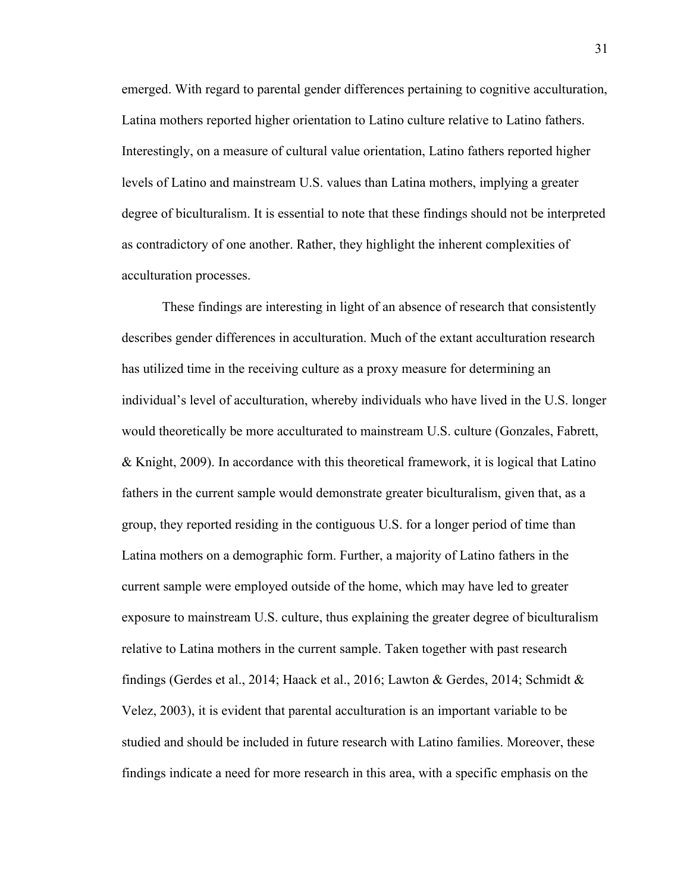emerged. With regard to parental gender differences pertaining to cognitive acculturation, Latina mothers reported higher orientation to Latino culture relative to Latino fathers. Interestingly, on a measure of cultural value orientation, Latino fathers reported higher levels of Latino and mainstream U.S. values than Latina mothers, implying a greater degree of biculturalism. It is essential to note that these findings should not be interpreted as contradictory of one another. Rather, they highlight the inherent complexities of acculturation processes.

These findings are interesting in light of an absence of research that consistently describes gender differences in acculturation. Much of the extant acculturation research has utilized time in the receiving culture as a proxy measure for determining an individual's level of acculturation, whereby individuals who have lived in the U.S. longer would theoretically be more acculturated to mainstream U.S. culture (Gonzales, Fabrett, & Knight, 2009). In accordance with this theoretical framework, it is logical that Latino fathers in the current sample would demonstrate greater biculturalism, given that, as a group, they reported residing in the contiguous U.S. for a longer period of time than Latina mothers on a demographic form. Further, a majority of Latino fathers in the current sample were employed outside of the home, which may have led to greater exposure to mainstream U.S. culture, thus explaining the greater degree of biculturalism relative to Latina mothers in the current sample. Taken together with past research findings (Gerdes et al., 2014; Haack et al., 2016; Lawton & Gerdes, 2014; Schmidt & Velez, 2003), it is evident that parental acculturation is an important variable to be studied and should be included in future research with Latino families. Moreover, these findings indicate a need for more research in this area, with a specific emphasis on the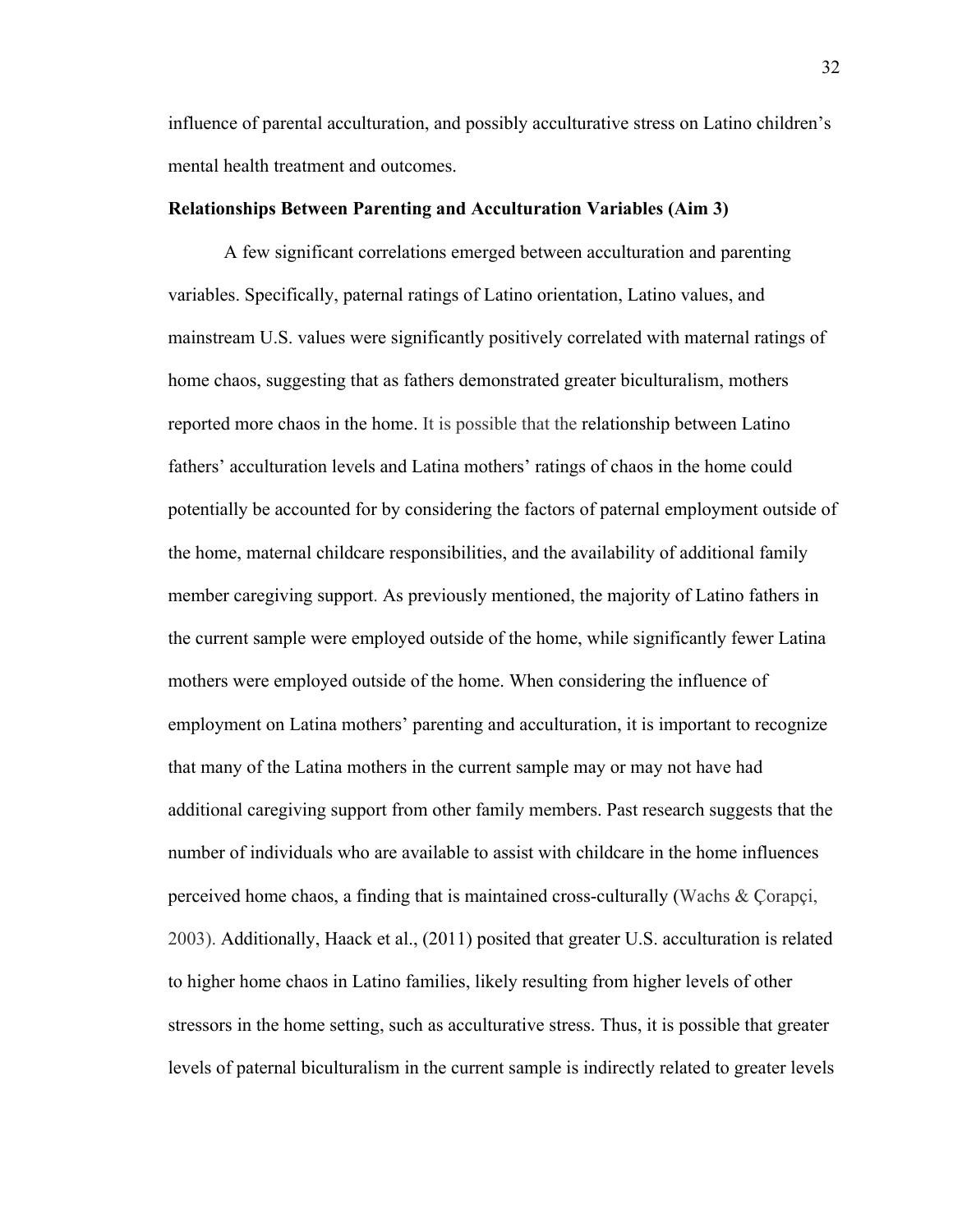influence of parental acculturation, and possibly acculturative stress on Latino children's mental health treatment and outcomes.

**Relationships Between Parenting and Acculturation Variables (Aim 3)**

A few significant correlations emerged between acculturation and parenting variables. Specifically, paternal ratings of Latino orientation, Latino values, and mainstream U.S. values were significantly positively correlated with maternal ratings of home chaos, suggesting that as fathers demonstrated greater biculturalism, mothers reported more chaos in the home. It is possible that the relationship between Latino fathers' acculturation levels and Latina mothers' ratings of chaos in the home could potentially be accounted for by considering the factors of paternal employment outside of the home, maternal childcare responsibilities, and the availability of additional family member caregiving support. As previously mentioned, the majority of Latino fathers in the current sample were employed outside of the home, while significantly fewer Latina mothers were employed outside of the home. When considering the influence of employment on Latina mothers' parenting and acculturation, it is important to recognize that many of the Latina mothers in the current sample may or may not have had additional caregiving support from other family members. Past research suggests that the number of individuals who are available to assist with childcare in the home influences perceived home chaos, a finding that is maintained cross-culturally (Wachs & Çorapçi, 2003). Additionally, Haack et al., (2011) posited that greater U.S. acculturation is related to higher home chaos in Latino families, likely resulting from higher levels of other stressors in the home setting, such as acculturative stress. Thus, it is possible that greater levels of paternal biculturalism in the current sample is indirectly related to greater levels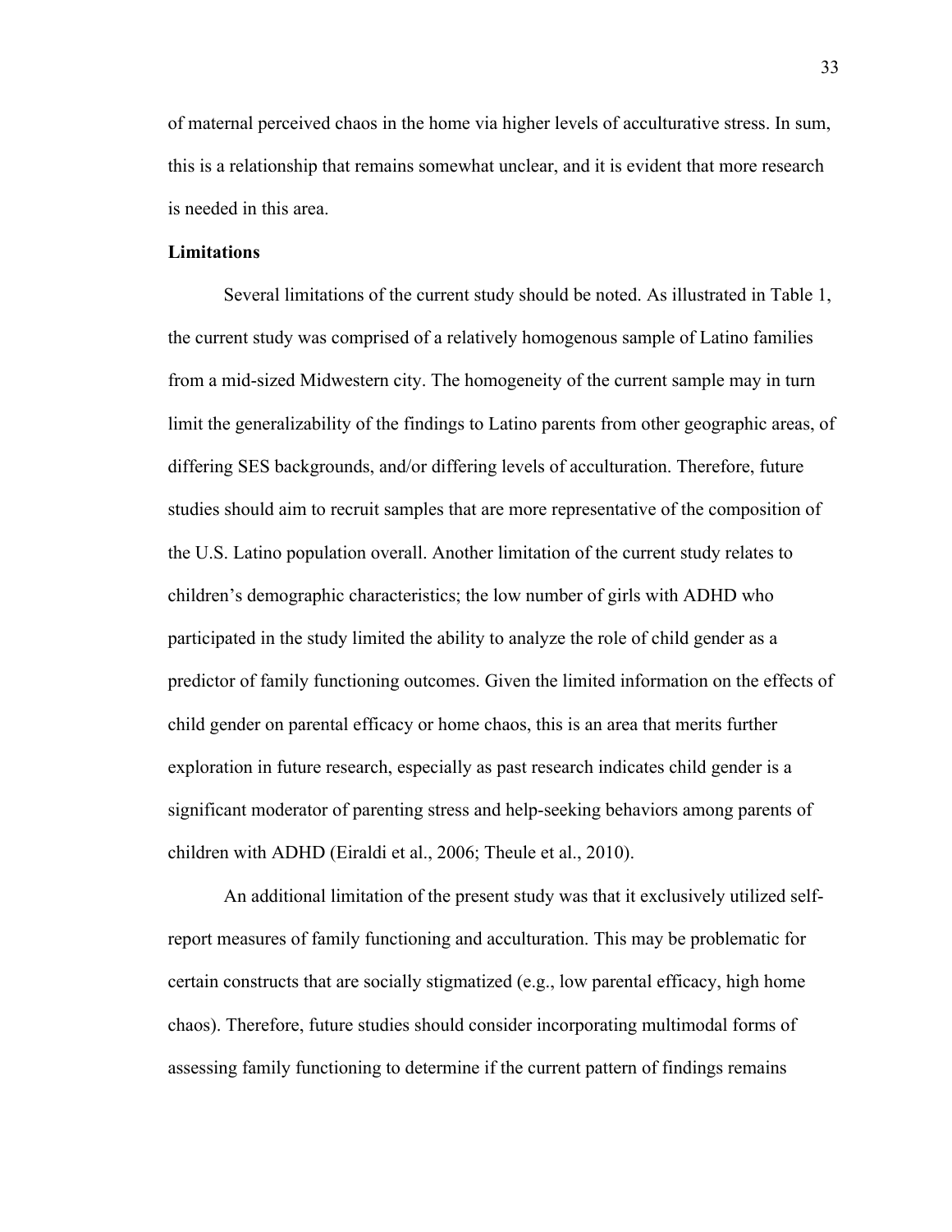of maternal perceived chaos in the home via higher levels of acculturative stress. In sum, this is a relationship that remains somewhat unclear, and it is evident that more research is needed in this area.

**Limitations**

Several limitations of the current study should be noted. As illustrated in Table 1, the current study was comprised of a relatively homogenous sample of Latino families from a mid-sized Midwestern city. The homogeneity of the current sample may in turn limit the generalizability of the findings to Latino parents from other geographic areas, of differing SES backgrounds, and/or differing levels of acculturation. Therefore, future studies should aim to recruit samples that are more representative of the composition of the U.S. Latino population overall. Another limitation of the current study relates to children's demographic characteristics; the low number of girls with ADHD who participated in the study limited the ability to analyze the role of child gender as a predictor of family functioning outcomes. Given the limited information on the effects of child gender on parental efficacy or home chaos, this is an area that merits further exploration in future research, especially as past research indicates child gender is a significant moderator of parenting stress and help-seeking behaviors among parents of children with ADHD (Eiraldi et al., 2006; Theule et al., 2010).

An additional limitation of the present study was that it exclusively utilized self-report measures of family functioning and acculturation. This may be problematic for certain constructs that are socially stigmatized (e.g., low parental efficacy, high home chaos). Therefore, future studies should consider incorporating multimodal forms of assessing family functioning to determine if the current pattern of findings remains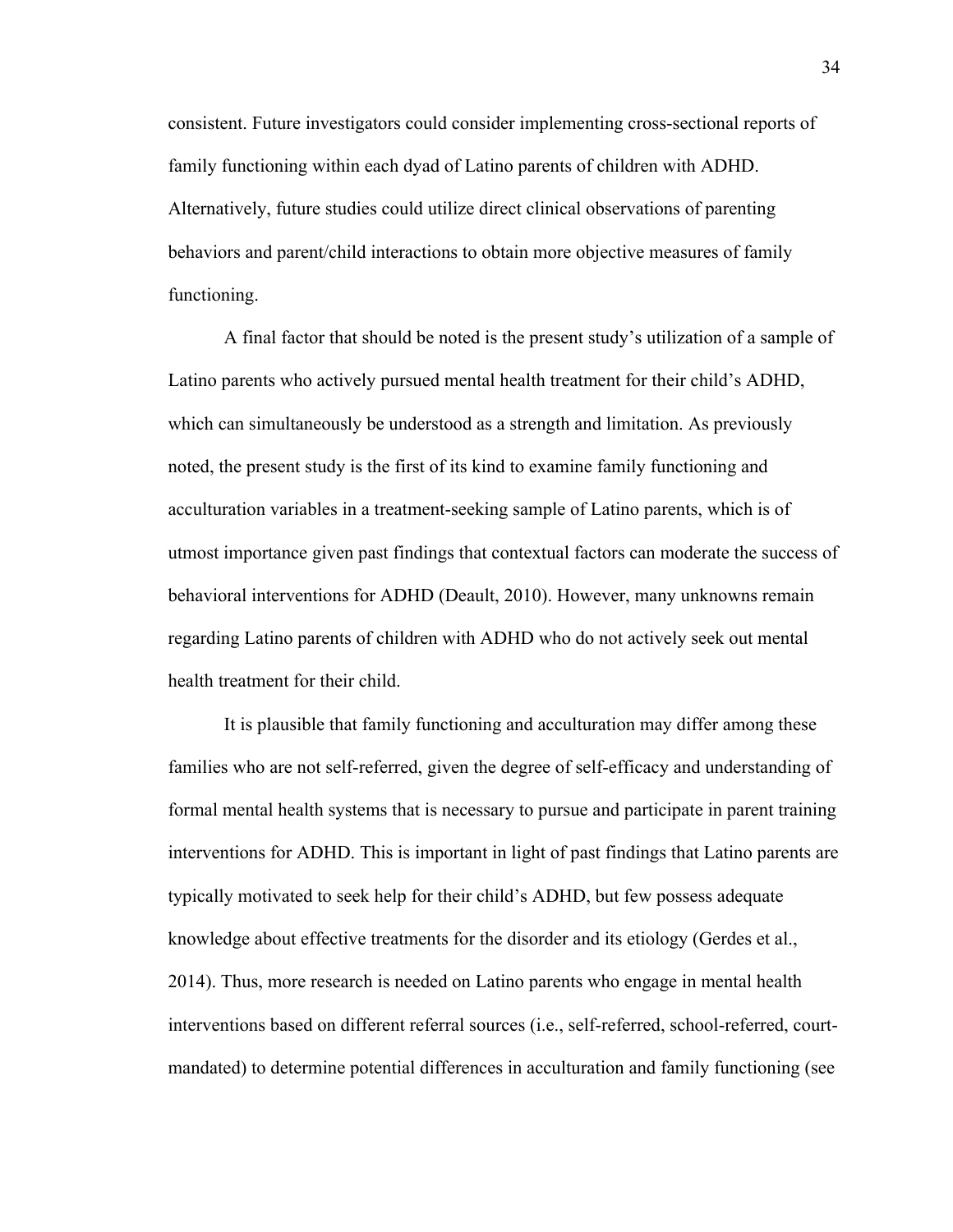consistent. Future investigators could consider implementing cross-sectional reports of family functioning within each dyad of Latino parents of children with ADHD. Alternatively, future studies could utilize direct clinical observations of parenting behaviors and parent/child interactions to obtain more objective measures of family functioning.

A final factor that should be noted is the present study's utilization of a sample of Latino parents who actively pursued mental health treatment for their child's ADHD, which can simultaneously be understood as a strength and limitation. As previously noted, the present study is the first of its kind to examine family functioning and acculturation variables in a treatment-seeking sample of Latino parents, which is of utmost importance given past findings that contextual factors can moderate the success of behavioral interventions for ADHD (Deault, 2010). However, many unknowns remain regarding Latino parents of children with ADHD who do not actively seek out mental health treatment for their child.

It is plausible that family functioning and acculturation may differ among these families who are not self-referred, given the degree of self-efficacy and understanding of formal mental health systems that is necessary to pursue and participate in parent training interventions for ADHD. This is important in light of past findings that Latino parents are typically motivated to seek help for their child's ADHD, but few possess adequate knowledge about effective treatments for the disorder and its etiology (Gerdes et al., 2014). Thus, more research is needed on Latino parents who engage in mental health interventions based on different referral sources (i.e., self-referred, school-referred, court-mandated) to determine potential differences in acculturation and family functioning (see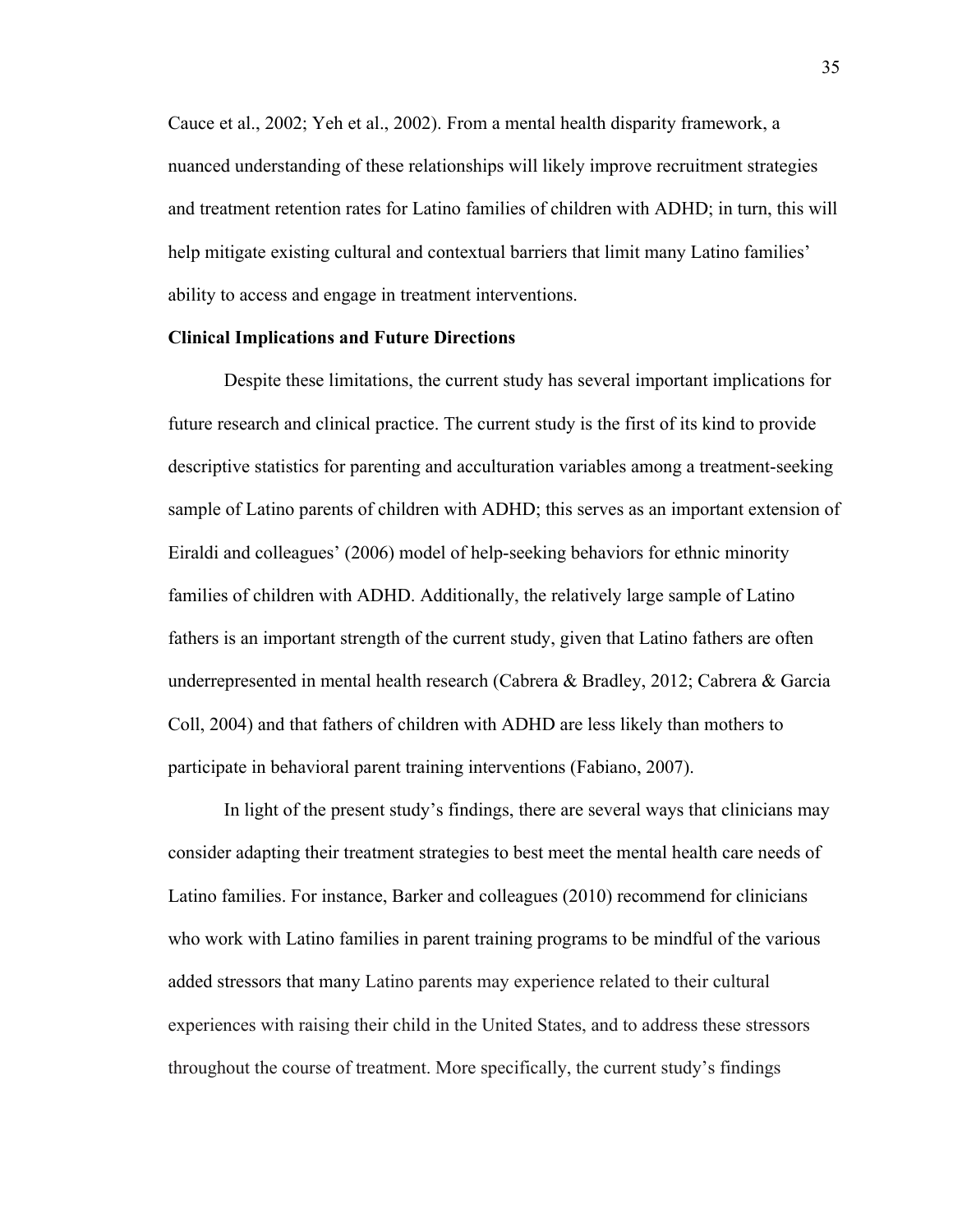Cauce et al., 2002; Yeh et al., 2002). From a mental health disparity framework, a nuanced understanding of these relationships will likely improve recruitment strategies and treatment retention rates for Latino families of children with ADHD; in turn, this will help mitigate existing cultural and contextual barriers that limit many Latino families' ability to access and engage in treatment interventions.

**Clinical Implications and Future Directions**

Despite these limitations, the current study has several important implications for future research and clinical practice. The current study is the first of its kind to provide descriptive statistics for parenting and acculturation variables among a treatment-seeking sample of Latino parents of children with ADHD; this serves as an important extension of Eiraldi and colleagues' (2006) model of help-seeking behaviors for ethnic minority families of children with ADHD. Additionally, the relatively large sample of Latino fathers is an important strength of the current study, given that Latino fathers are often underrepresented in mental health research (Cabrera & Bradley, 2012; Cabrera & Garcia Coll, 2004) and that fathers of children with ADHD are less likely than mothers to participate in behavioral parent training interventions (Fabiano, 2007).

In light of the present study's findings, there are several ways that clinicians may consider adapting their treatment strategies to best meet the mental health care needs of Latino families. For instance, Barker and colleagues (2010) recommend for clinicians who work with Latino families in parent training programs to be mindful of the various added stressors that many Latino parents may experience related to their cultural experiences with raising their child in the United States, and to address these stressors throughout the course of treatment. More specifically, the current study's findings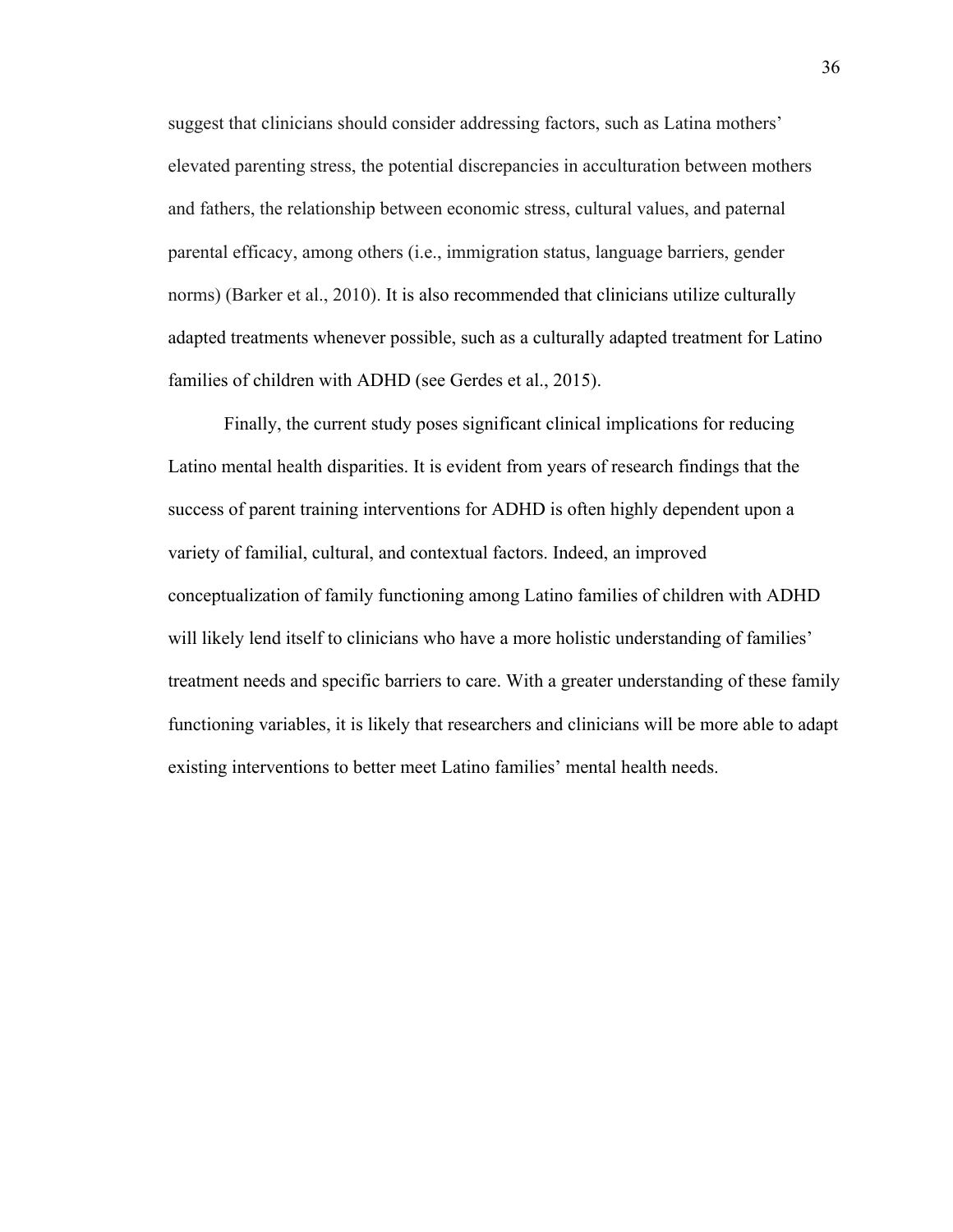suggest that clinicians should consider addressing factors, such as Latina mothers' elevated parenting stress, the potential discrepancies in acculturation between mothers and fathers, the relationship between economic stress, cultural values, and paternal parental efficacy, among others (i.e., immigration status, language barriers, gender norms) (Barker et al., 2010). It is also recommended that clinicians utilize culturally adapted treatments whenever possible, such as a culturally adapted treatment for Latino families of children with ADHD (see Gerdes et al., 2015).

Finally, the current study poses significant clinical implications for reducing Latino mental health disparities. It is evident from years of research findings that the success of parent training interventions for ADHD is often highly dependent upon a variety of familial, cultural, and contextual factors. Indeed, an improved conceptualization of family functioning among Latino families of children with ADHD will likely lend itself to clinicians who have a more holistic understanding of families' treatment needs and specific barriers to care. With a greater understanding of these family functioning variables, it is likely that researchers and clinicians will be more able to adapt existing interventions to better meet Latino families' mental health needs.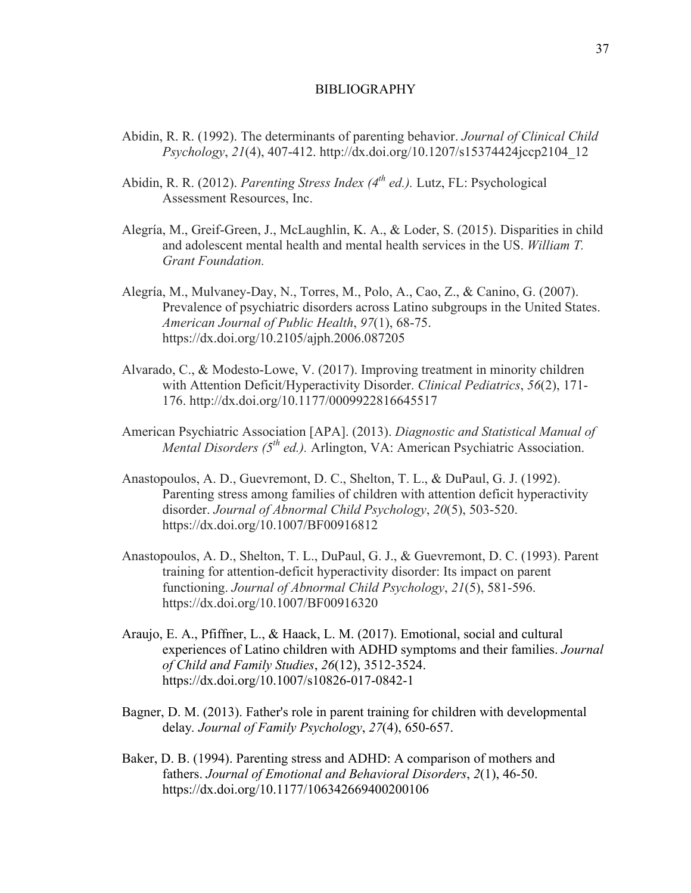# BIBLIOGRAPHY

Abidin, R. R. (1992). The determinants of parenting behavior. *Journal of Clinical Child Psychology*, *21*(4), 407-412. http://dx.doi.org/10.1207/s15374424jccp2104_12

Abidin, R. R. (2012). *Parenting Stress Index (4th ed.).* Lutz, FL: Psychological Assessment Resources, Inc.

Alegría, M., Greif-Green, J., McLaughlin, K. A., & Loder, S. (2015). Disparities in child and adolescent mental health and mental health services in the US. *William T. Grant Foundation.*

Alegría, M., Mulvaney-Day, N., Torres, M., Polo, A., Cao, Z., & Canino, G. (2007). Prevalence of psychiatric disorders across Latino subgroups in the United States. *American Journal of Public Health*, *97*(1), 68-75. https://dx.doi.org/10.2105/ajph.2006.087205

Alvarado, C., & Modesto-Lowe, V. (2017). Improving treatment in minority children with Attention Deficit/Hyperactivity Disorder. *Clinical Pediatrics*, *56*(2), 171-176. http://dx.doi.org/10.1177/0009922816645517

American Psychiatric Association [APA]. (2013). *Diagnostic and Statistical Manual of Mental Disorders (5th ed.).* Arlington, VA: American Psychiatric Association.

Anastopoulos, A. D., Guevremont, D. C., Shelton, T. L., & DuPaul, G. J. (1992). Parenting stress among families of children with attention deficit hyperactivity disorder. *Journal of Abnormal Child Psychology*, *20*(5), 503-520. https://dx.doi.org/10.1007/BF00916812

Anastopoulos, A. D., Shelton, T. L., DuPaul, G. J., & Guevremont, D. C. (1993). Parent training for attention-deficit hyperactivity disorder: Its impact on parent functioning. *Journal of Abnormal Child Psychology*, *21*(5), 581-596. https://dx.doi.org/10.1007/BF00916320

Araujo, E. A., Pfiffner, L., & Haack, L. M. (2017). Emotional, social and cultural experiences of Latino children with ADHD symptoms and their families. *Journal of Child and Family Studies*, *26*(12), 3512-3524. https://dx.doi.org/10.1007/s10826-017-0842-1

Bagner, D. M. (2013). Father's role in parent training for children with developmental delay. *Journal of Family Psychology*, *27*(4), 650-657.

Baker, D. B. (1994). Parenting stress and ADHD: A comparison of mothers and fathers. *Journal of Emotional and Behavioral Disorders*, *2*(1), 46-50. https://dx.doi.org/10.1177/106342669400200106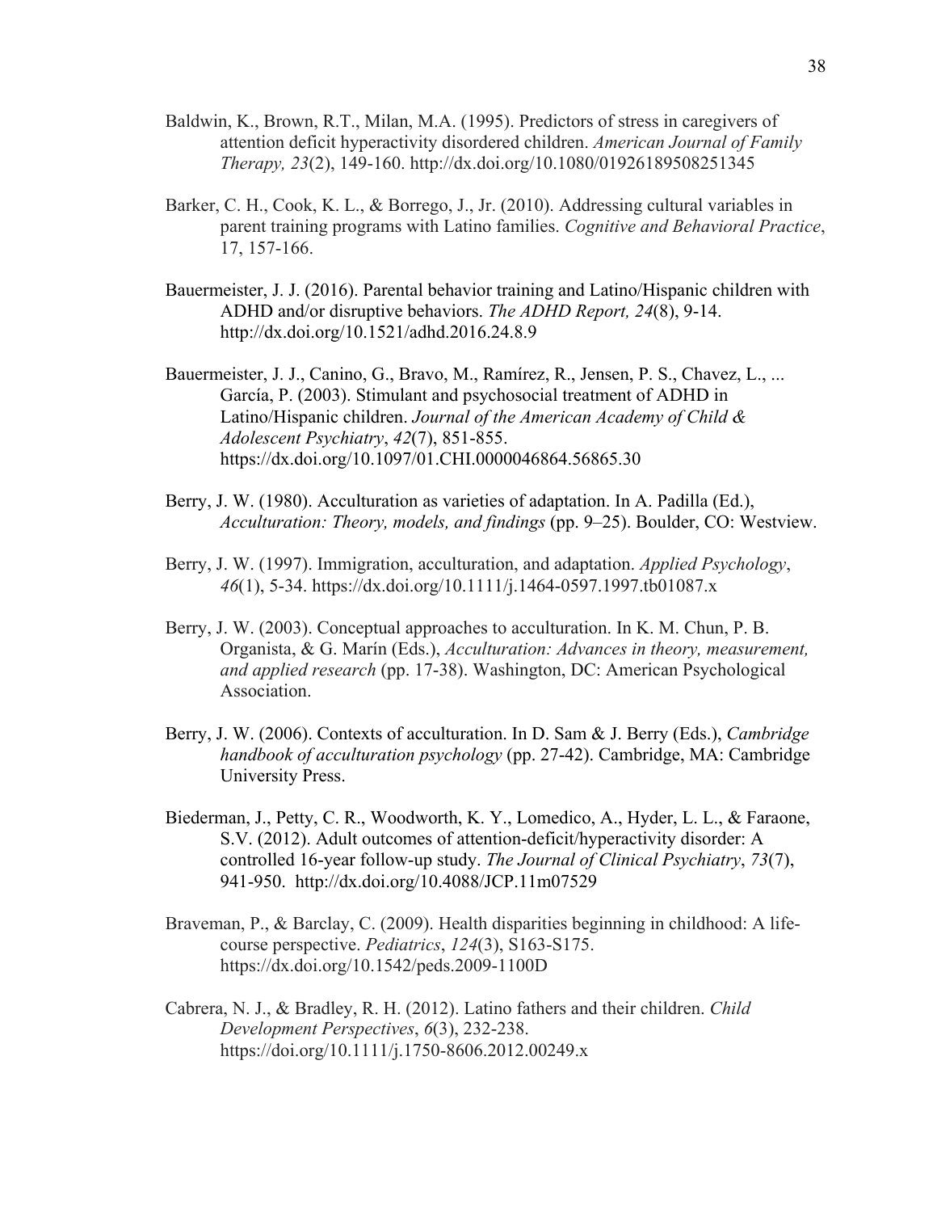Baldwin, K., Brown, R.T., Milan, M.A. (1995). Predictors of stress in caregivers of attention deficit hyperactivity disordered children. *American Journal of Family Therapy, 23*(2), 149-160. http://dx.doi.org/10.1080/01926189508251345

Barker, C. H., Cook, K. L., & Borrego, J., Jr. (2010). Addressing cultural variables in parent training programs with Latino families. *Cognitive and Behavioral Practice*, 17, 157-166.

Bauermeister, J. J. (2016). Parental behavior training and Latino/Hispanic children with ADHD and/or disruptive behaviors. *The ADHD Report, 24*(8), 9-14. http://dx.doi.org/10.1521/adhd.2016.24.8.9

Bauermeister, J. J., Canino, G., Bravo, M., Ramírez, R., Jensen, P. S., Chavez, L., ... García, P. (2003). Stimulant and psychosocial treatment of ADHD in Latino/Hispanic children. *Journal of the American Academy of Child & Adolescent Psychiatry*, *42*(7), 851-855. https://dx.doi.org/10.1097/01.CHI.0000046864.56865.30

Berry, J. W. (1980). Acculturation as varieties of adaptation. In A. Padilla (Ed.), *Acculturation: Theory, models, and findings* (pp. 9–25). Boulder, CO: Westview.

Berry, J. W. (1997). Immigration, acculturation, and adaptation. *Applied Psychology*, *46*(1), 5-34. https://dx.doi.org/10.1111/j.1464-0597.1997.tb01087.x

Berry, J. W. (2003). Conceptual approaches to acculturation. In K. M. Chun, P. B. Organista, & G. Marín (Eds.), *Acculturation: Advances in theory, measurement, and applied research* (pp. 17-38). Washington, DC: American Psychological Association.

Berry, J. W. (2006). Contexts of acculturation. In D. Sam & J. Berry (Eds.), *Cambridge handbook of acculturation psychology* (pp. 27-42). Cambridge, MA: Cambridge University Press.

Biederman, J., Petty, C. R., Woodworth, K. Y., Lomedico, A., Hyder, L. L., & Faraone, S.V. (2012). Adult outcomes of attention-deficit/hyperactivity disorder: A controlled 16-year follow-up study. *The Journal of Clinical Psychiatry*, *73*(7), 941-950. http://dx.doi.org/10.4088/JCP.11m07529

Braveman, P., & Barclay, C. (2009). Health disparities beginning in childhood: A life-course perspective. *Pediatrics*, *124*(3), S163-S175. https://dx.doi.org/10.1542/peds.2009-1100D

Cabrera, N. J., & Bradley, R. H. (2012). Latino fathers and their children. *Child Development Perspectives*, *6*(3), 232-238. https://doi.org/10.1111/j.1750-8606.2012.00249.x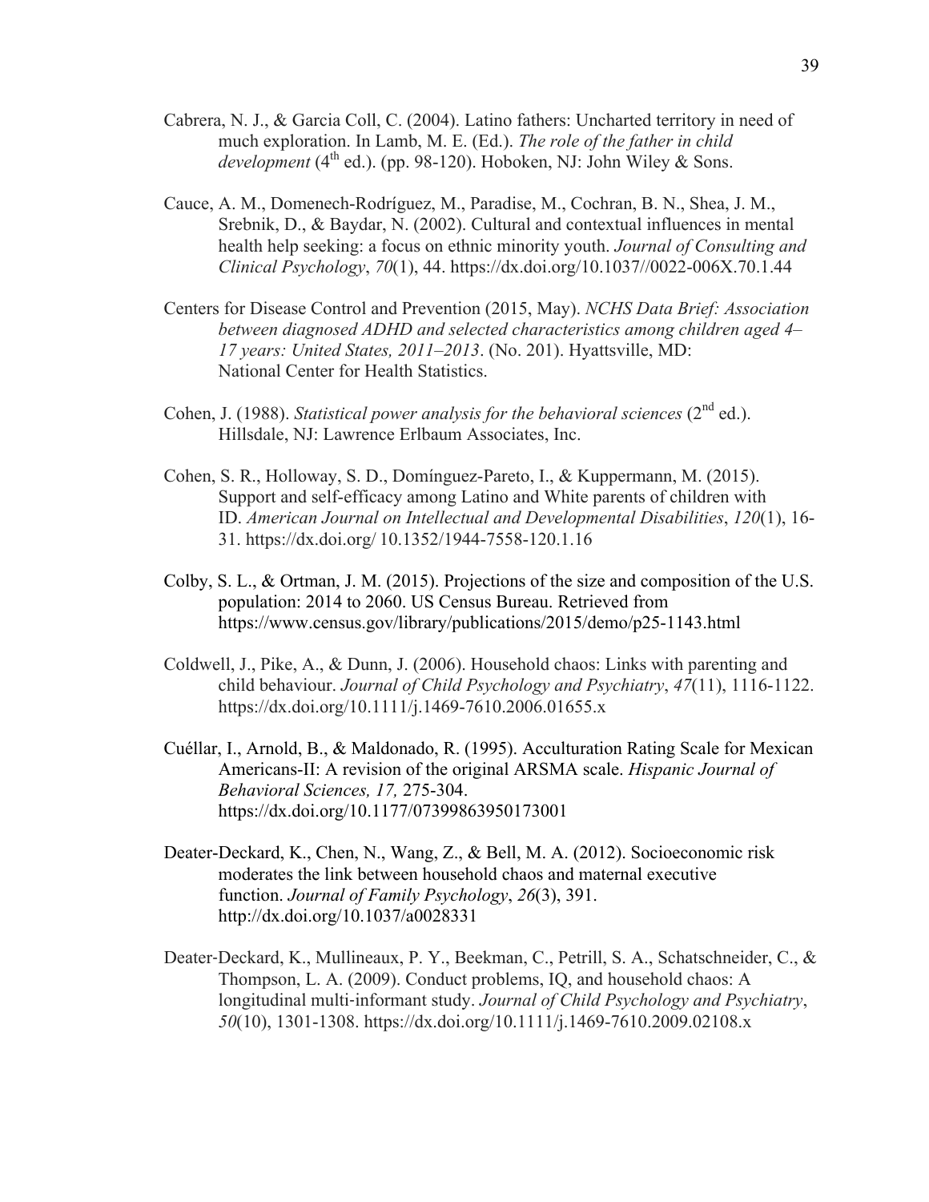Cabrera, N. J., & Garcia Coll, C. (2004). Latino fathers: Uncharted territory in need of much exploration. In Lamb, M. E. (Ed.). *The role of the father in child development* (4th ed.). (pp. 98-120). Hoboken, NJ: John Wiley & Sons.

Cauce, A. M., Domenech-Rodríguez, M., Paradise, M., Cochran, B. N., Shea, J. M., Srebnik, D., & Baydar, N. (2002). Cultural and contextual influences in mental health help seeking: a focus on ethnic minority youth. *Journal of Consulting and Clinical Psychology*, *70*(1), 44. https://dx.doi.org/10.1037//0022-006X.70.1.44

Centers for Disease Control and Prevention (2015, May). *NCHS Data Brief: Association between diagnosed ADHD and selected characteristics among children aged 4–17 years: United States, 2011–2013*. (No. 201). Hyattsville, MD: National Center for Health Statistics.

Cohen, J. (1988). *Statistical power analysis for the behavioral sciences* (2nd ed.). Hillsdale, NJ: Lawrence Erlbaum Associates, Inc.

Cohen, S. R., Holloway, S. D., Domínguez-Pareto, I., & Kuppermann, M. (2015). Support and self-efficacy among Latino and White parents of children with ID. *American Journal on Intellectual and Developmental Disabilities*, *120*(1), 16-31. https://dx.doi.org/ 10.1352/1944-7558-120.1.16

Colby, S. L., & Ortman, J. M. (2015). Projections of the size and composition of the U.S. population: 2014 to 2060. US Census Bureau. Retrieved from https://www.census.gov/library/publications/2015/demo/p25-1143.html

Coldwell, J., Pike, A., & Dunn, J. (2006). Household chaos: Links with parenting and child behaviour. *Journal of Child Psychology and Psychiatry*, *47*(11), 1116-1122. https://dx.doi.org/10.1111/j.1469-7610.2006.01655.x

Cuéllar, I., Arnold, B., & Maldonado, R. (1995). Acculturation Rating Scale for Mexican Americans-II: A revision of the original ARSMA scale. *Hispanic Journal of Behavioral Sciences, 17,* 275-304. https://dx.doi.org/10.1177/07399863950173001

Deater-Deckard, K., Chen, N., Wang, Z., & Bell, M. A. (2012). Socioeconomic risk moderates the link between household chaos and maternal executive function. *Journal of Family Psychology*, *26*(3), 391. http://dx.doi.org/10.1037/a0028331

Deater-Deckard, K., Mullineaux, P. Y., Beekman, C., Petrill, S. A., Schatschneider, C., & Thompson, L. A. (2009). Conduct problems, IQ, and household chaos: A longitudinal multi-informant study. *Journal of Child Psychology and Psychiatry*, *50*(10), 1301-1308. https://dx.doi.org/10.1111/j.1469-7610.2009.02108.x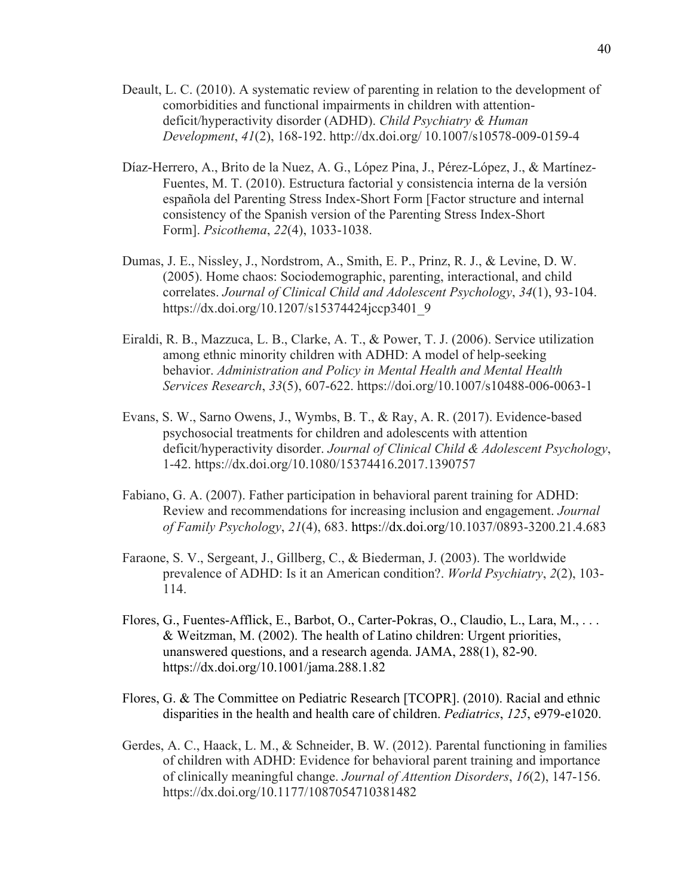Deault, L. C. (2010). A systematic review of parenting in relation to the development of comorbidities and functional impairments in children with attention-deficit/hyperactivity disorder (ADHD). *Child Psychiatry & Human Development*, *41*(2), 168-192. http://dx.doi.org/ 10.1007/s10578-009-0159-4

Díaz-Herrero, A., Brito de la Nuez, A. G., López Pina, J., Pérez-López, J., & Martínez-Fuentes, M. T. (2010). Estructura factorial y consistencia interna de la versión española del Parenting Stress Index-Short Form [Factor structure and internal consistency of the Spanish version of the Parenting Stress Index-Short Form]. *Psicothema*, *22*(4), 1033-1038.

Dumas, J. E., Nissley, J., Nordstrom, A., Smith, E. P., Prinz, R. J., & Levine, D. W. (2005). Home chaos: Sociodemographic, parenting, interactional, and child correlates. *Journal of Clinical Child and Adolescent Psychology*, *34*(1), 93-104. https://dx.doi.org/10.1207/s15374424jccp3401_9

Eiraldi, R. B., Mazzuca, L. B., Clarke, A. T., & Power, T. J. (2006). Service utilization among ethnic minority children with ADHD: A model of help-seeking behavior. *Administration and Policy in Mental Health and Mental Health Services Research*, *33*(5), 607-622. https://doi.org/10.1007/s10488-006-0063-1

Evans, S. W., Sarno Owens, J., Wymbs, B. T., & Ray, A. R. (2017). Evidence-based psychosocial treatments for children and adolescents with attention deficit/hyperactivity disorder. *Journal of Clinical Child & Adolescent Psychology*, 1-42. https://dx.doi.org/10.1080/15374416.2017.1390757

Fabiano, G. A. (2007). Father participation in behavioral parent training for ADHD: Review and recommendations for increasing inclusion and engagement. *Journal of Family Psychology*, *21*(4), 683. https://dx.doi.org/10.1037/0893-3200.21.4.683

Faraone, S. V., Sergeant, J., Gillberg, C., & Biederman, J. (2003). The worldwide prevalence of ADHD: Is it an American condition?. *World Psychiatry*, *2*(2), 103-114.

Flores, G., Fuentes-Afflick, E., Barbot, O., Carter-Pokras, O., Claudio, L., Lara, M., . . . & Weitzman, M. (2002). The health of Latino children: Urgent priorities, unanswered questions, and a research agenda. JAMA, 288(1), 82-90. https://dx.doi.org/10.1001/jama.288.1.82

Flores, G. & The Committee on Pediatric Research [TCOPR]. (2010). Racial and ethnic disparities in the health and health care of children. *Pediatrics*, *125*, e979-e1020.

Gerdes, A. C., Haack, L. M., & Schneider, B. W. (2012). Parental functioning in families of children with ADHD: Evidence for behavioral parent training and importance of clinically meaningful change. *Journal of Attention Disorders*, *16*(2), 147-156. https://dx.doi.org/10.1177/1087054710381482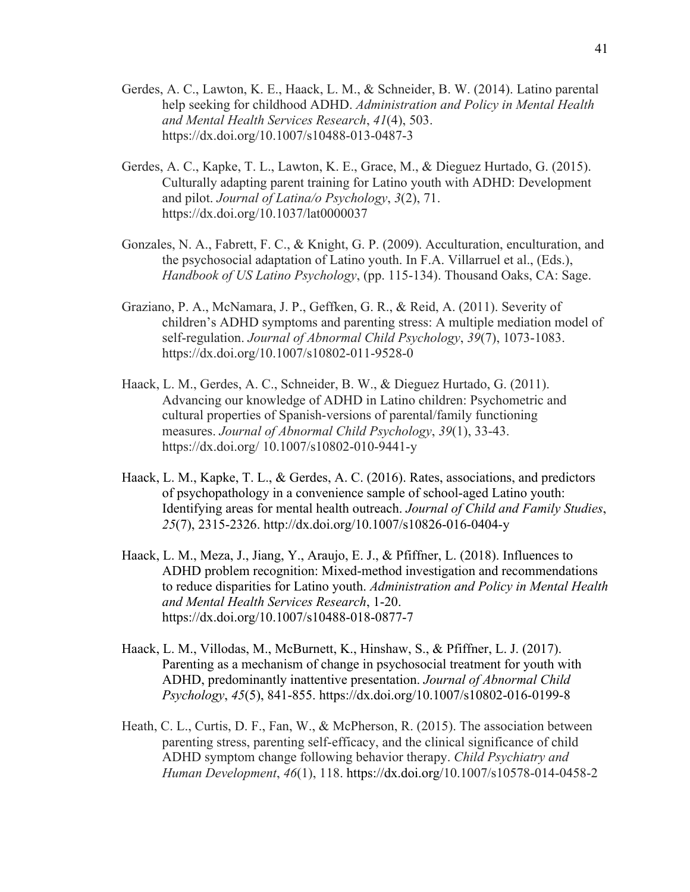Gerdes, A. C., Lawton, K. E., Haack, L. M., & Schneider, B. W. (2014). Latino parental help seeking for childhood ADHD. *Administration and Policy in Mental Health and Mental Health Services Research*, *41*(4), 503. https://dx.doi.org/10.1007/s10488-013-0487-3

Gerdes, A. C., Kapke, T. L., Lawton, K. E., Grace, M., & Dieguez Hurtado, G. (2015). Culturally adapting parent training for Latino youth with ADHD: Development and pilot. *Journal of Latina/o Psychology*, *3*(2), 71. https://dx.doi.org/10.1037/lat0000037

Gonzales, N. A., Fabrett, F. C., & Knight, G. P. (2009). Acculturation, enculturation, and the psychosocial adaptation of Latino youth. In F.A. Villarruel et al., (Eds.), *Handbook of US Latino Psychology*, (pp. 115-134). Thousand Oaks, CA: Sage.

Graziano, P. A., McNamara, J. P., Geffken, G. R., & Reid, A. (2011). Severity of children's ADHD symptoms and parenting stress: A multiple mediation model of self-regulation. *Journal of Abnormal Child Psychology*, *39*(7), 1073-1083. https://dx.doi.org/10.1007/s10802-011-9528-0

Haack, L. M., Gerdes, A. C., Schneider, B. W., & Dieguez Hurtado, G. (2011). Advancing our knowledge of ADHD in Latino children: Psychometric and cultural properties of Spanish-versions of parental/family functioning measures. *Journal of Abnormal Child Psychology*, *39*(1), 33-43. https://dx.doi.org/ 10.1007/s10802-010-9441-y

Haack, L. M., Kapke, T. L., & Gerdes, A. C. (2016). Rates, associations, and predictors of psychopathology in a convenience sample of school-aged Latino youth: Identifying areas for mental health outreach. *Journal of Child and Family Studies*, *25*(7), 2315-2326. http://dx.doi.org/10.1007/s10826-016-0404-y

Haack, L. M., Meza, J., Jiang, Y., Araujo, E. J., & Pfiffner, L. (2018). Influences to ADHD problem recognition: Mixed-method investigation and recommendations to reduce disparities for Latino youth. *Administration and Policy in Mental Health and Mental Health Services Research*, 1-20. https://dx.doi.org/10.1007/s10488-018-0877-7

Haack, L. M., Villodas, M., McBurnett, K., Hinshaw, S., & Pfiffner, L. J. (2017). Parenting as a mechanism of change in psychosocial treatment for youth with ADHD, predominantly inattentive presentation. *Journal of Abnormal Child Psychology*, *45*(5), 841-855. https://dx.doi.org/10.1007/s10802-016-0199-8

Heath, C. L., Curtis, D. F., Fan, W., & McPherson, R. (2015). The association between parenting stress, parenting self-efficacy, and the clinical significance of child ADHD symptom change following behavior therapy. *Child Psychiatry and Human Development*, *46*(1), 118. https://dx.doi.org/10.1007/s10578-014-0458-2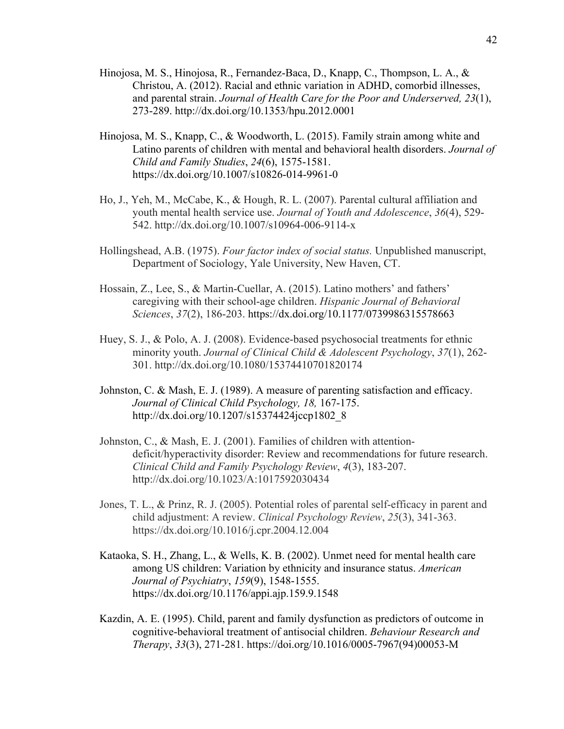Hinojosa, M. S., Hinojosa, R., Fernandez-Baca, D., Knapp, C., Thompson, L. A., & Christou, A. (2012). Racial and ethnic variation in ADHD, comorbid illnesses, and parental strain. *Journal of Health Care for the Poor and Underserved, 23*(1), 273-289. http://dx.doi.org/10.1353/hpu.2012.0001

Hinojosa, M. S., Knapp, C., & Woodworth, L. (2015). Family strain among white and Latino parents of children with mental and behavioral health disorders. *Journal of Child and Family Studies*, *24*(6), 1575-1581. https://dx.doi.org/10.1007/s10826-014-9961-0

Ho, J., Yeh, M., McCabe, K., & Hough, R. L. (2007). Parental cultural affiliation and youth mental health service use. *Journal of Youth and Adolescence*, *36*(4), 529-542. http://dx.doi.org/10.1007/s10964-006-9114-x

Hollingshead, A.B. (1975). *Four factor index of social status.* Unpublished manuscript, Department of Sociology, Yale University, New Haven, CT.

Hossain, Z., Lee, S., & Martin-Cuellar, A. (2015). Latino mothers' and fathers' caregiving with their school-age children. *Hispanic Journal of Behavioral Sciences*, *37*(2), 186-203. https://dx.doi.org/10.1177/0739986315578663

Huey, S. J., & Polo, A. J. (2008). Evidence-based psychosocial treatments for ethnic minority youth. *Journal of Clinical Child & Adolescent Psychology*, *37*(1), 262-301. http://dx.doi.org/10.1080/15374410701820174

Johnston, C. & Mash, E. J. (1989). A measure of parenting satisfaction and efficacy. *Journal of Clinical Child Psychology, 18,* 167-175. http://dx.doi.org/10.1207/s15374424jccp1802_8

Johnston, C., & Mash, E. J. (2001). Families of children with attention-deficit/hyperactivity disorder: Review and recommendations for future research. *Clinical Child and Family Psychology Review*, *4*(3), 183-207. http://dx.doi.org/10.1023/A:1017592030434

Jones, T. L., & Prinz, R. J. (2005). Potential roles of parental self-efficacy in parent and child adjustment: A review. *Clinical Psychology Review*, *25*(3), 341-363. https://dx.doi.org/10.1016/j.cpr.2004.12.004

Kataoka, S. H., Zhang, L., & Wells, K. B. (2002). Unmet need for mental health care among US children: Variation by ethnicity and insurance status. *American Journal of Psychiatry*, *159*(9), 1548-1555. https://dx.doi.org/10.1176/appi.ajp.159.9.1548

Kazdin, A. E. (1995). Child, parent and family dysfunction as predictors of outcome in cognitive-behavioral treatment of antisocial children. *Behaviour Research and Therapy*, *33*(3), 271-281. https://doi.org/10.1016/0005-7967(94)00053-M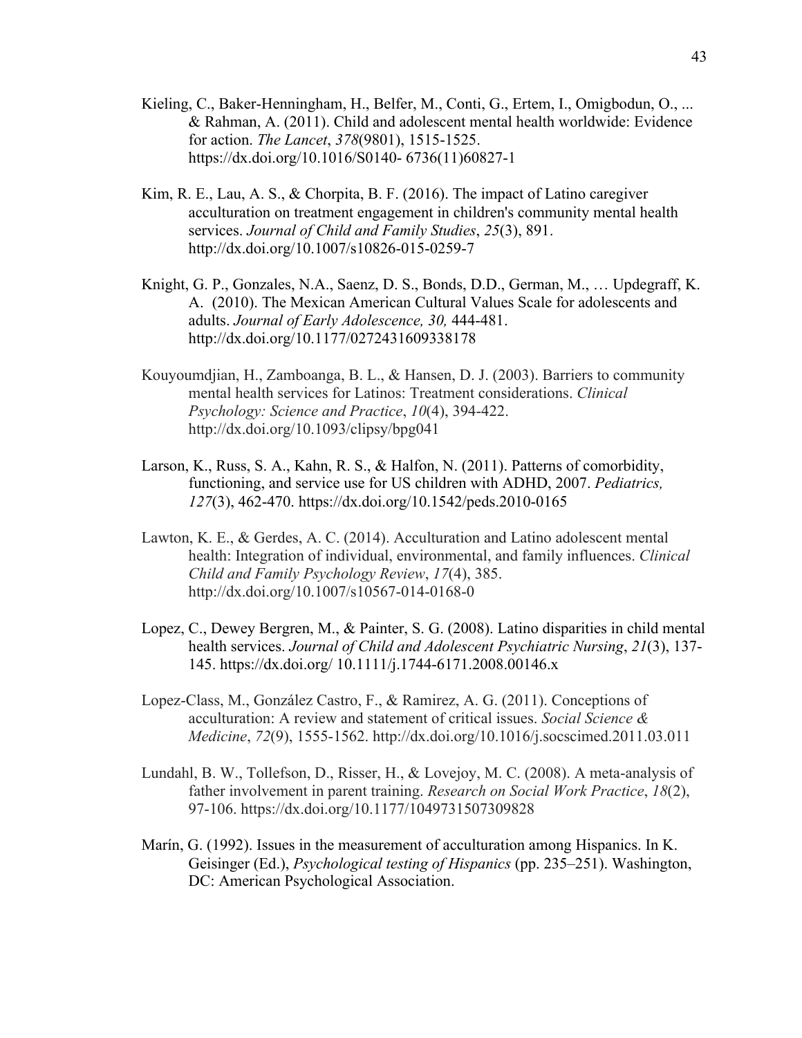Kieling, C., Baker-Henningham, H., Belfer, M., Conti, G., Ertem, I., Omigbodun, O., ... & Rahman, A. (2011). Child and adolescent mental health worldwide: Evidence for action. *The Lancet*, *378*(9801), 1515-1525. https://dx.doi.org/10.1016/S0140- 6736(11)60827-1

Kim, R. E., Lau, A. S., & Chorpita, B. F. (2016). The impact of Latino caregiver acculturation on treatment engagement in children's community mental health services. *Journal of Child and Family Studies*, *25*(3), 891. http://dx.doi.org/10.1007/s10826-015-0259-7

Knight, G. P., Gonzales, N.A., Saenz, D. S., Bonds, D.D., German, M., … Updegraff, K. A. (2010). The Mexican American Cultural Values Scale for adolescents and adults. *Journal of Early Adolescence, 30,* 444-481. http://dx.doi.org/10.1177/0272431609338178

Kouyoumdjian, H., Zamboanga, B. L., & Hansen, D. J. (2003). Barriers to community mental health services for Latinos: Treatment considerations. *Clinical Psychology: Science and Practice*, *10*(4), 394-422. http://dx.doi.org/10.1093/clipsy/bpg041

Larson, K., Russ, S. A., Kahn, R. S., & Halfon, N. (2011). Patterns of comorbidity, functioning, and service use for US children with ADHD, 2007. *Pediatrics, 127*(3), 462-470. https://dx.doi.org/10.1542/peds.2010-0165

Lawton, K. E., & Gerdes, A. C. (2014). Acculturation and Latino adolescent mental health: Integration of individual, environmental, and family influences. *Clinical Child and Family Psychology Review*, *17*(4), 385. http://dx.doi.org/10.1007/s10567-014-0168-0

Lopez, C., Dewey Bergren, M., & Painter, S. G. (2008). Latino disparities in child mental health services. *Journal of Child and Adolescent Psychiatric Nursing*, *21*(3), 137-145. https://dx.doi.org/ 10.1111/j.1744-6171.2008.00146.x

Lopez-Class, M., González Castro, F., & Ramirez, A. G. (2011). Conceptions of acculturation: A review and statement of critical issues. *Social Science & Medicine*, *72*(9), 1555-1562. http://dx.doi.org/10.1016/j.socscimed.2011.03.011

Lundahl, B. W., Tollefson, D., Risser, H., & Lovejoy, M. C. (2008). A meta-analysis of father involvement in parent training. *Research on Social Work Practice*, *18*(2), 97-106. https://dx.doi.org/10.1177/1049731507309828

Marín, G. (1992). Issues in the measurement of acculturation among Hispanics. In K. Geisinger (Ed.), *Psychological testing of Hispanics* (pp. 235–251). Washington, DC: American Psychological Association.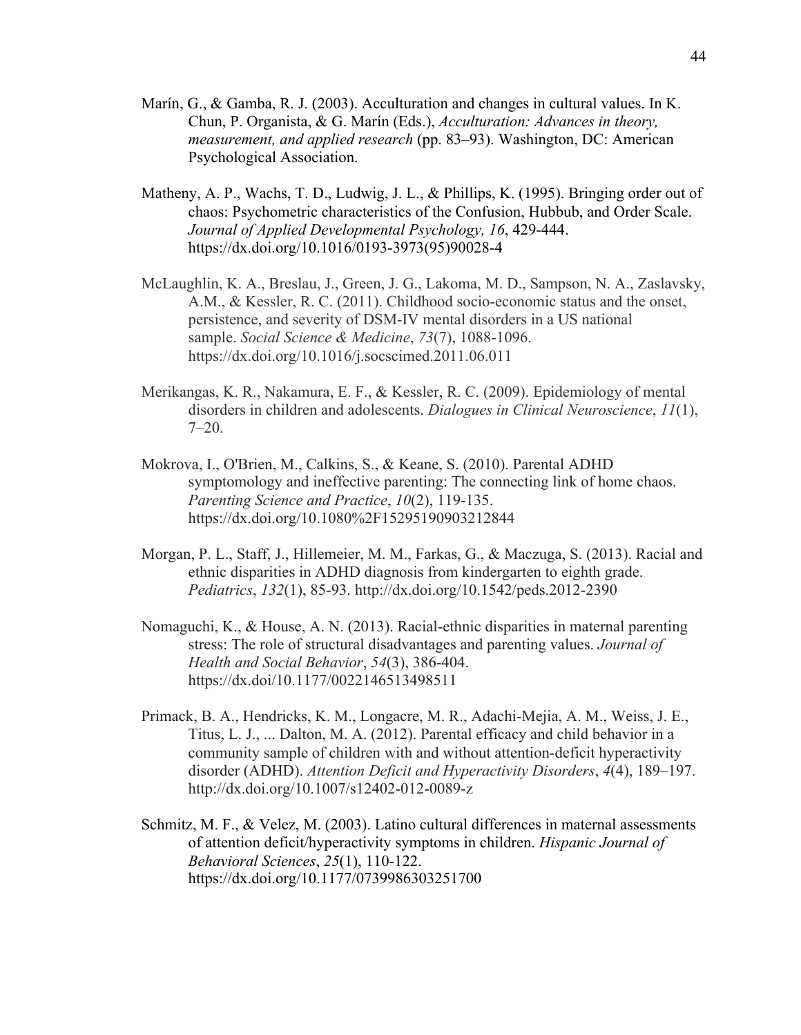Marín, G., & Gamba, R. J. (2003). Acculturation and changes in cultural values. In K. Chun, P. Organista, & G. Marín (Eds.), *Acculturation: Advances in theory, measurement, and applied research* (pp. 83–93). Washington, DC: American Psychological Association.

Matheny, A. P., Wachs, T. D., Ludwig, J. L., & Phillips, K. (1995). Bringing order out of chaos: Psychometric characteristics of the Confusion, Hubbub, and Order Scale. *Journal of Applied Developmental Psychology, 16*, 429-444. https://dx.doi.org/10.1016/0193-3973(95)90028-4

McLaughlin, K. A., Breslau, J., Green, J. G., Lakoma, M. D., Sampson, N. A., Zaslavsky, A.M., & Kessler, R. C. (2011). Childhood socio-economic status and the onset, persistence, and severity of DSM-IV mental disorders in a US national sample. *Social Science & Medicine*, *73*(7), 1088-1096. https://dx.doi.org/10.1016/j.socscimed.2011.06.011

Merikangas, K. R., Nakamura, E. F., & Kessler, R. C. (2009). Epidemiology of mental disorders in children and adolescents. *Dialogues in Clinical Neuroscience*, *11*(1), 7–20.

Mokrova, I., O'Brien, M., Calkins, S., & Keane, S. (2010). Parental ADHD symptomology and ineffective parenting: The connecting link of home chaos. *Parenting Science and Practice*, *10*(2), 119-135. https://dx.doi.org/10.1080%2F15295190903212844

Morgan, P. L., Staff, J., Hillemeier, M. M., Farkas, G., & Maczuga, S. (2013). Racial and ethnic disparities in ADHD diagnosis from kindergarten to eighth grade. *Pediatrics*, *132*(1), 85-93. http://dx.doi.org/10.1542/peds.2012-2390

Nomaguchi, K., & House, A. N. (2013). Racial-ethnic disparities in maternal parenting stress: The role of structural disadvantages and parenting values. *Journal of Health and Social Behavior*, *54*(3), 386-404. https://dx.doi/10.1177/0022146513498511

Primack, B. A., Hendricks, K. M., Longacre, M. R., Adachi-Mejia, A. M., Weiss, J. E., Titus, L. J., ... Dalton, M. A. (2012). Parental efficacy and child behavior in a community sample of children with and without attention-deficit hyperactivity disorder (ADHD). *Attention Deficit and Hyperactivity Disorders*, *4*(4), 189–197. http://dx.doi.org/10.1007/s12402-012-0089-z

Schmitz, M. F., & Velez, M. (2003). Latino cultural differences in maternal assessments of attention deficit/hyperactivity symptoms in children. *Hispanic Journal of Behavioral Sciences*, *25*(1), 110-122. https://dx.doi.org/10.1177/0739986303251700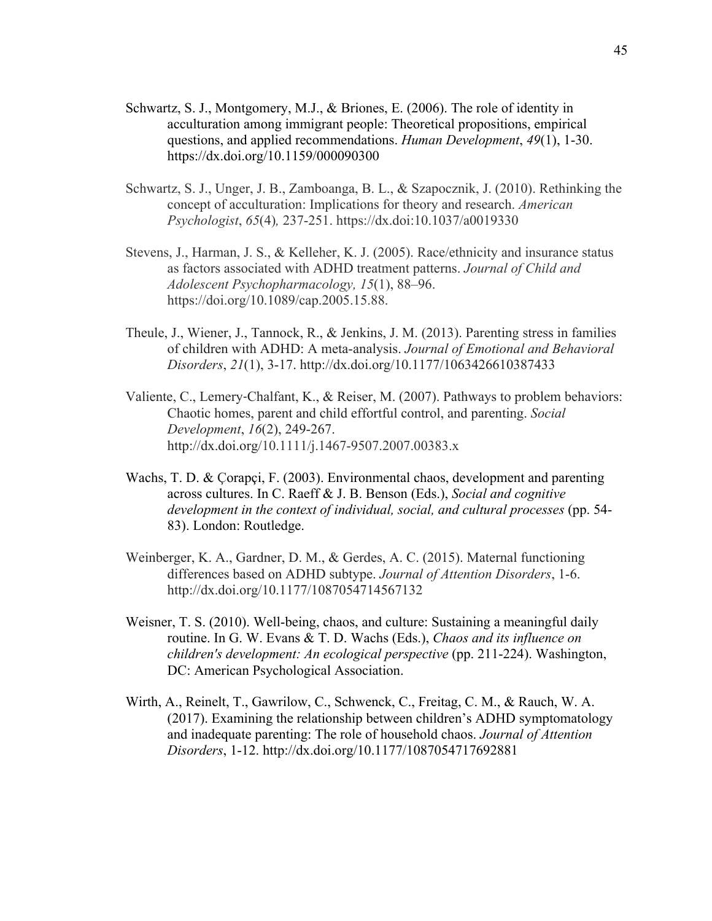Schwartz, S. J., Montgomery, M.J., & Briones, E. (2006). The role of identity in acculturation among immigrant people: Theoretical propositions, empirical questions, and applied recommendations. *Human Development*, *49*(1), 1-30. https://dx.doi.org/10.1159/000090300

Schwartz, S. J., Unger, J. B., Zamboanga, B. L., & Szapocznik, J. (2010). Rethinking the concept of acculturation: Implications for theory and research. *American Psychologist*, *65*(4)*,* 237-251. https://dx.doi:10.1037/a0019330

Stevens, J., Harman, J. S., & Kelleher, K. J. (2005). Race/ethnicity and insurance status as factors associated with ADHD treatment patterns. *Journal of Child and Adolescent Psychopharmacology, 15*(1), 88–96. https://doi.org/10.1089/cap.2005.15.88.

Theule, J., Wiener, J., Tannock, R., & Jenkins, J. M. (2013). Parenting stress in families of children with ADHD: A meta-analysis. *Journal of Emotional and Behavioral Disorders*, *21*(1), 3-17. http://dx.doi.org/10.1177/1063426610387433

Valiente, C., Lemery-Chalfant, K., & Reiser, M. (2007). Pathways to problem behaviors: Chaotic homes, parent and child effortful control, and parenting. *Social Development*, *16*(2), 249-267. http://dx.doi.org/10.1111/j.1467-9507.2007.00383.x

Wachs, T. D. & Çorapçi, F. (2003). Environmental chaos, development and parenting across cultures. In C. Raeff & J. B. Benson (Eds.), *Social and cognitive development in the context of individual, social, and cultural processes* (pp. 54-83). London: Routledge.

Weinberger, K. A., Gardner, D. M., & Gerdes, A. C. (2015). Maternal functioning differences based on ADHD subtype. *Journal of Attention Disorders*, 1-6. http://dx.doi.org/10.1177/1087054714567132

Weisner, T. S. (2010). Well-being, chaos, and culture: Sustaining a meaningful daily routine. In G. W. Evans & T. D. Wachs (Eds.), *Chaos and its influence on children's development: An ecological perspective* (pp. 211-224). Washington, DC: American Psychological Association.

Wirth, A., Reinelt, T., Gawrilow, C., Schwenck, C., Freitag, C. M., & Rauch, W. A. (2017). Examining the relationship between children's ADHD symptomatology and inadequate parenting: The role of household chaos. *Journal of Attention Disorders*, 1-12. http://dx.doi.org/10.1177/1087054717692881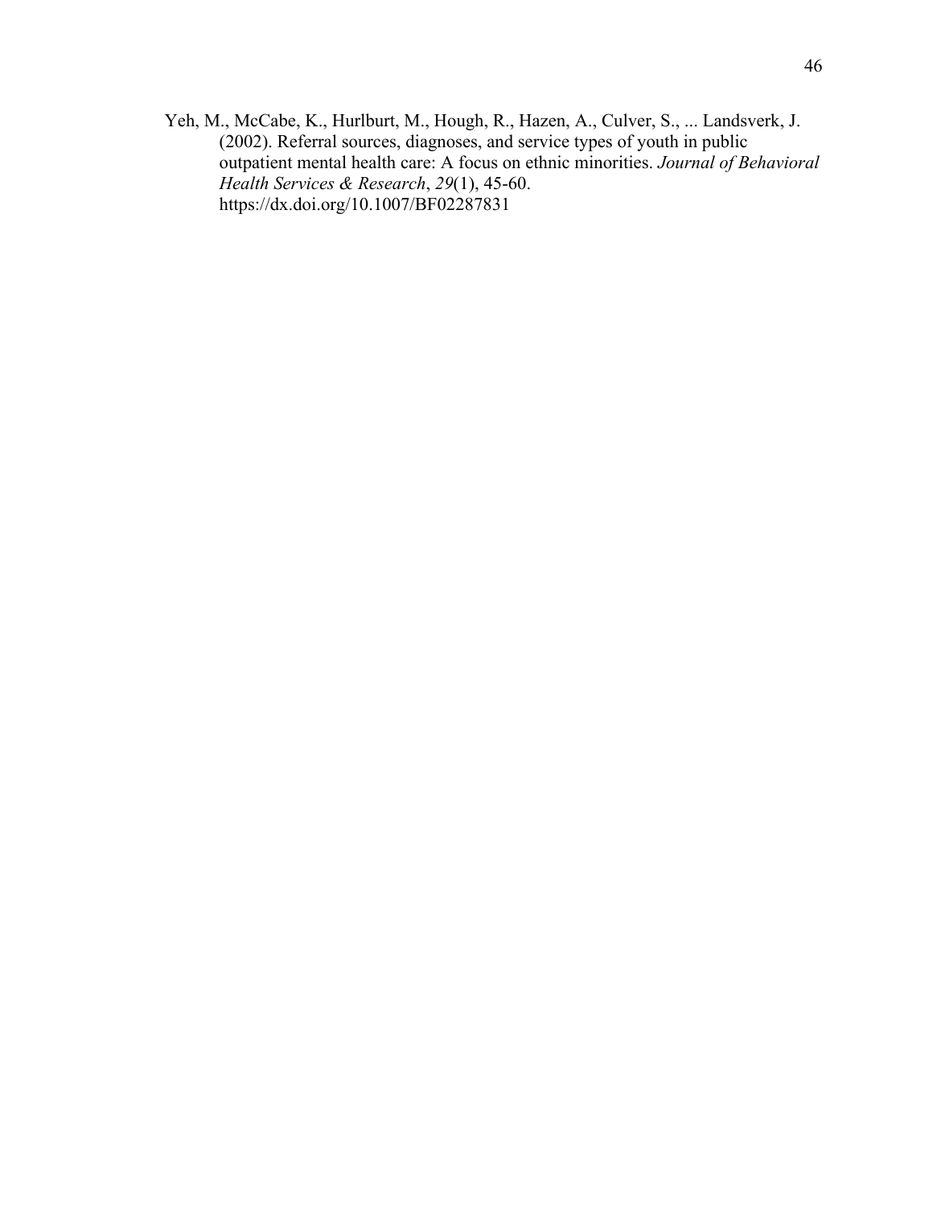Yeh, M., McCabe, K., Hurlburt, M., Hough, R., Hazen, A., Culver, S., ... Landsverk, J. (2002). Referral sources, diagnoses, and service types of youth in public outpatient mental health care: A focus on ethnic minorities. *Journal of Behavioral Health Services & Research*, *29*(1), 45-60. https://dx.doi.org/10.1007/BF02287831